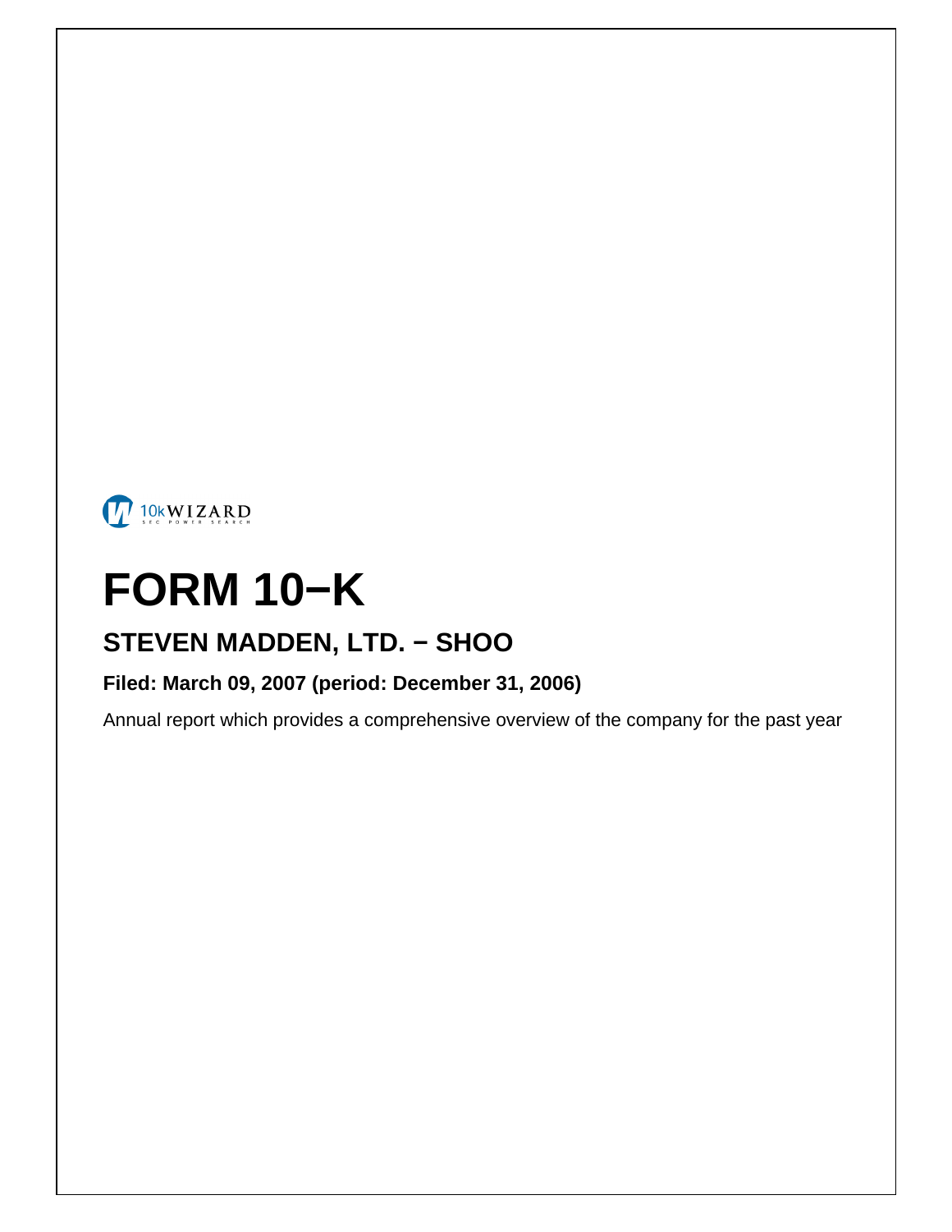10kWIZARD
SEC POWER SEARCH

# FORM 10−K

## STEVEN MADDEN, LTD. − SHOO

**Filed: March 09, 2007 (period: December 31, 2006)**

Annual report which provides a comprehensive overview of the company for the past year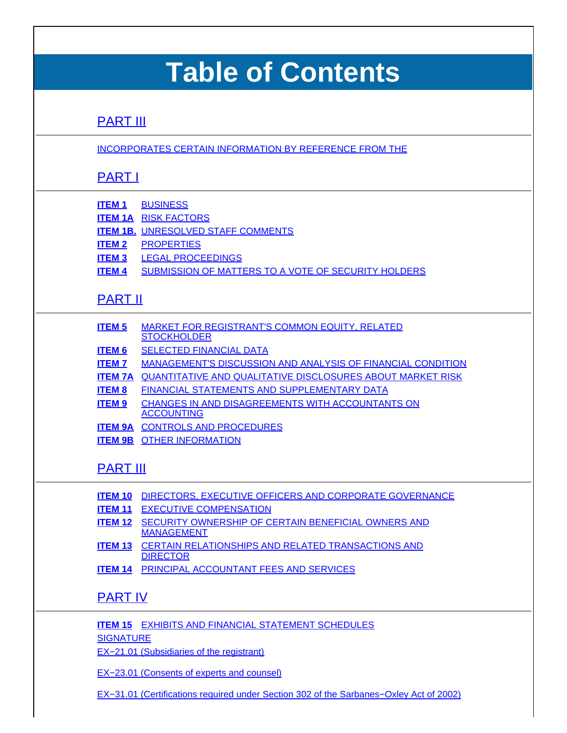# Table of Contents

## PART III

INCORPORATES CERTAIN INFORMATION BY REFERENCE FROM THE

## PART I

| | |
|---|---|
| **ITEM 1** | BUSINESS |
| **ITEM 1A** | RISK FACTORS |
| **ITEM 1B.** | UNRESOLVED STAFF COMMENTS |
| **ITEM 2** | PROPERTIES |
| **ITEM 3** | LEGAL PROCEEDINGS |
| **ITEM 4** | SUBMISSION OF MATTERS TO A VOTE OF SECURITY HOLDERS |

## PART II

| | |
|---|---|
| **ITEM 5** | MARKET FOR REGISTRANT'S COMMON EQUITY, RELATED STOCKHOLDER |
| **ITEM 6** | SELECTED FINANCIAL DATA |
| **ITEM 7** | MANAGEMENT'S DISCUSSION AND ANALYSIS OF FINANCIAL CONDITION |
| **ITEM 7A** | QUANTITATIVE AND QUALITATIVE DISCLOSURES ABOUT MARKET RISK |
| **ITEM 8** | FINANCIAL STATEMENTS AND SUPPLEMENTARY DATA |
| **ITEM 9** | CHANGES IN AND DISAGREEMENTS WITH ACCOUNTANTS ON ACCOUNTING |
| **ITEM 9A** | CONTROLS AND PROCEDURES |
| **ITEM 9B** | OTHER INFORMATION |

## PART III

| | |
|---|---|
| **ITEM 10** | DIRECTORS, EXECUTIVE OFFICERS AND CORPORATE GOVERNANCE |
| **ITEM 11** | EXECUTIVE COMPENSATION |
| **ITEM 12** | SECURITY OWNERSHIP OF CERTAIN BENEFICIAL OWNERS AND MANAGEMENT |
| **ITEM 13** | CERTAIN RELATIONSHIPS AND RELATED TRANSACTIONS AND DIRECTOR |
| **ITEM 14** | PRINCIPAL ACCOUNTANT FEES AND SERVICES |

## PART IV

| | |
|---|---|
| **ITEM 15** | EXHIBITS AND FINANCIAL STATEMENT SCHEDULES |

SIGNATURE

EX−21.01 (Subsidiaries of the registrant)

EX−23.01 (Consents of experts and counsel)

EX−31.01 (Certifications required under Section 302 of the Sarbanes−Oxley Act of 2002)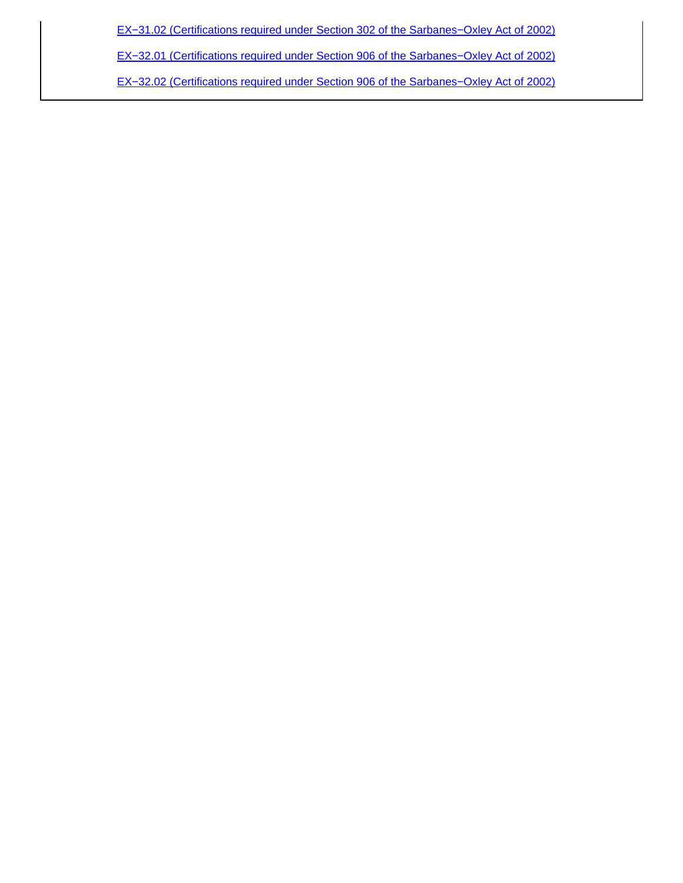[EX−31.02 (Certifications required under Section 302 of the Sarbanes−Oxley Act of 2002)]

[EX−32.01 (Certifications required under Section 906 of the Sarbanes−Oxley Act of 2002)]

[EX−32.02 (Certifications required under Section 906 of the Sarbanes−Oxley Act of 2002)]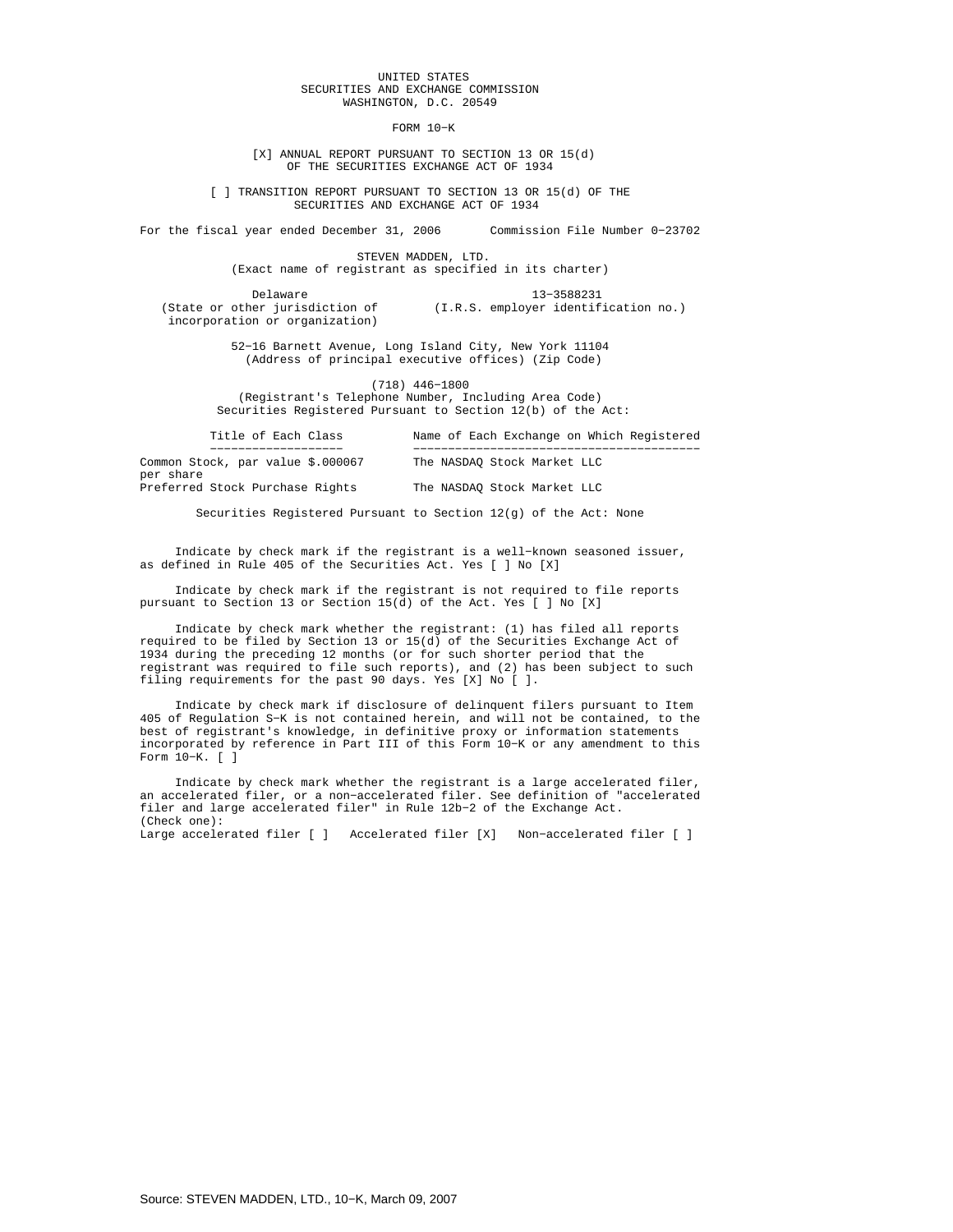UNITED STATES
SECURITIES AND EXCHANGE COMMISSION
WASHINGTON, D.C. 20549

# FORM 10-K

[X] ANNUAL REPORT PURSUANT TO SECTION 13 OR 15(d) OF THE SECURITIES EXCHANGE ACT OF 1934

[ ] TRANSITION REPORT PURSUANT TO SECTION 13 OR 15(d) OF THE SECURITIES AND EXCHANGE ACT OF 1934

For the fiscal year ended December 31, 2006      Commission File Number 0-23702

## STEVEN MADDEN, LTD.

(Exact name of registrant as specified in its charter)

| Delaware | 13-3588231 |
|---|---|
| (State or other jurisdiction of incorporation or organization) | (I.R.S. employer identification no.) |

52-16 Barnett Avenue, Long Island City, New York 11104
(Address of principal executive offices) (Zip Code)

(718) 446-1800
(Registrant's Telephone Number, Including Area Code)

Securities Registered Pursuant to Section 12(b) of the Act:

| Title of Each Class | Name of Each Exchange on Which Registered |
|---|---|
| Common Stock, par value $.000067 per share | The NASDAQ Stock Market LLC |
| Preferred Stock Purchase Rights | The NASDAQ Stock Market LLC |

Securities Registered Pursuant to Section 12(g) of the Act: None

Indicate by check mark if the registrant is a well-known seasoned issuer, as defined in Rule 405 of the Securities Act. Yes [ ] No [X]

Indicate by check mark if the registrant is not required to file reports pursuant to Section 13 or Section 15(d) of the Act. Yes [ ] No [X]

Indicate by check mark whether the registrant: (1) has filed all reports required to be filed by Section 13 or 15(d) of the Securities Exchange Act of 1934 during the preceding 12 months (or for such shorter period that the registrant was required to file such reports), and (2) has been subject to such filing requirements for the past 90 days. Yes [X] No [ ].

Indicate by check mark if disclosure of delinquent filers pursuant to Item 405 of Regulation S-K is not contained herein, and will not be contained, to the best of registrant's knowledge, in definitive proxy or information statements incorporated by reference in Part III of this Form 10-K or any amendment to this Form 10-K. [ ]

Indicate by check mark whether the registrant is a large accelerated filer, an accelerated filer, or a non-accelerated filer. See definition of "accelerated filer and large accelerated filer" in Rule 12b-2 of the Exchange Act. (Check one):
Large accelerated filer [ ]   Accelerated filer [X]   Non-accelerated filer [ ]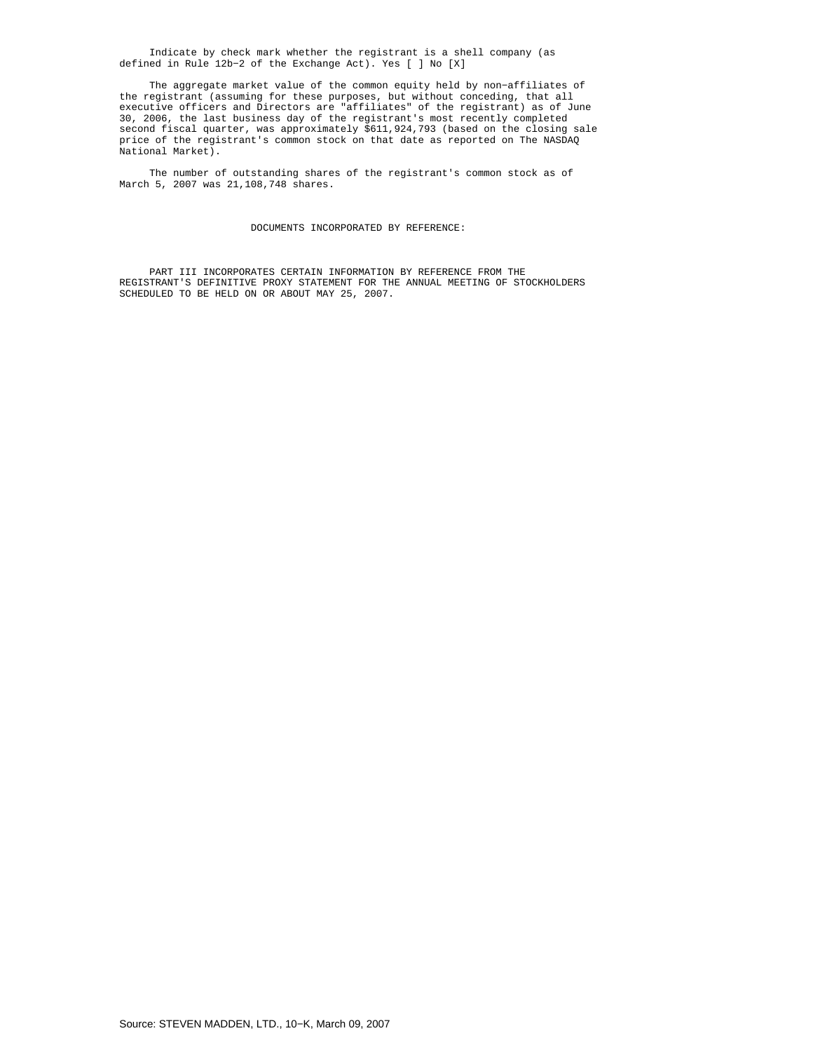Indicate by check mark whether the registrant is a shell company (as defined in Rule 12b-2 of the Exchange Act). Yes [ ] No [X]

The aggregate market value of the common equity held by non-affiliates of the registrant (assuming for these purposes, but without conceding, that all executive officers and Directors are "affiliates" of the registrant) as of June 30, 2006, the last business day of the registrant's most recently completed second fiscal quarter, was approximately $611,924,793 (based on the closing sale price of the registrant's common stock on that date as reported on The NASDAQ National Market).

The number of outstanding shares of the registrant's common stock as of March 5, 2007 was 21,108,748 shares.

DOCUMENTS INCORPORATED BY REFERENCE:

PART III INCORPORATES CERTAIN INFORMATION BY REFERENCE FROM THE REGISTRANT'S DEFINITIVE PROXY STATEMENT FOR THE ANNUAL MEETING OF STOCKHOLDERS SCHEDULED TO BE HELD ON OR ABOUT MAY 25, 2007.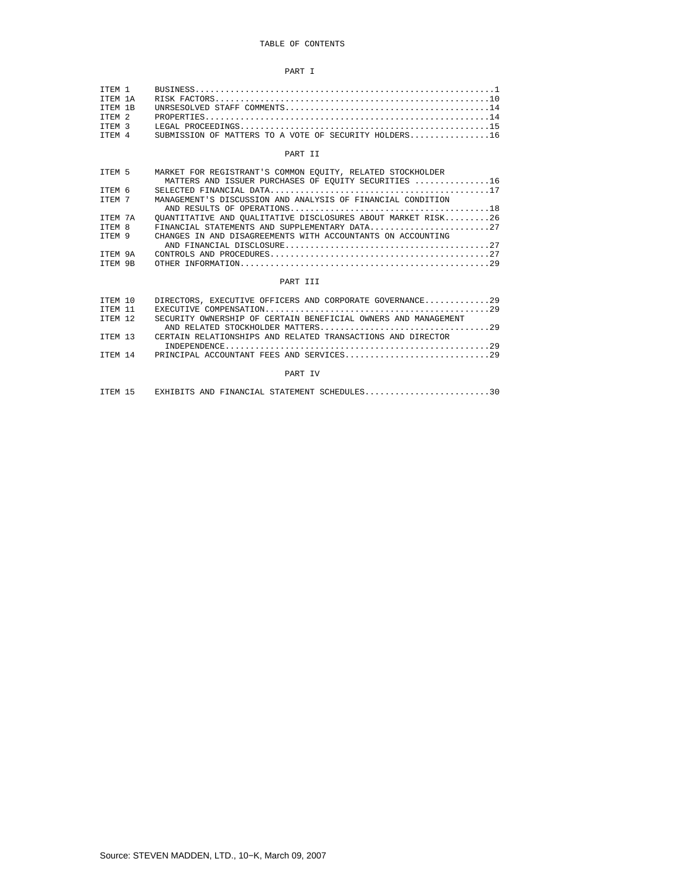# TABLE OF CONTENTS

## PART I

| | | |
|---|---|---|
| ITEM 1 | BUSINESS | 1 |
| ITEM 1A | RISK FACTORS | 10 |
| ITEM 1B | UNRSESOLVED STAFF COMMENTS | 14 |
| ITEM 2 | PROPERTIES | 14 |
| ITEM 3 | LEGAL PROCEEDINGS | 15 |
| ITEM 4 | SUBMISSION OF MATTERS TO A VOTE OF SECURITY HOLDERS | 16 |

## PART II

| | | |
|---|---|---|
| ITEM 5 | MARKET FOR REGISTRANT'S COMMON EQUITY, RELATED STOCKHOLDER MATTERS AND ISSUER PURCHASES OF EQUITY SECURITIES | 16 |
| ITEM 6 | SELECTED FINANCIAL DATA | 17 |
| ITEM 7 | MANAGEMENT'S DISCUSSION AND ANALYSIS OF FINANCIAL CONDITION AND RESULTS OF OPERATIONS | 18 |
| ITEM 7A | QUANTITATIVE AND QUALITATIVE DISCLOSURES ABOUT MARKET RISK | 26 |
| ITEM 8 | FINANCIAL STATEMENTS AND SUPPLEMENTARY DATA | 27 |
| ITEM 9 | CHANGES IN AND DISAGREEMENTS WITH ACCOUNTANTS ON ACCOUNTING AND FINANCIAL DISCLOSURE | 27 |
| ITEM 9A | CONTROLS AND PROCEDURES | 27 |
| ITEM 9B | OTHER INFORMATION | 29 |

## PART III

| | | |
|---|---|---|
| ITEM 10 | DIRECTORS, EXECUTIVE OFFICERS AND CORPORATE GOVERNANCE | 29 |
| ITEM 11 | EXECUTIVE COMPENSATION | 29 |
| ITEM 12 | SECURITY OWNERSHIP OF CERTAIN BENEFICIAL OWNERS AND MANAGEMENT AND RELATED STOCKHOLDER MATTERS | 29 |
| ITEM 13 | CERTAIN RELATIONSHIPS AND RELATED TRANSACTIONS AND DIRECTOR INDEPENDENCE | 29 |
| ITEM 14 | PRINCIPAL ACCOUNTANT FEES AND SERVICES | 29 |

## PART IV

| | | |
|---|---|---|
| ITEM 15 | EXHIBITS AND FINANCIAL STATEMENT SCHEDULES | 30 |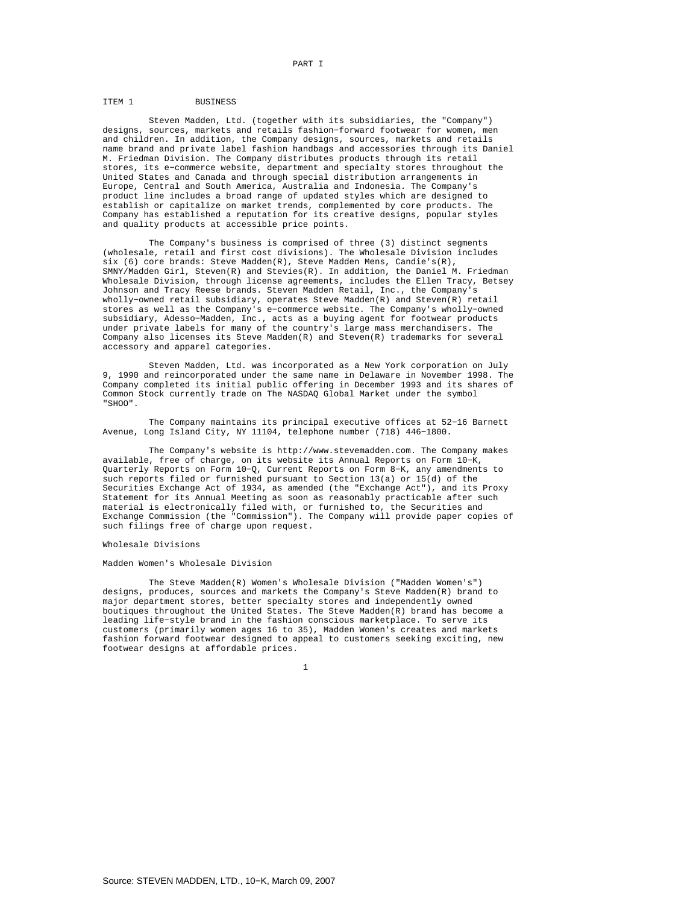# PART I

## ITEM 1 BUSINESS

Steven Madden, Ltd. (together with its subsidiaries, the "Company") designs, sources, markets and retails fashion-forward footwear for women, men and children. In addition, the Company designs, sources, markets and retails name brand and private label fashion handbags and accessories through its Daniel M. Friedman Division. The Company distributes products through its retail stores, its e-commerce website, department and specialty stores throughout the United States and Canada and through special distribution arrangements in Europe, Central and South America, Australia and Indonesia. The Company's product line includes a broad range of updated styles which are designed to establish or capitalize on market trends, complemented by core products. The Company has established a reputation for its creative designs, popular styles and quality products at accessible price points.

The Company's business is comprised of three (3) distinct segments (wholesale, retail and first cost divisions). The Wholesale Division includes six (6) core brands: Steve Madden(R), Steve Madden Mens, Candie's(R), SMNY/Madden Girl, Steven(R) and Stevies(R). In addition, the Daniel M. Friedman Wholesale Division, through license agreements, includes the Ellen Tracy, Betsey Johnson and Tracy Reese brands. Steven Madden Retail, Inc., the Company's wholly-owned retail subsidiary, operates Steve Madden(R) and Steven(R) retail stores as well as the Company's e-commerce website. The Company's wholly-owned subsidiary, Adesso-Madden, Inc., acts as a buying agent for footwear products under private labels for many of the country's large mass merchandisers. The Company also licenses its Steve Madden(R) and Steven(R) trademarks for several accessory and apparel categories.

Steven Madden, Ltd. was incorporated as a New York corporation on July 9, 1990 and reincorporated under the same name in Delaware in November 1998. The Company completed its initial public offering in December 1993 and its shares of Common Stock currently trade on The NASDAQ Global Market under the symbol "SHOO".

The Company maintains its principal executive offices at 52-16 Barnett Avenue, Long Island City, NY 11104, telephone number (718) 446-1800.

The Company's website is http://www.stevemadden.com. The Company makes available, free of charge, on its website its Annual Reports on Form 10-K, Quarterly Reports on Form 10-Q, Current Reports on Form 8-K, any amendments to such reports filed or furnished pursuant to Section 13(a) or 15(d) of the Securities Exchange Act of 1934, as amended (the "Exchange Act"), and its Proxy Statement for its Annual Meeting as soon as reasonably practicable after such material is electronically filed with, or furnished to, the Securities and Exchange Commission (the "Commission"). The Company will provide paper copies of such filings free of charge upon request.

### Wholesale Divisions

#### Madden Women's Wholesale Division

The Steve Madden(R) Women's Wholesale Division ("Madden Women's") designs, produces, sources and markets the Company's Steve Madden(R) brand to major department stores, better specialty stores and independently owned boutiques throughout the United States. The Steve Madden(R) brand has become a leading life-style brand in the fashion conscious marketplace. To serve its customers (primarily women ages 16 to 35), Madden Women's creates and markets fashion forward footwear designed to appeal to customers seeking exciting, new footwear designs at affordable prices.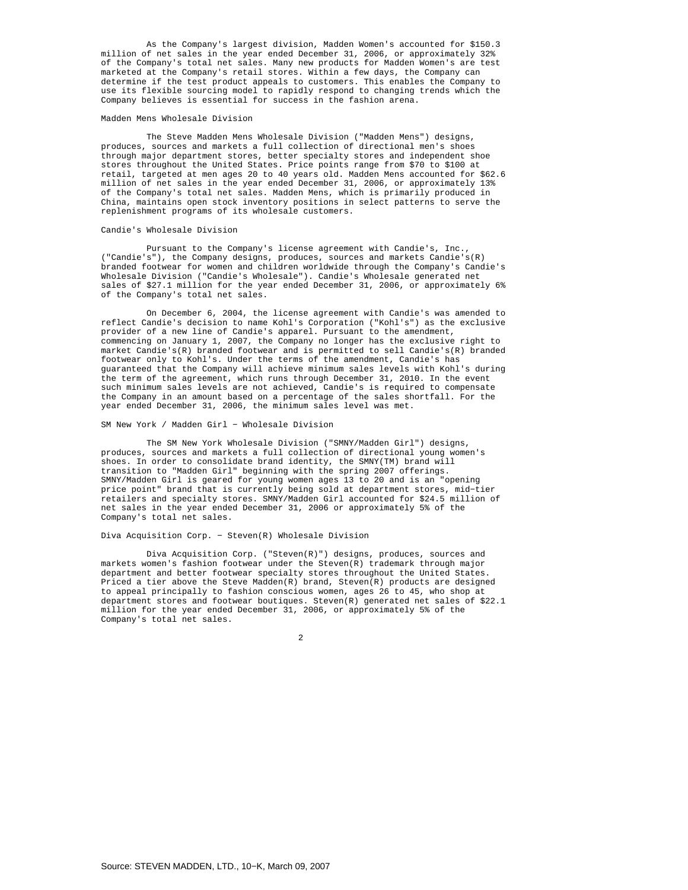As the Company's largest division, Madden Women's accounted for $150.3 million of net sales in the year ended December 31, 2006, or approximately 32% of the Company's total net sales. Many new products for Madden Women's are test marketed at the Company's retail stores. Within a few days, the Company can determine if the test product appeals to customers. This enables the Company to use its flexible sourcing model to rapidly respond to changing trends which the Company believes is essential for success in the fashion arena.

### Madden Mens Wholesale Division

The Steve Madden Mens Wholesale Division ("Madden Mens") designs, produces, sources and markets a full collection of directional men's shoes through major department stores, better specialty stores and independent shoe stores throughout the United States. Price points range from $70 to $100 at retail, targeted at men ages 20 to 40 years old. Madden Mens accounted for $62.6 million of net sales in the year ended December 31, 2006, or approximately 13% of the Company's total net sales. Madden Mens, which is primarily produced in China, maintains open stock inventory positions in select patterns to serve the replenishment programs of its wholesale customers.

### Candie's Wholesale Division

Pursuant to the Company's license agreement with Candie's, Inc., ("Candie's"), the Company designs, produces, sources and markets Candie's(R) branded footwear for women and children worldwide through the Company's Candie's Wholesale Division ("Candie's Wholesale"). Candie's Wholesale generated net sales of $27.1 million for the year ended December 31, 2006, or approximately 6% of the Company's total net sales.

On December 6, 2004, the license agreement with Candie's was amended to reflect Candie's decision to name Kohl's Corporation ("Kohl's") as the exclusive provider of a new line of Candie's apparel. Pursuant to the amendment, commencing on January 1, 2007, the Company no longer has the exclusive right to market Candie's(R) branded footwear and is permitted to sell Candie's(R) branded footwear only to Kohl's. Under the terms of the amendment, Candie's has guaranteed that the Company will achieve minimum sales levels with Kohl's during the term of the agreement, which runs through December 31, 2010. In the event such minimum sales levels are not achieved, Candie's is required to compensate the Company in an amount based on a percentage of the sales shortfall. For the year ended December 31, 2006, the minimum sales level was met.

### SM New York / Madden Girl - Wholesale Division

The SM New York Wholesale Division ("SMNY/Madden Girl") designs, produces, sources and markets a full collection of directional young women's shoes. In order to consolidate brand identity, the SMNY(TM) brand will transition to "Madden Girl" beginning with the spring 2007 offerings. SMNY/Madden Girl is geared for young women ages 13 to 20 and is an "opening price point" brand that is currently being sold at department stores, mid-tier retailers and specialty stores. SMNY/Madden Girl accounted for $24.5 million of net sales in the year ended December 31, 2006 or approximately 5% of the Company's total net sales.

### Diva Acquisition Corp. - Steven(R) Wholesale Division

Diva Acquisition Corp. ("Steven(R)") designs, produces, sources and markets women's fashion footwear under the Steven(R) trademark through major department and better footwear specialty stores throughout the United States. Priced a tier above the Steve Madden(R) brand, Steven(R) products are designed to appeal principally to fashion conscious women, ages 26 to 45, who shop at department stores and footwear boutiques. Steven(R) generated net sales of $22.1 million for the year ended December 31, 2006, or approximately 5% of the Company's total net sales.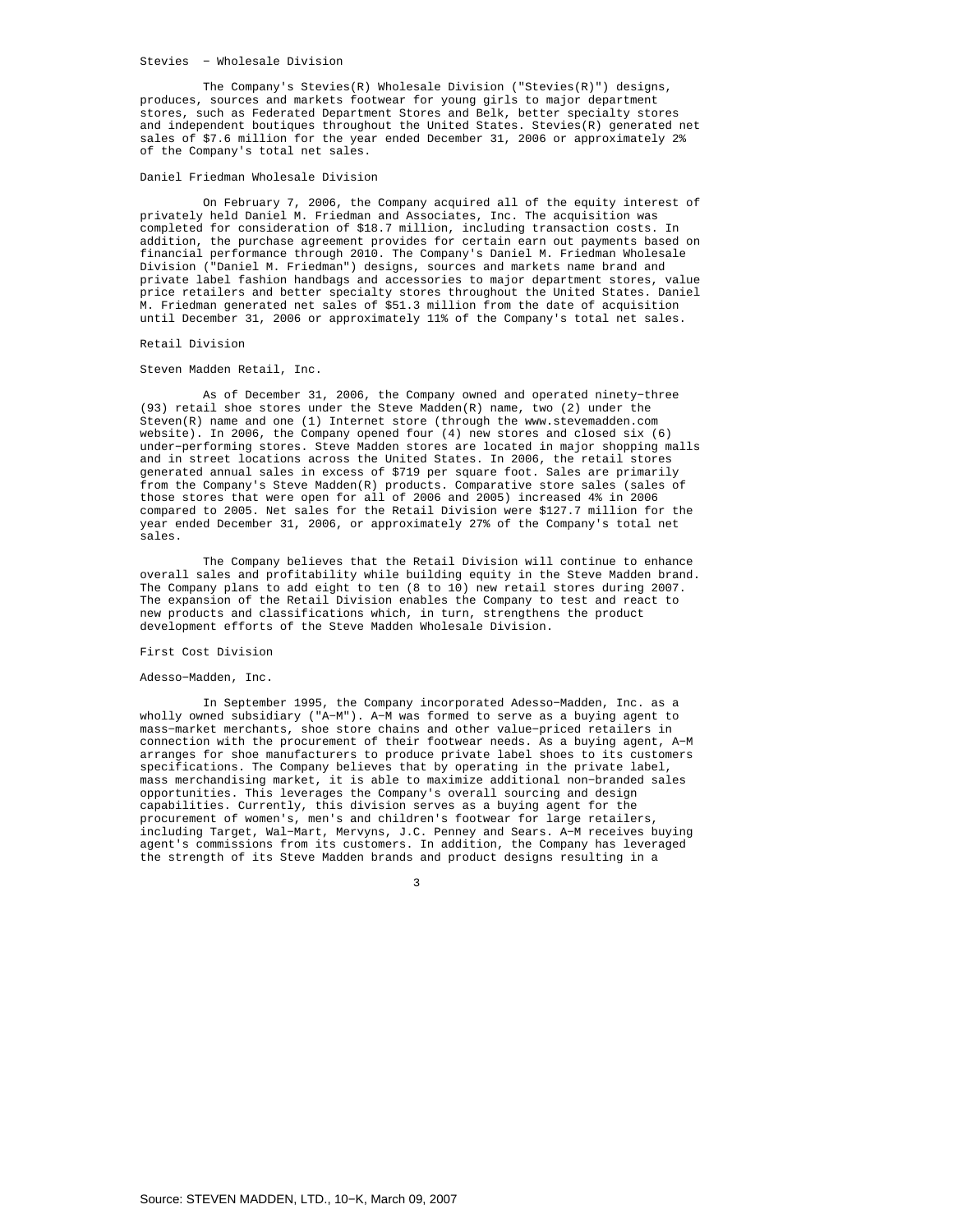### Stevies - Wholesale Division

The Company's Stevies(R) Wholesale Division ("Stevies(R)") designs, produces, sources and markets footwear for young girls to major department stores, such as Federated Department Stores and Belk, better specialty stores and independent boutiques throughout the United States. Stevies(R) generated net sales of $7.6 million for the year ended December 31, 2006 or approximately 2% of the Company's total net sales.

### Daniel Friedman Wholesale Division

On February 7, 2006, the Company acquired all of the equity interest of privately held Daniel M. Friedman and Associates, Inc. The acquisition was completed for consideration of $18.7 million, including transaction costs. In addition, the purchase agreement provides for certain earn out payments based on financial performance through 2010. The Company's Daniel M. Friedman Wholesale Division ("Daniel M. Friedman") designs, sources and markets name brand and private label fashion handbags and accessories to major department stores, value price retailers and better specialty stores throughout the United States. Daniel M. Friedman generated net sales of $51.3 million from the date of acquisition until December 31, 2006 or approximately 11% of the Company's total net sales.

## Retail Division

### Steven Madden Retail, Inc.

As of December 31, 2006, the Company owned and operated ninety-three (93) retail shoe stores under the Steve Madden(R) name, two (2) under the Steven(R) name and one (1) Internet store (through the www.stevemadden.com website). In 2006, the Company opened four (4) new stores and closed six (6) under-performing stores. Steve Madden stores are located in major shopping malls and in street locations across the United States. In 2006, the retail stores generated annual sales in excess of $719 per square foot. Sales are primarily from the Company's Steve Madden(R) products. Comparative store sales (sales of those stores that were open for all of 2006 and 2005) increased 4% in 2006 compared to 2005. Net sales for the Retail Division were $127.7 million for the year ended December 31, 2006, or approximately 27% of the Company's total net sales.

The Company believes that the Retail Division will continue to enhance overall sales and profitability while building equity in the Steve Madden brand. The Company plans to add eight to ten (8 to 10) new retail stores during 2007. The expansion of the Retail Division enables the Company to test and react to new products and classifications which, in turn, strengthens the product development efforts of the Steve Madden Wholesale Division.

## First Cost Division

### Adesso-Madden, Inc.

In September 1995, the Company incorporated Adesso-Madden, Inc. as a wholly owned subsidiary ("A-M"). A-M was formed to serve as a buying agent to mass-market merchants, shoe store chains and other value-priced retailers in connection with the procurement of their footwear needs. As a buying agent, A-M arranges for shoe manufacturers to produce private label shoes to its customers specifications. The Company believes that by operating in the private label, mass merchandising market, it is able to maximize additional non-branded sales opportunities. This leverages the Company's overall sourcing and design capabilities. Currently, this division serves as a buying agent for the procurement of women's, men's and children's footwear for large retailers, including Target, Wal-Mart, Mervyns, J.C. Penney and Sears. A-M receives buying agent's commissions from its customers. In addition, the Company has leveraged the strength of its Steve Madden brands and product designs resulting in a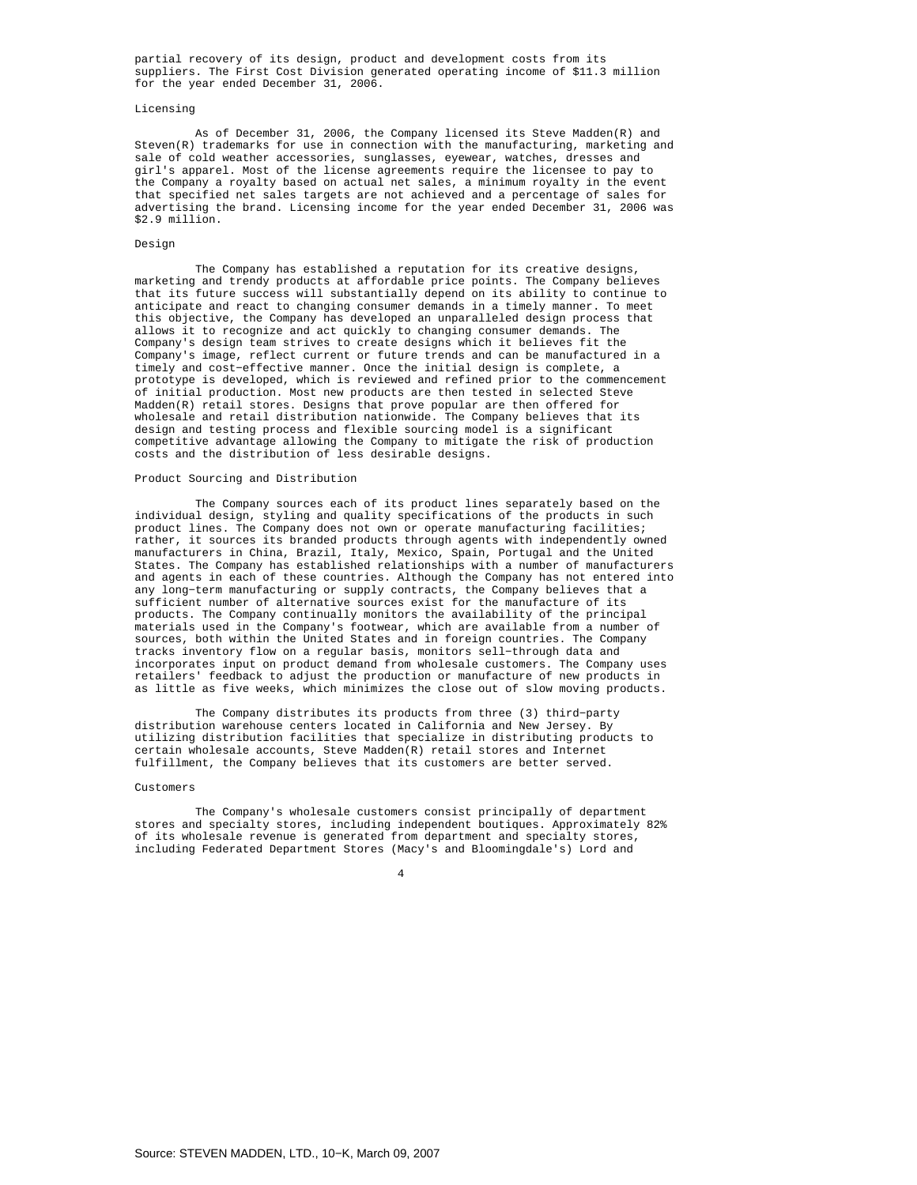partial recovery of its design, product and development costs from its suppliers. The First Cost Division generated operating income of $11.3 million for the year ended December 31, 2006.

### Licensing

As of December 31, 2006, the Company licensed its Steve Madden(R) and Steven(R) trademarks for use in connection with the manufacturing, marketing and sale of cold weather accessories, sunglasses, eyewear, watches, dresses and girl's apparel. Most of the license agreements require the licensee to pay to the Company a royalty based on actual net sales, a minimum royalty in the event that specified net sales targets are not achieved and a percentage of sales for advertising the brand. Licensing income for the year ended December 31, 2006 was $2.9 million.

### Design

The Company has established a reputation for its creative designs, marketing and trendy products at affordable price points. The Company believes that its future success will substantially depend on its ability to continue to anticipate and react to changing consumer demands in a timely manner. To meet this objective, the Company has developed an unparalleled design process that allows it to recognize and act quickly to changing consumer demands. The Company's design team strives to create designs which it believes fit the Company's image, reflect current or future trends and can be manufactured in a timely and cost-effective manner. Once the initial design is complete, a prototype is developed, which is reviewed and refined prior to the commencement of initial production. Most new products are then tested in selected Steve Madden(R) retail stores. Designs that prove popular are then offered for wholesale and retail distribution nationwide. The Company believes that its design and testing process and flexible sourcing model is a significant competitive advantage allowing the Company to mitigate the risk of production costs and the distribution of less desirable designs.

### Product Sourcing and Distribution

The Company sources each of its product lines separately based on the individual design, styling and quality specifications of the products in such product lines. The Company does not own or operate manufacturing facilities; rather, it sources its branded products through agents with independently owned manufacturers in China, Brazil, Italy, Mexico, Spain, Portugal and the United States. The Company has established relationships with a number of manufacturers and agents in each of these countries. Although the Company has not entered into any long-term manufacturing or supply contracts, the Company believes that a sufficient number of alternative sources exist for the manufacture of its products. The Company continually monitors the availability of the principal materials used in the Company's footwear, which are available from a number of sources, both within the United States and in foreign countries. The Company tracks inventory flow on a regular basis, monitors sell-through data and incorporates input on product demand from wholesale customers. The Company uses retailers' feedback to adjust the production or manufacture of new products in as little as five weeks, which minimizes the close out of slow moving products.

The Company distributes its products from three (3) third-party distribution warehouse centers located in California and New Jersey. By utilizing distribution facilities that specialize in distributing products to certain wholesale accounts, Steve Madden(R) retail stores and Internet fulfillment, the Company believes that its customers are better served.

### Customers

The Company's wholesale customers consist principally of department stores and specialty stores, including independent boutiques. Approximately 82% of its wholesale revenue is generated from department and specialty stores, including Federated Department Stores (Macy's and Bloomingdale's) Lord and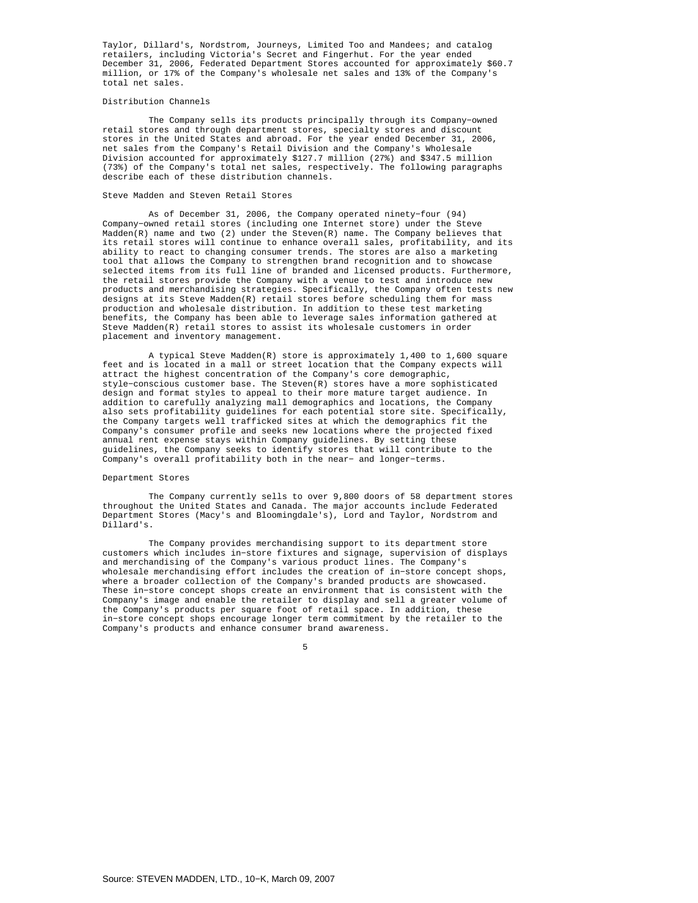Taylor, Dillard's, Nordstrom, Journeys, Limited Too and Mandees; and catalog retailers, including Victoria's Secret and Fingerhut. For the year ended December 31, 2006, Federated Department Stores accounted for approximately $60.7 million, or 17% of the Company's wholesale net sales and 13% of the Company's total net sales.

### Distribution Channels

The Company sells its products principally through its Company−owned retail stores and through department stores, specialty stores and discount stores in the United States and abroad. For the year ended December 31, 2006, net sales from the Company's Retail Division and the Company's Wholesale Division accounted for approximately $127.7 million (27%) and $347.5 million (73%) of the Company's total net sales, respectively. The following paragraphs describe each of these distribution channels.

### Steve Madden and Steven Retail Stores

As of December 31, 2006, the Company operated ninety−four (94) Company−owned retail stores (including one Internet store) under the Steve Madden(R) name and two (2) under the Steven(R) name. The Company believes that its retail stores will continue to enhance overall sales, profitability, and its ability to react to changing consumer trends. The stores are also a marketing tool that allows the Company to strengthen brand recognition and to showcase selected items from its full line of branded and licensed products. Furthermore, the retail stores provide the Company with a venue to test and introduce new products and merchandising strategies. Specifically, the Company often tests new designs at its Steve Madden(R) retail stores before scheduling them for mass production and wholesale distribution. In addition to these test marketing benefits, the Company has been able to leverage sales information gathered at Steve Madden(R) retail stores to assist its wholesale customers in order placement and inventory management.

A typical Steve Madden(R) store is approximately 1,400 to 1,600 square feet and is located in a mall or street location that the Company expects will attract the highest concentration of the Company's core demographic, style−conscious customer base. The Steven(R) stores have a more sophisticated design and format styles to appeal to their more mature target audience. In addition to carefully analyzing mall demographics and locations, the Company also sets profitability guidelines for each potential store site. Specifically, the Company targets well trafficked sites at which the demographics fit the Company's consumer profile and seeks new locations where the projected fixed annual rent expense stays within Company guidelines. By setting these guidelines, the Company seeks to identify stores that will contribute to the Company's overall profitability both in the near− and longer−terms.

### Department Stores

The Company currently sells to over 9,800 doors of 58 department stores throughout the United States and Canada. The major accounts include Federated Department Stores (Macy's and Bloomingdale's), Lord and Taylor, Nordstrom and Dillard's.

The Company provides merchandising support to its department store customers which includes in−store fixtures and signage, supervision of displays and merchandising of the Company's various product lines. The Company's wholesale merchandising effort includes the creation of in−store concept shops, where a broader collection of the Company's branded products are showcased. These in−store concept shops create an environment that is consistent with the Company's image and enable the retailer to display and sell a greater volume of the Company's products per square foot of retail space. In addition, these in−store concept shops encourage longer term commitment by the retailer to the Company's products and enhance consumer brand awareness.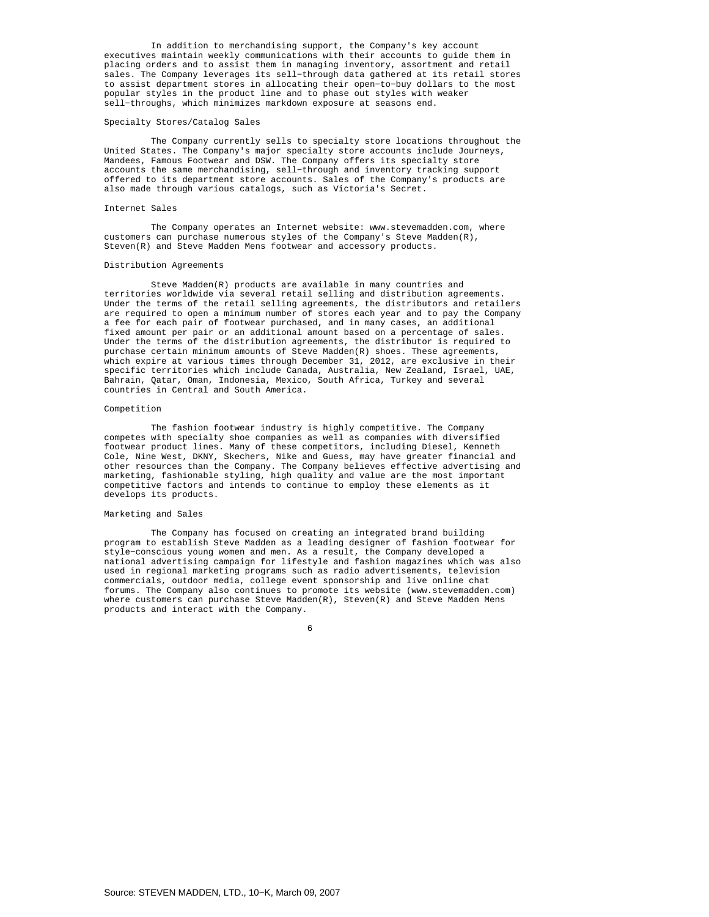In addition to merchandising support, the Company's key account executives maintain weekly communications with their accounts to guide them in placing orders and to assist them in managing inventory, assortment and retail sales. The Company leverages its sell-through data gathered at its retail stores to assist department stores in allocating their open-to-buy dollars to the most popular styles in the product line and to phase out styles with weaker sell-throughs, which minimizes markdown exposure at seasons end.

### Specialty Stores/Catalog Sales

The Company currently sells to specialty store locations throughout the United States. The Company's major specialty store accounts include Journeys, Mandees, Famous Footwear and DSW. The Company offers its specialty store accounts the same merchandising, sell-through and inventory tracking support offered to its department store accounts. Sales of the Company's products are also made through various catalogs, such as Victoria's Secret.

### Internet Sales

The Company operates an Internet website: www.stevemadden.com, where customers can purchase numerous styles of the Company's Steve Madden(R), Steven(R) and Steve Madden Mens footwear and accessory products.

### Distribution Agreements

Steve Madden(R) products are available in many countries and territories worldwide via several retail selling and distribution agreements. Under the terms of the retail selling agreements, the distributors and retailers are required to open a minimum number of stores each year and to pay the Company a fee for each pair of footwear purchased, and in many cases, an additional fixed amount per pair or an additional amount based on a percentage of sales. Under the terms of the distribution agreements, the distributor is required to purchase certain minimum amounts of Steve Madden(R) shoes. These agreements, which expire at various times through December 31, 2012, are exclusive in their specific territories which include Canada, Australia, New Zealand, Israel, UAE, Bahrain, Qatar, Oman, Indonesia, Mexico, South Africa, Turkey and several countries in Central and South America.

### Competition

The fashion footwear industry is highly competitive. The Company competes with specialty shoe companies as well as companies with diversified footwear product lines. Many of these competitors, including Diesel, Kenneth Cole, Nine West, DKNY, Skechers, Nike and Guess, may have greater financial and other resources than the Company. The Company believes effective advertising and marketing, fashionable styling, high quality and value are the most important competitive factors and intends to continue to employ these elements as it develops its products.

### Marketing and Sales

The Company has focused on creating an integrated brand building program to establish Steve Madden as a leading designer of fashion footwear for style-conscious young women and men. As a result, the Company developed a national advertising campaign for lifestyle and fashion magazines which was also used in regional marketing programs such as radio advertisements, television commercials, outdoor media, college event sponsorship and live online chat forums. The Company also continues to promote its website (www.stevemadden.com) where customers can purchase Steve Madden(R), Steven(R) and Steve Madden Mens products and interact with the Company.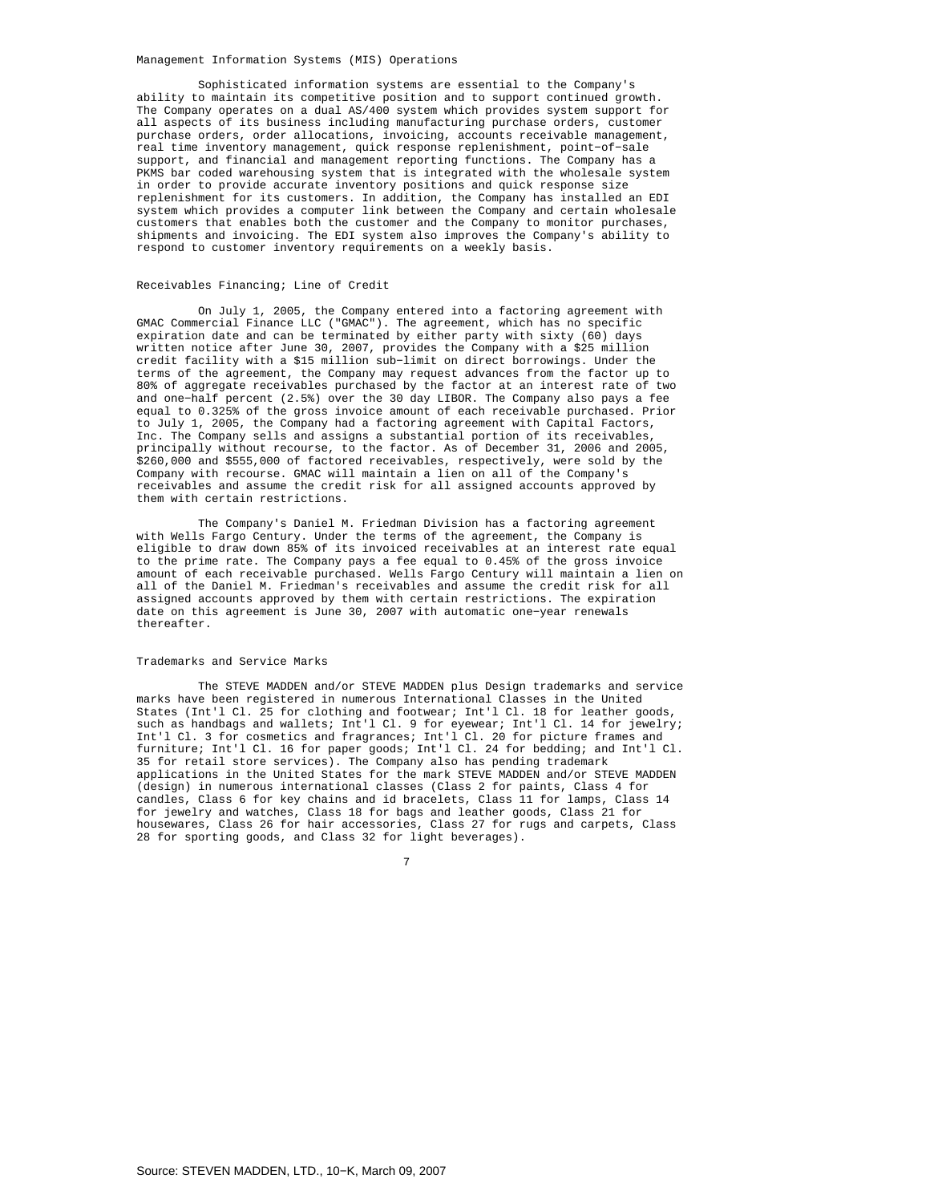## Management Information Systems (MIS) Operations

Sophisticated information systems are essential to the Company's ability to maintain its competitive position and to support continued growth. The Company operates on a dual AS/400 system which provides system support for all aspects of its business including manufacturing purchase orders, customer purchase orders, order allocations, invoicing, accounts receivable management, real time inventory management, quick response replenishment, point-of-sale support, and financial and management reporting functions. The Company has a PKMS bar coded warehousing system that is integrated with the wholesale system in order to provide accurate inventory positions and quick response size replenishment for its customers. In addition, the Company has installed an EDI system which provides a computer link between the Company and certain wholesale customers that enables both the customer and the Company to monitor purchases, shipments and invoicing. The EDI system also improves the Company's ability to respond to customer inventory requirements on a weekly basis.

## Receivables Financing; Line of Credit

On July 1, 2005, the Company entered into a factoring agreement with GMAC Commercial Finance LLC ("GMAC"). The agreement, which has no specific expiration date and can be terminated by either party with sixty (60) days written notice after June 30, 2007, provides the Company with a $25 million credit facility with a $15 million sub-limit on direct borrowings. Under the terms of the agreement, the Company may request advances from the factor up to 80% of aggregate receivables purchased by the factor at an interest rate of two and one-half percent (2.5%) over the 30 day LIBOR. The Company also pays a fee equal to 0.325% of the gross invoice amount of each receivable purchased. Prior to July 1, 2005, the Company had a factoring agreement with Capital Factors, Inc. The Company sells and assigns a substantial portion of its receivables, principally without recourse, to the factor. As of December 31, 2006 and 2005, $260,000 and $555,000 of factored receivables, respectively, were sold by the Company with recourse. GMAC will maintain a lien on all of the Company's receivables and assume the credit risk for all assigned accounts approved by them with certain restrictions.

The Company's Daniel M. Friedman Division has a factoring agreement with Wells Fargo Century. Under the terms of the agreement, the Company is eligible to draw down 85% of its invoiced receivables at an interest rate equal to the prime rate. The Company pays a fee equal to 0.45% of the gross invoice amount of each receivable purchased. Wells Fargo Century will maintain a lien on all of the Daniel M. Friedman's receivables and assume the credit risk for all assigned accounts approved by them with certain restrictions. The expiration date on this agreement is June 30, 2007 with automatic one-year renewals thereafter.

## Trademarks and Service Marks

The STEVE MADDEN and/or STEVE MADDEN plus Design trademarks and service marks have been registered in numerous International Classes in the United States (Int'l Cl. 25 for clothing and footwear; Int'l Cl. 18 for leather goods, such as handbags and wallets; Int'l Cl. 9 for eyewear; Int'l Cl. 14 for jewelry; Int'l Cl. 3 for cosmetics and fragrances; Int'l Cl. 20 for picture frames and furniture; Int'l Cl. 16 for paper goods; Int'l Cl. 24 for bedding; and Int'l Cl. 35 for retail store services). The Company also has pending trademark applications in the United States for the mark STEVE MADDEN and/or STEVE MADDEN (design) in numerous international classes (Class 2 for paints, Class 4 for candles, Class 6 for key chains and id bracelets, Class 11 for lamps, Class 14 for jewelry and watches, Class 18 for bags and leather goods, Class 21 for housewares, Class 26 for hair accessories, Class 27 for rugs and carpets, Class 28 for sporting goods, and Class 32 for light beverages).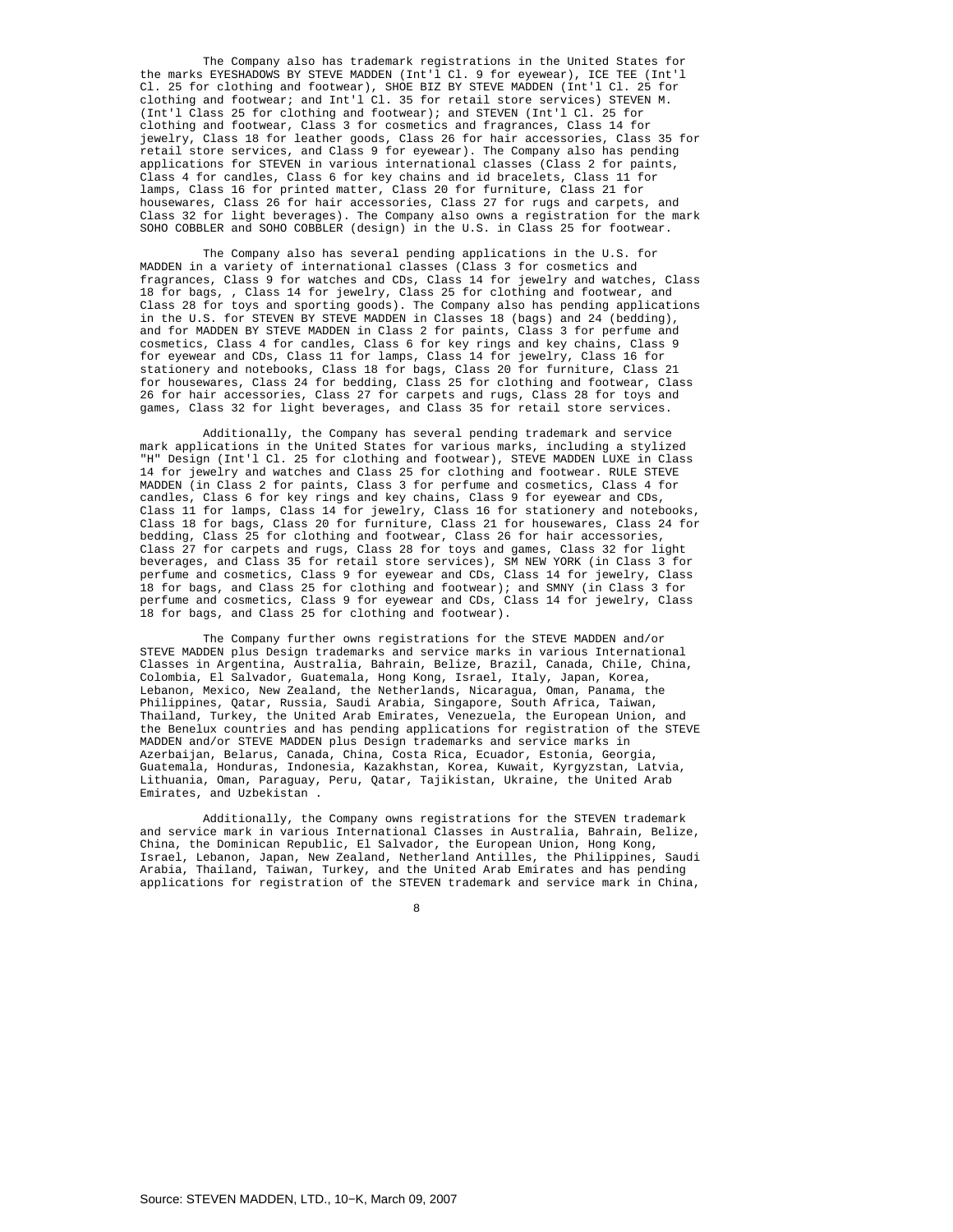The Company also has trademark registrations in the United States for the marks EYESHADOWS BY STEVE MADDEN (Int'l Cl. 9 for eyewear), ICE TEE (Int'l Cl. 25 for clothing and footwear), SHOE BIZ BY STEVE MADDEN (Int'l Cl. 25 for clothing and footwear; and Int'l Cl. 35 for retail store services) STEVEN M. (Int'l Class 25 for clothing and footwear); and STEVEN (Int'l Cl. 25 for clothing and footwear, Class 3 for cosmetics and fragrances, Class 14 for jewelry, Class 18 for leather goods, Class 26 for hair accessories, Class 35 for retail store services, and Class 9 for eyewear). The Company also has pending applications for STEVEN in various international classes (Class 2 for paints, Class 4 for candles, Class 6 for key chains and id bracelets, Class 11 for lamps, Class 16 for printed matter, Class 20 for furniture, Class 21 for housewares, Class 26 for hair accessories, Class 27 for rugs and carpets, and Class 32 for light beverages). The Company also owns a registration for the mark SOHO COBBLER and SOHO COBBLER (design) in the U.S. in Class 25 for footwear.

The Company also has several pending applications in the U.S. for MADDEN in a variety of international classes (Class 3 for cosmetics and fragrances, Class 9 for watches and CDs, Class 14 for jewelry and watches, Class 18 for bags, , Class 14 for jewelry, Class 25 for clothing and footwear, and Class 28 for toys and sporting goods). The Company also has pending applications in the U.S. for STEVEN BY STEVE MADDEN in Classes 18 (bags) and 24 (bedding), and for MADDEN BY STEVE MADDEN in Class 2 for paints, Class 3 for perfume and cosmetics, Class 4 for candles, Class 6 for key rings and key chains, Class 9 for eyewear and CDs, Class 11 for lamps, Class 14 for jewelry, Class 16 for stationery and notebooks, Class 18 for bags, Class 20 for furniture, Class 21 for housewares, Class 24 for bedding, Class 25 for clothing and footwear, Class 26 for hair accessories, Class 27 for carpets and rugs, Class 28 for toys and games, Class 32 for light beverages, and Class 35 for retail store services.

Additionally, the Company has several pending trademark and service mark applications in the United States for various marks, including a stylized "H" Design (Int'l Cl. 25 for clothing and footwear), STEVE MADDEN LUXE in Class 14 for jewelry and watches and Class 25 for clothing and footwear. RULE STEVE MADDEN (in Class 2 for paints, Class 3 for perfume and cosmetics, Class 4 for candles, Class 6 for key rings and key chains, Class 9 for eyewear and CDs, Class 11 for lamps, Class 14 for jewelry, Class 16 for stationery and notebooks, Class 18 for bags, Class 20 for furniture, Class 21 for housewares, Class 24 for bedding, Class 25 for clothing and footwear, Class 26 for hair accessories, Class 27 for carpets and rugs, Class 28 for toys and games, Class 32 for light beverages, and Class 35 for retail store services), SM NEW YORK (in Class 3 for perfume and cosmetics, Class 9 for eyewear and CDs, Class 14 for jewelry, Class 18 for bags, and Class 25 for clothing and footwear); and SMNY (in Class 3 for perfume and cosmetics, Class 9 for eyewear and CDs, Class 14 for jewelry, Class 18 for bags, and Class 25 for clothing and footwear).

The Company further owns registrations for the STEVE MADDEN and/or STEVE MADDEN plus Design trademarks and service marks in various International Classes in Argentina, Australia, Bahrain, Belize, Brazil, Canada, Chile, China, Colombia, El Salvador, Guatemala, Hong Kong, Israel, Italy, Japan, Korea, Lebanon, Mexico, New Zealand, the Netherlands, Nicaragua, Oman, Panama, the Philippines, Qatar, Russia, Saudi Arabia, Singapore, South Africa, Taiwan, Thailand, Turkey, the United Arab Emirates, Venezuela, the European Union, and the Benelux countries and has pending applications for registration of the STEVE MADDEN and/or STEVE MADDEN plus Design trademarks and service marks in Azerbaijan, Belarus, Canada, China, Costa Rica, Ecuador, Estonia, Georgia, Guatemala, Honduras, Indonesia, Kazakhstan, Korea, Kuwait, Kyrgyzstan, Latvia, Lithuania, Oman, Paraguay, Peru, Qatar, Tajikistan, Ukraine, the United Arab Emirates, and Uzbekistan .

Additionally, the Company owns registrations for the STEVEN trademark and service mark in various International Classes in Australia, Bahrain, Belize, China, the Dominican Republic, El Salvador, the European Union, Hong Kong, Israel, Lebanon, Japan, New Zealand, Netherland Antilles, the Philippines, Saudi Arabia, Thailand, Taiwan, Turkey, and the United Arab Emirates and has pending applications for registration of the STEVEN trademark and service mark in China,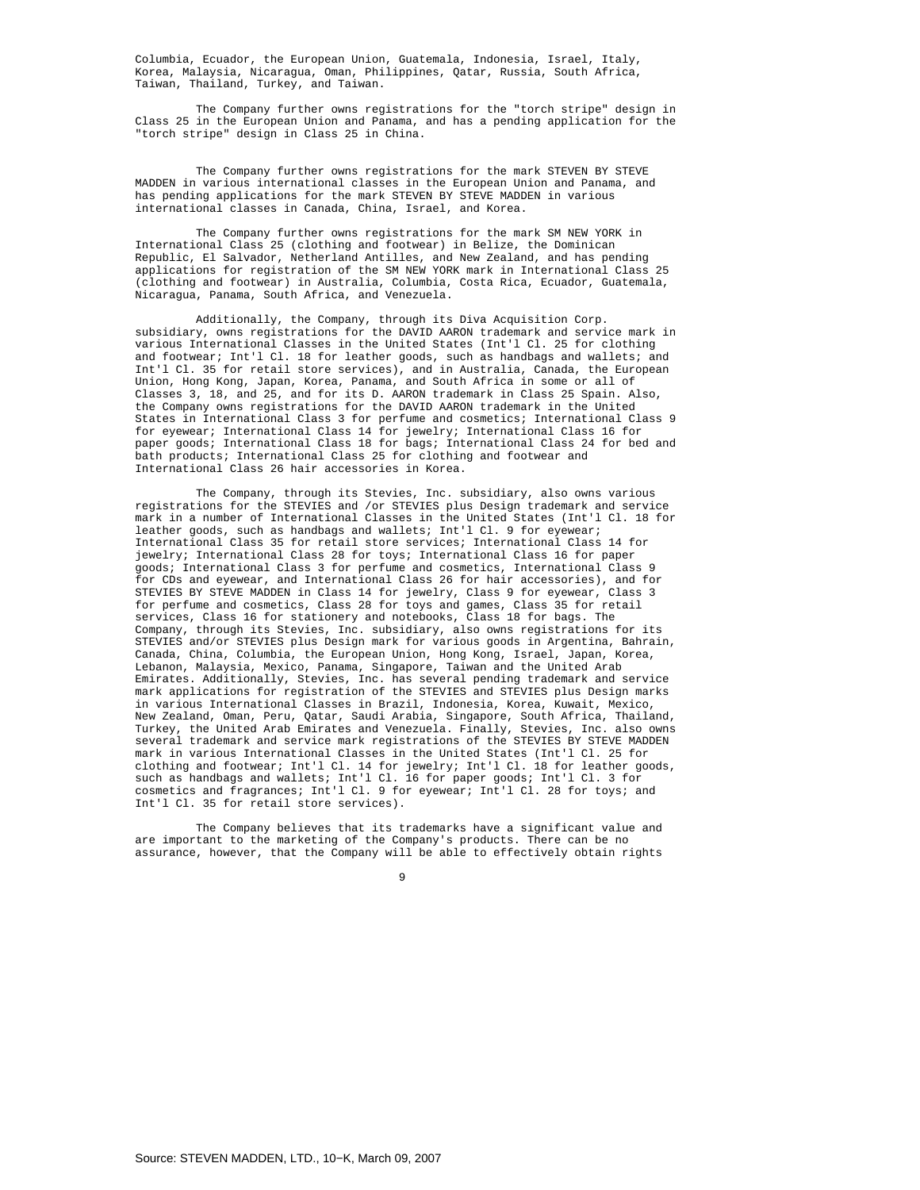Columbia, Ecuador, the European Union, Guatemala, Indonesia, Israel, Italy, Korea, Malaysia, Nicaragua, Oman, Philippines, Qatar, Russia, South Africa, Taiwan, Thailand, Turkey, and Taiwan.

The Company further owns registrations for the "torch stripe" design in Class 25 in the European Union and Panama, and has a pending application for the "torch stripe" design in Class 25 in China.

The Company further owns registrations for the mark STEVEN BY STEVE MADDEN in various international classes in the European Union and Panama, and has pending applications for the mark STEVEN BY STEVE MADDEN in various international classes in Canada, China, Israel, and Korea.

The Company further owns registrations for the mark SM NEW YORK in International Class 25 (clothing and footwear) in Belize, the Dominican Republic, El Salvador, Netherland Antilles, and New Zealand, and has pending applications for registration of the SM NEW YORK mark in International Class 25 (clothing and footwear) in Australia, Columbia, Costa Rica, Ecuador, Guatemala, Nicaragua, Panama, South Africa, and Venezuela.

Additionally, the Company, through its Diva Acquisition Corp. subsidiary, owns registrations for the DAVID AARON trademark and service mark in various International Classes in the United States (Int'l Cl. 25 for clothing and footwear; Int'l Cl. 18 for leather goods, such as handbags and wallets; and Int'l Cl. 35 for retail store services), and in Australia, Canada, the European Union, Hong Kong, Japan, Korea, Panama, and South Africa in some or all of Classes 3, 18, and 25, and for its D. AARON trademark in Class 25 Spain. Also, the Company owns registrations for the DAVID AARON trademark in the United States in International Class 3 for perfume and cosmetics; International Class 9 for eyewear; International Class 14 for jewelry; International Class 16 for paper goods; International Class 18 for bags; International Class 24 for bed and bath products; International Class 25 for clothing and footwear and International Class 26 hair accessories in Korea.

The Company, through its Stevies, Inc. subsidiary, also owns various registrations for the STEVIES and /or STEVIES plus Design trademark and service mark in a number of International Classes in the United States (Int'l Cl. 18 for leather goods, such as handbags and wallets; Int'l Cl. 9 for eyewear; International Class 35 for retail store services; International Class 14 for jewelry; International Class 28 for toys; International Class 16 for paper goods; International Class 3 for perfume and cosmetics, International Class 9 for CDs and eyewear, and International Class 26 for hair accessories), and for STEVIES BY STEVE MADDEN in Class 14 for jewelry, Class 9 for eyewear, Class 3 for perfume and cosmetics, Class 28 for toys and games, Class 35 for retail services, Class 16 for stationery and notebooks, Class 18 for bags. The Company, through its Stevies, Inc. subsidiary, also owns registrations for its STEVIES and/or STEVIES plus Design mark for various goods in Argentina, Bahrain, Canada, China, Columbia, the European Union, Hong Kong, Israel, Japan, Korea, Lebanon, Malaysia, Mexico, Panama, Singapore, Taiwan and the United Arab Emirates. Additionally, Stevies, Inc. has several pending trademark and service mark applications for registration of the STEVIES and STEVIES plus Design marks in various International Classes in Brazil, Indonesia, Korea, Kuwait, Mexico, New Zealand, Oman, Peru, Qatar, Saudi Arabia, Singapore, South Africa, Thailand, Turkey, the United Arab Emirates and Venezuela. Finally, Stevies, Inc. also owns several trademark and service mark registrations of the STEVIES BY STEVE MADDEN mark in various International Classes in the United States (Int'l Cl. 25 for clothing and footwear; Int'l Cl. 14 for jewelry; Int'l Cl. 18 for leather goods, such as handbags and wallets; Int'l Cl. 16 for paper goods; Int'l Cl. 3 for cosmetics and fragrances; Int'l Cl. 9 for eyewear; Int'l Cl. 28 for toys; and Int'l Cl. 35 for retail store services).

The Company believes that its trademarks have a significant value and are important to the marketing of the Company's products. There can be no assurance, however, that the Company will be able to effectively obtain rights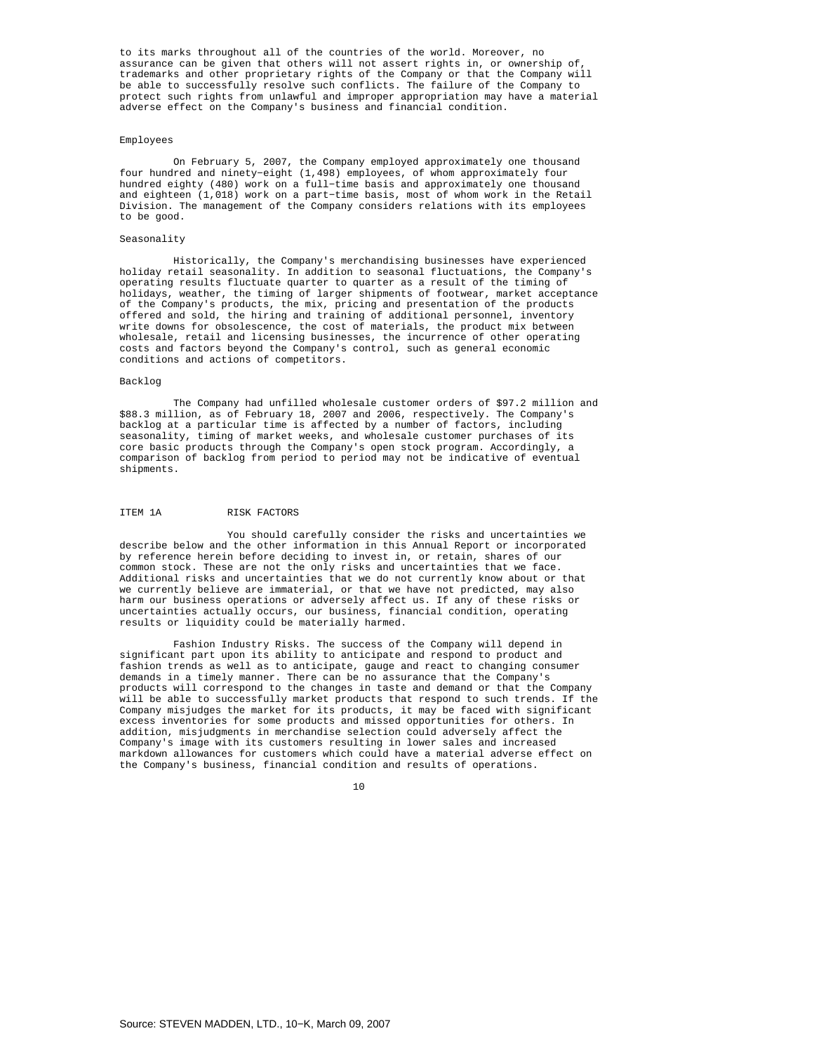to its marks throughout all of the countries of the world. Moreover, no assurance can be given that others will not assert rights in, or ownership of, trademarks and other proprietary rights of the Company or that the Company will be able to successfully resolve such conflicts. The failure of the Company to protect such rights from unlawful and improper appropriation may have a material adverse effect on the Company's business and financial condition.

### Employees

On February 5, 2007, the Company employed approximately one thousand four hundred and ninety-eight (1,498) employees, of whom approximately four hundred eighty (480) work on a full-time basis and approximately one thousand and eighteen (1,018) work on a part-time basis, most of whom work in the Retail Division. The management of the Company considers relations with its employees to be good.

### Seasonality

Historically, the Company's merchandising businesses have experienced holiday retail seasonality. In addition to seasonal fluctuations, the Company's operating results fluctuate quarter to quarter as a result of the timing of holidays, weather, the timing of larger shipments of footwear, market acceptance of the Company's products, the mix, pricing and presentation of the products offered and sold, the hiring and training of additional personnel, inventory write downs for obsolescence, the cost of materials, the product mix between wholesale, retail and licensing businesses, the incurrence of other operating costs and factors beyond the Company's control, such as general economic conditions and actions of competitors.

### Backlog

The Company had unfilled wholesale customer orders of $97.2 million and $88.3 million, as of February 18, 2007 and 2006, respectively. The Company's backlog at a particular time is affected by a number of factors, including seasonality, timing of market weeks, and wholesale customer purchases of its core basic products through the Company's open stock program. Accordingly, a comparison of backlog from period to period may not be indicative of eventual shipments.

## ITEM 1A RISK FACTORS

You should carefully consider the risks and uncertainties we describe below and the other information in this Annual Report or incorporated by reference herein before deciding to invest in, or retain, shares of our common stock. These are not the only risks and uncertainties that we face. Additional risks and uncertainties that we do not currently know about or that we currently believe are immaterial, or that we have not predicted, may also harm our business operations or adversely affect us. If any of these risks or uncertainties actually occurs, our business, financial condition, operating results or liquidity could be materially harmed.

Fashion Industry Risks. The success of the Company will depend in significant part upon its ability to anticipate and respond to product and fashion trends as well as to anticipate, gauge and react to changing consumer demands in a timely manner. There can be no assurance that the Company's products will correspond to the changes in taste and demand or that the Company will be able to successfully market products that respond to such trends. If the Company misjudges the market for its products, it may be faced with significant excess inventories for some products and missed opportunities for others. In addition, misjudgments in merchandise selection could adversely affect the Company's image with its customers resulting in lower sales and increased markdown allowances for customers which could have a material adverse effect on the Company's business, financial condition and results of operations.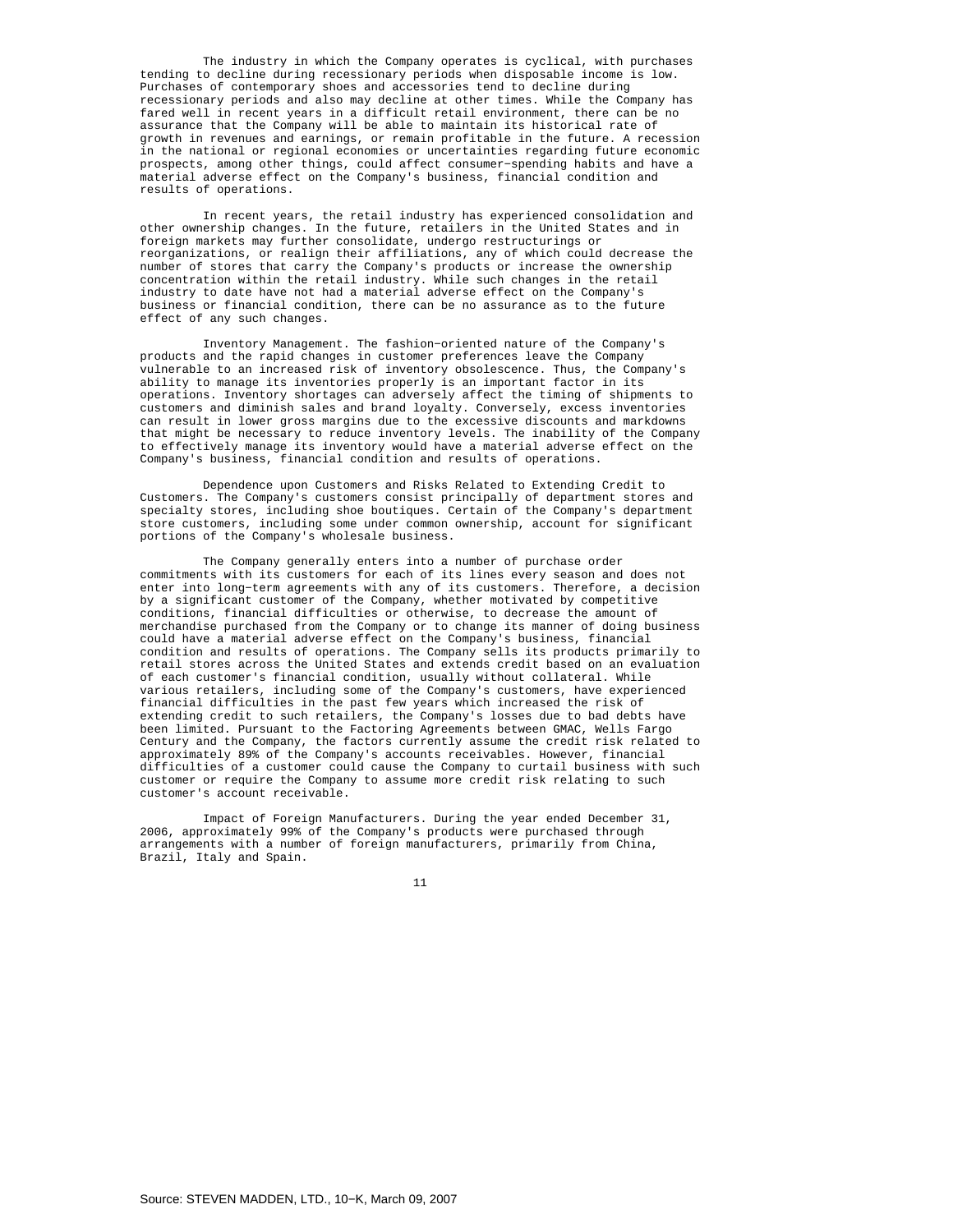The industry in which the Company operates is cyclical, with purchases tending to decline during recessionary periods when disposable income is low. Purchases of contemporary shoes and accessories tend to decline during recessionary periods and also may decline at other times. While the Company has fared well in recent years in a difficult retail environment, there can be no assurance that the Company will be able to maintain its historical rate of growth in revenues and earnings, or remain profitable in the future. A recession in the national or regional economies or uncertainties regarding future economic prospects, among other things, could affect consumer-spending habits and have a material adverse effect on the Company's business, financial condition and results of operations.

In recent years, the retail industry has experienced consolidation and other ownership changes. In the future, retailers in the United States and in foreign markets may further consolidate, undergo restructurings or reorganizations, or realign their affiliations, any of which could decrease the number of stores that carry the Company's products or increase the ownership concentration within the retail industry. While such changes in the retail industry to date have not had a material adverse effect on the Company's business or financial condition, there can be no assurance as to the future effect of any such changes.

Inventory Management. The fashion-oriented nature of the Company's products and the rapid changes in customer preferences leave the Company vulnerable to an increased risk of inventory obsolescence. Thus, the Company's ability to manage its inventories properly is an important factor in its operations. Inventory shortages can adversely affect the timing of shipments to customers and diminish sales and brand loyalty. Conversely, excess inventories can result in lower gross margins due to the excessive discounts and markdowns that might be necessary to reduce inventory levels. The inability of the Company to effectively manage its inventory would have a material adverse effect on the Company's business, financial condition and results of operations.

Dependence upon Customers and Risks Related to Extending Credit to Customers. The Company's customers consist principally of department stores and specialty stores, including shoe boutiques. Certain of the Company's department store customers, including some under common ownership, account for significant portions of the Company's wholesale business.

The Company generally enters into a number of purchase order commitments with its customers for each of its lines every season and does not enter into long-term agreements with any of its customers. Therefore, a decision by a significant customer of the Company, whether motivated by competitive conditions, financial difficulties or otherwise, to decrease the amount of merchandise purchased from the Company or to change its manner of doing business could have a material adverse effect on the Company's business, financial condition and results of operations. The Company sells its products primarily to retail stores across the United States and extends credit based on an evaluation of each customer's financial condition, usually without collateral. While various retailers, including some of the Company's customers, have experienced financial difficulties in the past few years which increased the risk of extending credit to such retailers, the Company's losses due to bad debts have been limited. Pursuant to the Factoring Agreements between GMAC, Wells Fargo Century and the Company, the factors currently assume the credit risk related to approximately 89% of the Company's accounts receivables. However, financial difficulties of a customer could cause the Company to curtail business with such customer or require the Company to assume more credit risk relating to such customer's account receivable.

Impact of Foreign Manufacturers. During the year ended December 31, 2006, approximately 99% of the Company's products were purchased through arrangements with a number of foreign manufacturers, primarily from China, Brazil, Italy and Spain.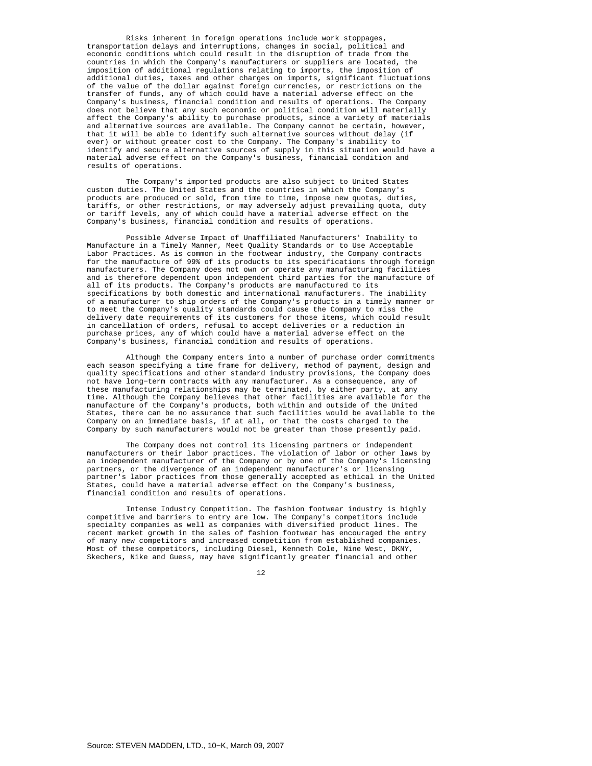Risks inherent in foreign operations include work stoppages, transportation delays and interruptions, changes in social, political and economic conditions which could result in the disruption of trade from the countries in which the Company's manufacturers or suppliers are located, the imposition of additional regulations relating to imports, the imposition of additional duties, taxes and other charges on imports, significant fluctuations of the value of the dollar against foreign currencies, or restrictions on the transfer of funds, any of which could have a material adverse effect on the Company's business, financial condition and results of operations. The Company does not believe that any such economic or political condition will materially affect the Company's ability to purchase products, since a variety of materials and alternative sources are available. The Company cannot be certain, however, that it will be able to identify such alternative sources without delay (if ever) or without greater cost to the Company. The Company's inability to identify and secure alternative sources of supply in this situation would have a material adverse effect on the Company's business, financial condition and results of operations.

The Company's imported products are also subject to United States custom duties. The United States and the countries in which the Company's products are produced or sold, from time to time, impose new quotas, duties, tariffs, or other restrictions, or may adversely adjust prevailing quota, duty or tariff levels, any of which could have a material adverse effect on the Company's business, financial condition and results of operations.

Possible Adverse Impact of Unaffiliated Manufacturers' Inability to Manufacture in a Timely Manner, Meet Quality Standards or to Use Acceptable Labor Practices. As is common in the footwear industry, the Company contracts for the manufacture of 99% of its products to its specifications through foreign manufacturers. The Company does not own or operate any manufacturing facilities and is therefore dependent upon independent third parties for the manufacture of all of its products. The Company's products are manufactured to its specifications by both domestic and international manufacturers. The inability of a manufacturer to ship orders of the Company's products in a timely manner or to meet the Company's quality standards could cause the Company to miss the delivery date requirements of its customers for those items, which could result in cancellation of orders, refusal to accept deliveries or a reduction in purchase prices, any of which could have a material adverse effect on the Company's business, financial condition and results of operations.

Although the Company enters into a number of purchase order commitments each season specifying a time frame for delivery, method of payment, design and quality specifications and other standard industry provisions, the Company does not have long-term contracts with any manufacturer. As a consequence, any of these manufacturing relationships may be terminated, by either party, at any time. Although the Company believes that other facilities are available for the manufacture of the Company's products, both within and outside of the United States, there can be no assurance that such facilities would be available to the Company on an immediate basis, if at all, or that the costs charged to the Company by such manufacturers would not be greater than those presently paid.

The Company does not control its licensing partners or independent manufacturers or their labor practices. The violation of labor or other laws by an independent manufacturer of the Company or by one of the Company's licensing partners, or the divergence of an independent manufacturer's or licensing partner's labor practices from those generally accepted as ethical in the United States, could have a material adverse effect on the Company's business, financial condition and results of operations.

Intense Industry Competition. The fashion footwear industry is highly competitive and barriers to entry are low. The Company's competitors include specialty companies as well as companies with diversified product lines. The recent market growth in the sales of fashion footwear has encouraged the entry of many new competitors and increased competition from established companies. Most of these competitors, including Diesel, Kenneth Cole, Nine West, DKNY, Skechers, Nike and Guess, may have significantly greater financial and other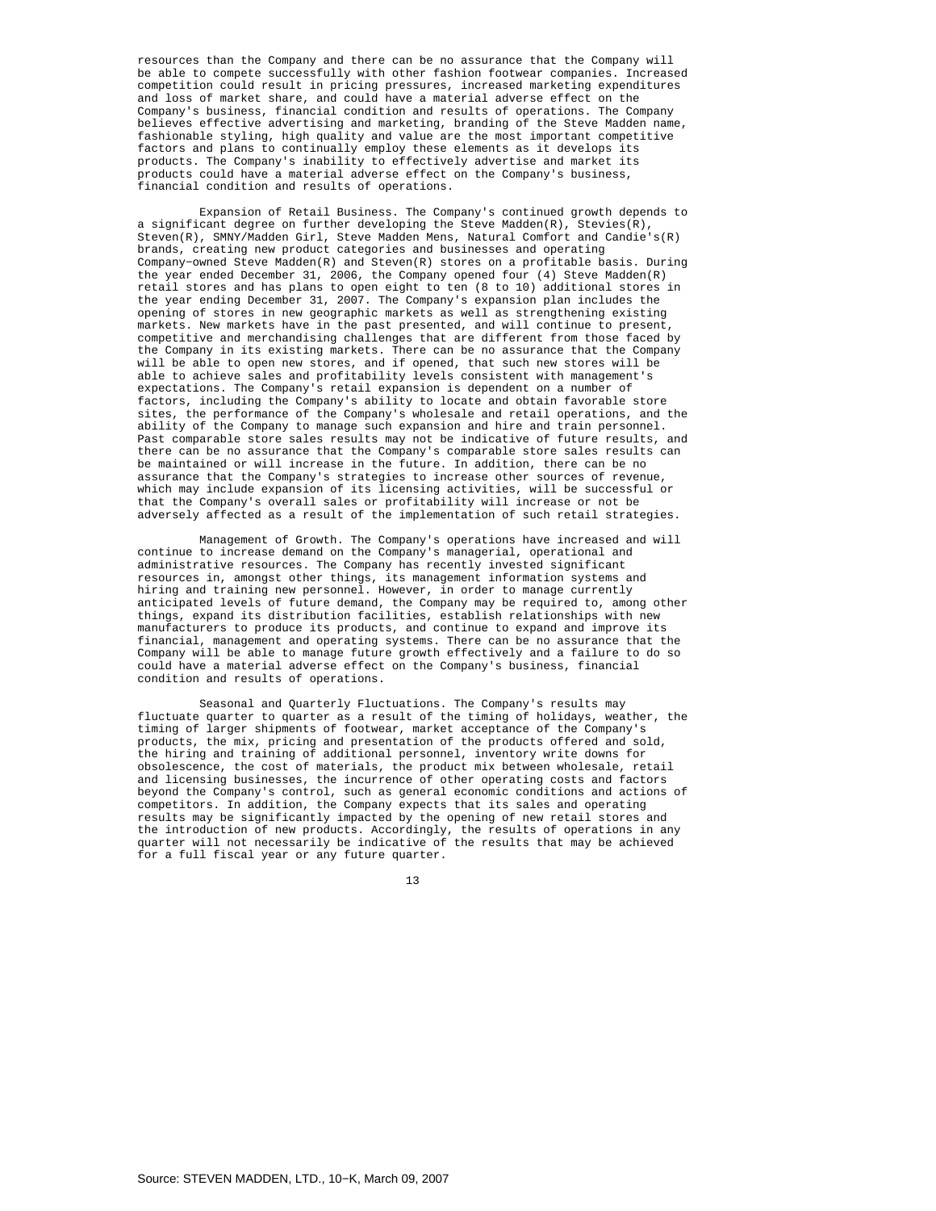resources than the Company and there can be no assurance that the Company will be able to compete successfully with other fashion footwear companies. Increased competition could result in pricing pressures, increased marketing expenditures and loss of market share, and could have a material adverse effect on the Company's business, financial condition and results of operations. The Company believes effective advertising and marketing, branding of the Steve Madden name, fashionable styling, high quality and value are the most important competitive factors and plans to continually employ these elements as it develops its products. The Company's inability to effectively advertise and market its products could have a material adverse effect on the Company's business, financial condition and results of operations.

Expansion of Retail Business. The Company's continued growth depends to a significant degree on further developing the Steve Madden(R), Stevies(R), Steven(R), SMNY/Madden Girl, Steve Madden Mens, Natural Comfort and Candie's(R) brands, creating new product categories and businesses and operating Company-owned Steve Madden(R) and Steven(R) stores on a profitable basis. During the year ended December 31, 2006, the Company opened four (4) Steve Madden(R) retail stores and has plans to open eight to ten (8 to 10) additional stores in the year ending December 31, 2007. The Company's expansion plan includes the opening of stores in new geographic markets as well as strengthening existing markets. New markets have in the past presented, and will continue to present, competitive and merchandising challenges that are different from those faced by the Company in its existing markets. There can be no assurance that the Company will be able to open new stores, and if opened, that such new stores will be able to achieve sales and profitability levels consistent with management's expectations. The Company's retail expansion is dependent on a number of factors, including the Company's ability to locate and obtain favorable store sites, the performance of the Company's wholesale and retail operations, and the ability of the Company to manage such expansion and hire and train personnel. Past comparable store sales results may not be indicative of future results, and there can be no assurance that the Company's comparable store sales results can be maintained or will increase in the future. In addition, there can be no assurance that the Company's strategies to increase other sources of revenue, which may include expansion of its licensing activities, will be successful or that the Company's overall sales or profitability will increase or not be adversely affected as a result of the implementation of such retail strategies.

Management of Growth. The Company's operations have increased and will continue to increase demand on the Company's managerial, operational and administrative resources. The Company has recently invested significant resources in, amongst other things, its management information systems and hiring and training new personnel. However, in order to manage currently anticipated levels of future demand, the Company may be required to, among other things, expand its distribution facilities, establish relationships with new manufacturers to produce its products, and continue to expand and improve its financial, management and operating systems. There can be no assurance that the Company will be able to manage future growth effectively and a failure to do so could have a material adverse effect on the Company's business, financial condition and results of operations.

Seasonal and Quarterly Fluctuations. The Company's results may fluctuate quarter to quarter as a result of the timing of holidays, weather, the timing of larger shipments of footwear, market acceptance of the Company's products, the mix, pricing and presentation of the products offered and sold, the hiring and training of additional personnel, inventory write downs for obsolescence, the cost of materials, the product mix between wholesale, retail and licensing businesses, the incurrence of other operating costs and factors beyond the Company's control, such as general economic conditions and actions of competitors. In addition, the Company expects that its sales and operating results may be significantly impacted by the opening of new retail stores and the introduction of new products. Accordingly, the results of operations in any quarter will not necessarily be indicative of the results that may be achieved for a full fiscal year or any future quarter.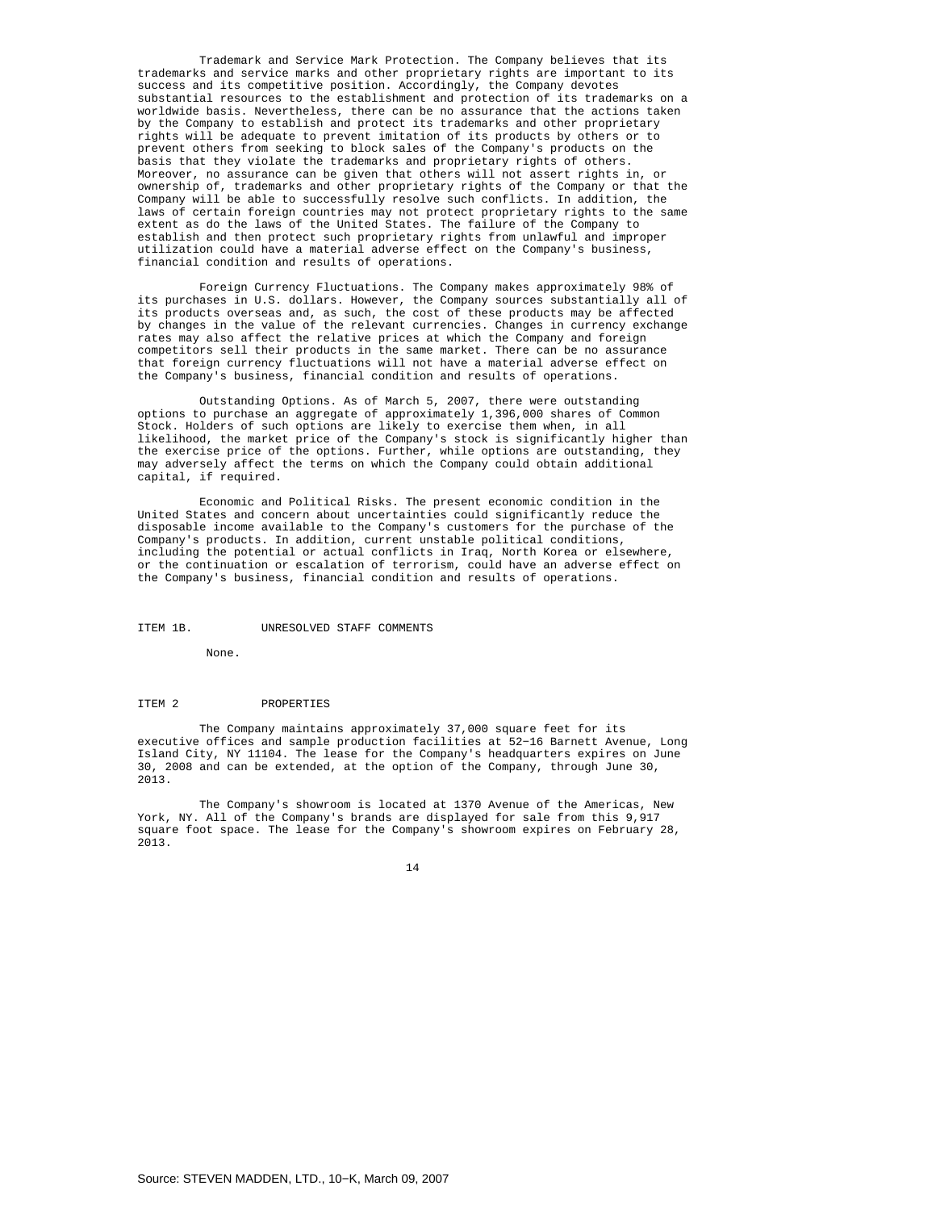Trademark and Service Mark Protection. The Company believes that its trademarks and service marks and other proprietary rights are important to its success and its competitive position. Accordingly, the Company devotes substantial resources to the establishment and protection of its trademarks on a worldwide basis. Nevertheless, there can be no assurance that the actions taken by the Company to establish and protect its trademarks and other proprietary rights will be adequate to prevent imitation of its products by others or to prevent others from seeking to block sales of the Company's products on the basis that they violate the trademarks and proprietary rights of others. Moreover, no assurance can be given that others will not assert rights in, or ownership of, trademarks and other proprietary rights of the Company or that the Company will be able to successfully resolve such conflicts. In addition, the laws of certain foreign countries may not protect proprietary rights to the same extent as do the laws of the United States. The failure of the Company to establish and then protect such proprietary rights from unlawful and improper utilization could have a material adverse effect on the Company's business, financial condition and results of operations.

Foreign Currency Fluctuations. The Company makes approximately 98% of its purchases in U.S. dollars. However, the Company sources substantially all of its products overseas and, as such, the cost of these products may be affected by changes in the value of the relevant currencies. Changes in currency exchange rates may also affect the relative prices at which the Company and foreign competitors sell their products in the same market. There can be no assurance that foreign currency fluctuations will not have a material adverse effect on the Company's business, financial condition and results of operations.

Outstanding Options. As of March 5, 2007, there were outstanding options to purchase an aggregate of approximately 1,396,000 shares of Common Stock. Holders of such options are likely to exercise them when, in all likelihood, the market price of the Company's stock is significantly higher than the exercise price of the options. Further, while options are outstanding, they may adversely affect the terms on which the Company could obtain additional capital, if required.

Economic and Political Risks. The present economic condition in the United States and concern about uncertainties could significantly reduce the disposable income available to the Company's customers for the purchase of the Company's products. In addition, current unstable political conditions, including the potential or actual conflicts in Iraq, North Korea or elsewhere, or the continuation or escalation of terrorism, could have an adverse effect on the Company's business, financial condition and results of operations.

## ITEM 1B. UNRESOLVED STAFF COMMENTS

None.

## ITEM 2 PROPERTIES

The Company maintains approximately 37,000 square feet for its executive offices and sample production facilities at 52-16 Barnett Avenue, Long Island City, NY 11104. The lease for the Company's headquarters expires on June 30, 2008 and can be extended, at the option of the Company, through June 30, 2013.

The Company's showroom is located at 1370 Avenue of the Americas, New York, NY. All of the Company's brands are displayed for sale from this 9,917 square foot space. The lease for the Company's showroom expires on February 28, 2013.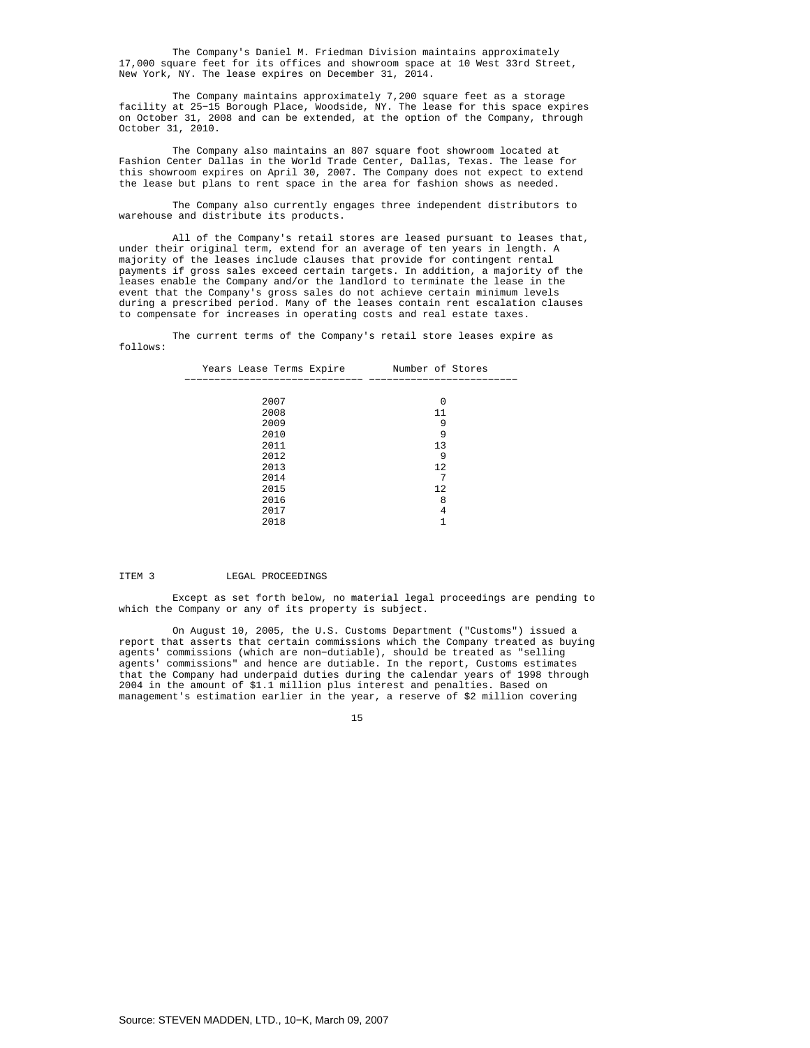The Company's Daniel M. Friedman Division maintains approximately 17,000 square feet for its offices and showroom space at 10 West 33rd Street, New York, NY. The lease expires on December 31, 2014.

The Company maintains approximately 7,200 square feet as a storage facility at 25−15 Borough Place, Woodside, NY. The lease for this space expires on October 31, 2008 and can be extended, at the option of the Company, through October 31, 2010.

The Company also maintains an 807 square foot showroom located at Fashion Center Dallas in the World Trade Center, Dallas, Texas. The lease for this showroom expires on April 30, 2007. The Company does not expect to extend the lease but plans to rent space in the area for fashion shows as needed.

The Company also currently engages three independent distributors to warehouse and distribute its products.

All of the Company's retail stores are leased pursuant to leases that, under their original term, extend for an average of ten years in length. A majority of the leases include clauses that provide for contingent rental payments if gross sales exceed certain targets. In addition, a majority of the leases enable the Company and/or the landlord to terminate the lease in the event that the Company's gross sales do not achieve certain minimum levels during a prescribed period. Many of the leases contain rent escalation clauses to compensate for increases in operating costs and real estate taxes.

The current terms of the Company's retail store leases expire as follows:

| Years Lease Terms Expire | Number of Stores |
|---|---|
| 2007 | 0 |
| 2008 | 11 |
| 2009 | 9 |
| 2010 | 9 |
| 2011 | 13 |
| 2012 | 9 |
| 2013 | 12 |
| 2014 | 7 |
| 2015 | 12 |
| 2016 | 8 |
| 2017 | 4 |
| 2018 | 1 |

## ITEM 3 LEGAL PROCEEDINGS

Except as set forth below, no material legal proceedings are pending to which the Company or any of its property is subject.

On August 10, 2005, the U.S. Customs Department ("Customs") issued a report that asserts that certain commissions which the Company treated as buying agents' commissions (which are non−dutiable), should be treated as "selling agents' commissions" and hence are dutiable. In the report, Customs estimates that the Company had underpaid duties during the calendar years of 1998 through 2004 in the amount of $1.1 million plus interest and penalties. Based on management's estimation earlier in the year, a reserve of $2 million covering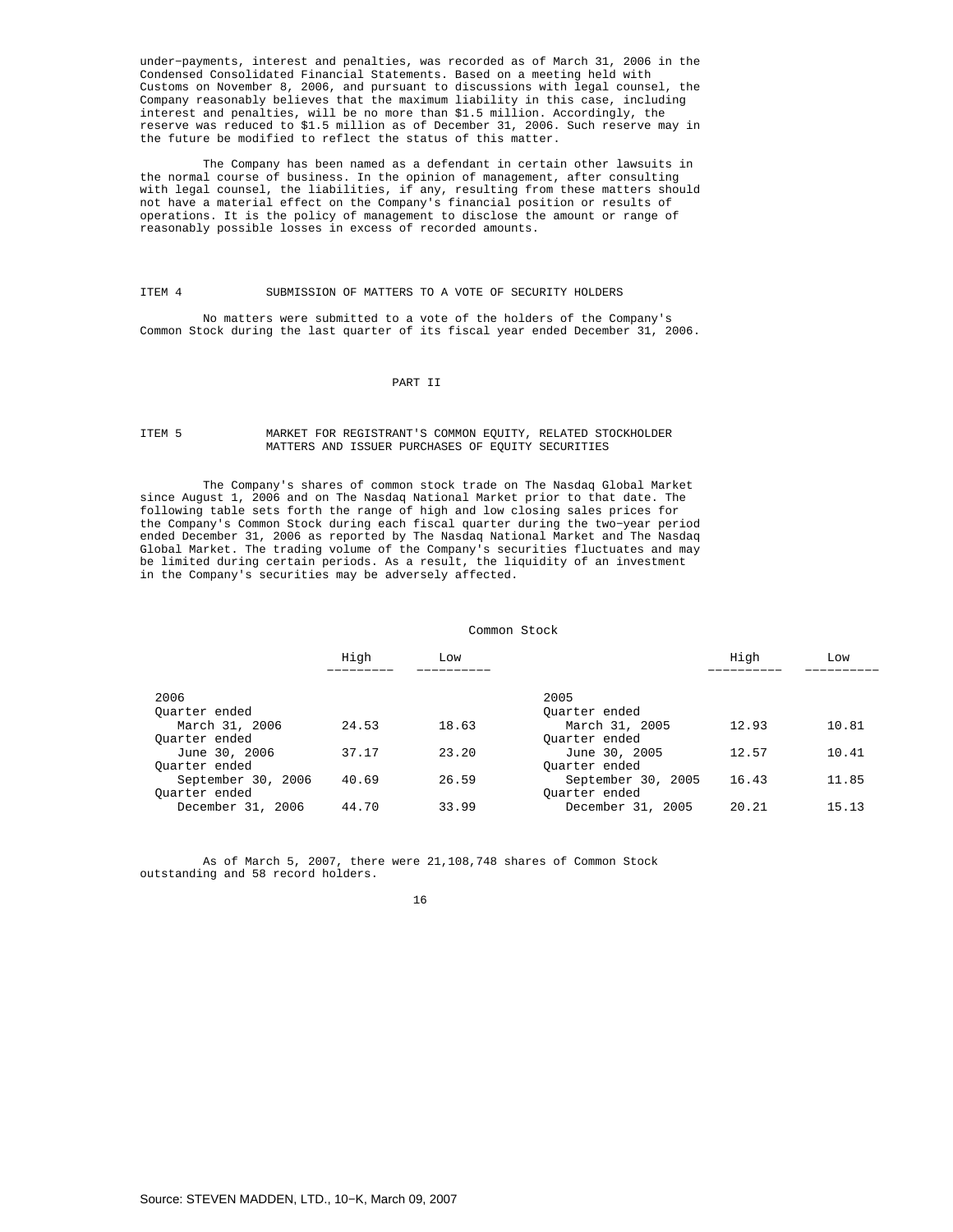under-payments, interest and penalties, was recorded as of March 31, 2006 in the Condensed Consolidated Financial Statements. Based on a meeting held with Customs on November 8, 2006, and pursuant to discussions with legal counsel, the Company reasonably believes that the maximum liability in this case, including interest and penalties, will be no more than $1.5 million. Accordingly, the reserve was reduced to $1.5 million as of December 31, 2006. Such reserve may in the future be modified to reflect the status of this matter.

The Company has been named as a defendant in certain other lawsuits in the normal course of business. In the opinion of management, after consulting with legal counsel, the liabilities, if any, resulting from these matters should not have a material effect on the Company's financial position or results of operations. It is the policy of management to disclose the amount or range of reasonably possible losses in excess of recorded amounts.

## ITEM 4 SUBMISSION OF MATTERS TO A VOTE OF SECURITY HOLDERS

No matters were submitted to a vote of the holders of the Company's Common Stock during the last quarter of its fiscal year ended December 31, 2006.

# PART II

## ITEM 5 MARKET FOR REGISTRANT'S COMMON EQUITY, RELATED STOCKHOLDER MATTERS AND ISSUER PURCHASES OF EQUITY SECURITIES

The Company's shares of common stock trade on The Nasdaq Global Market since August 1, 2006 and on The Nasdaq National Market prior to that date. The following table sets forth the range of high and low closing sales prices for the Company's Common Stock during each fiscal quarter during the two-year period ended December 31, 2006 as reported by The Nasdaq National Market and The Nasdaq Global Market. The trading volume of the Company's securities fluctuates and may be limited during certain periods. As a result, the liquidity of an investment in the Company's securities may be adversely affected.

Common Stock

| | High | Low | | High | Low |
|---|---|---|---|---|---|
| 2006 | | | 2005 | | |
| Quarter ended March 31, 2006 | 24.53 | 18.63 | Quarter ended March 31, 2005 | 12.93 | 10.81 |
| Quarter ended June 30, 2006 | 37.17 | 23.20 | Quarter ended June 30, 2005 | 12.57 | 10.41 |
| Quarter ended September 30, 2006 | 40.69 | 26.59 | Quarter ended September 30, 2005 | 16.43 | 11.85 |
| Quarter ended December 31, 2006 | 44.70 | 33.99 | Quarter ended December 31, 2005 | 20.21 | 15.13 |

As of March 5, 2007, there were 21,108,748 shares of Common Stock outstanding and 58 record holders.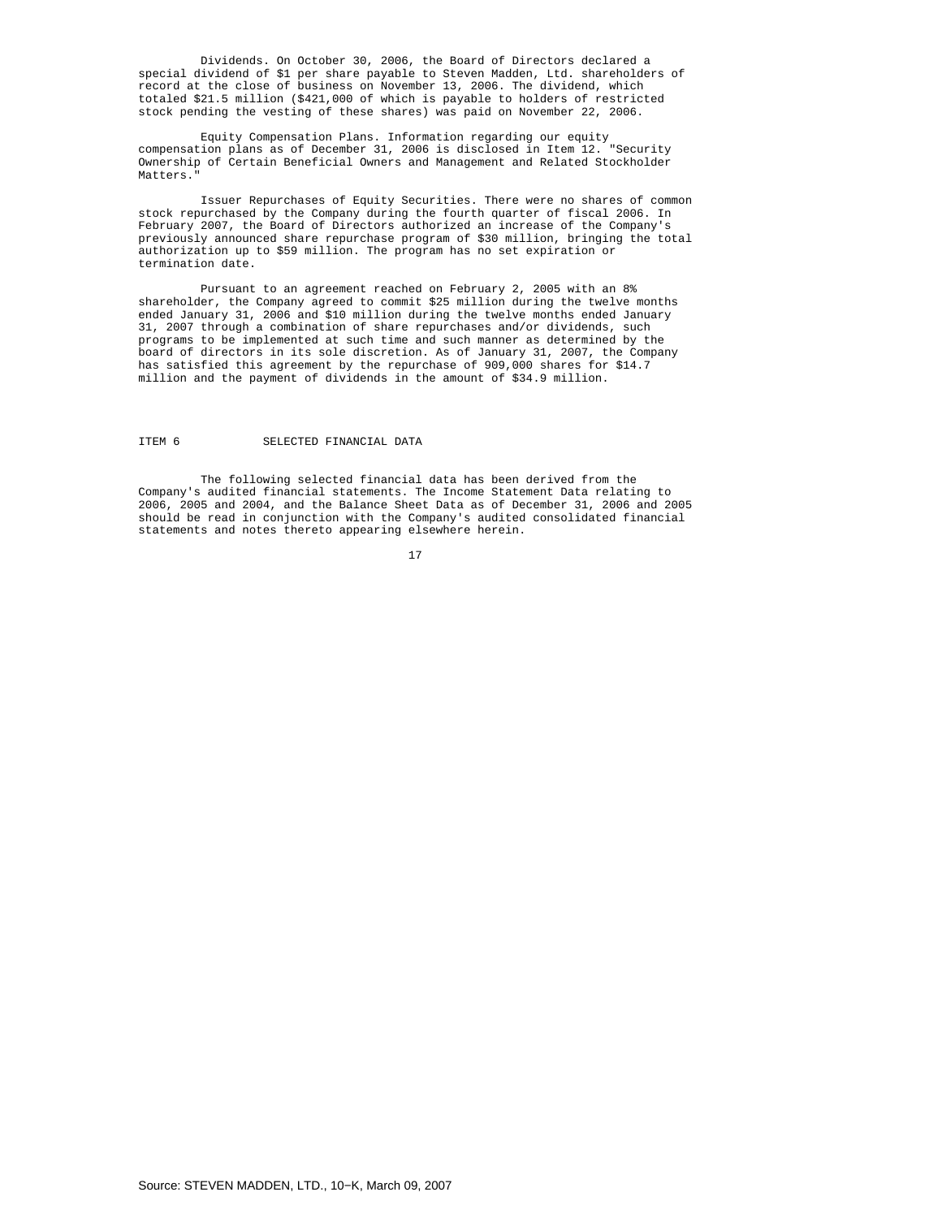Dividends. On October 30, 2006, the Board of Directors declared a special dividend of $1 per share payable to Steven Madden, Ltd. shareholders of record at the close of business on November 13, 2006. The dividend, which totaled $21.5 million ($421,000 of which is payable to holders of restricted stock pending the vesting of these shares) was paid on November 22, 2006.

Equity Compensation Plans. Information regarding our equity compensation plans as of December 31, 2006 is disclosed in Item 12. "Security Ownership of Certain Beneficial Owners and Management and Related Stockholder Matters."

Issuer Repurchases of Equity Securities. There were no shares of common stock repurchased by the Company during the fourth quarter of fiscal 2006. In February 2007, the Board of Directors authorized an increase of the Company's previously announced share repurchase program of $30 million, bringing the total authorization up to $59 million. The program has no set expiration or termination date.

Pursuant to an agreement reached on February 2, 2005 with an 8% shareholder, the Company agreed to commit $25 million during the twelve months ended January 31, 2006 and $10 million during the twelve months ended January 31, 2007 through a combination of share repurchases and/or dividends, such programs to be implemented at such time and such manner as determined by the board of directors in its sole discretion. As of January 31, 2007, the Company has satisfied this agreement by the repurchase of 909,000 shares for $14.7 million and the payment of dividends in the amount of $34.9 million.

## ITEM 6 SELECTED FINANCIAL DATA

The following selected financial data has been derived from the Company's audited financial statements. The Income Statement Data relating to 2006, 2005 and 2004, and the Balance Sheet Data as of December 31, 2006 and 2005 should be read in conjunction with the Company's audited consolidated financial statements and notes thereto appearing elsewhere herein.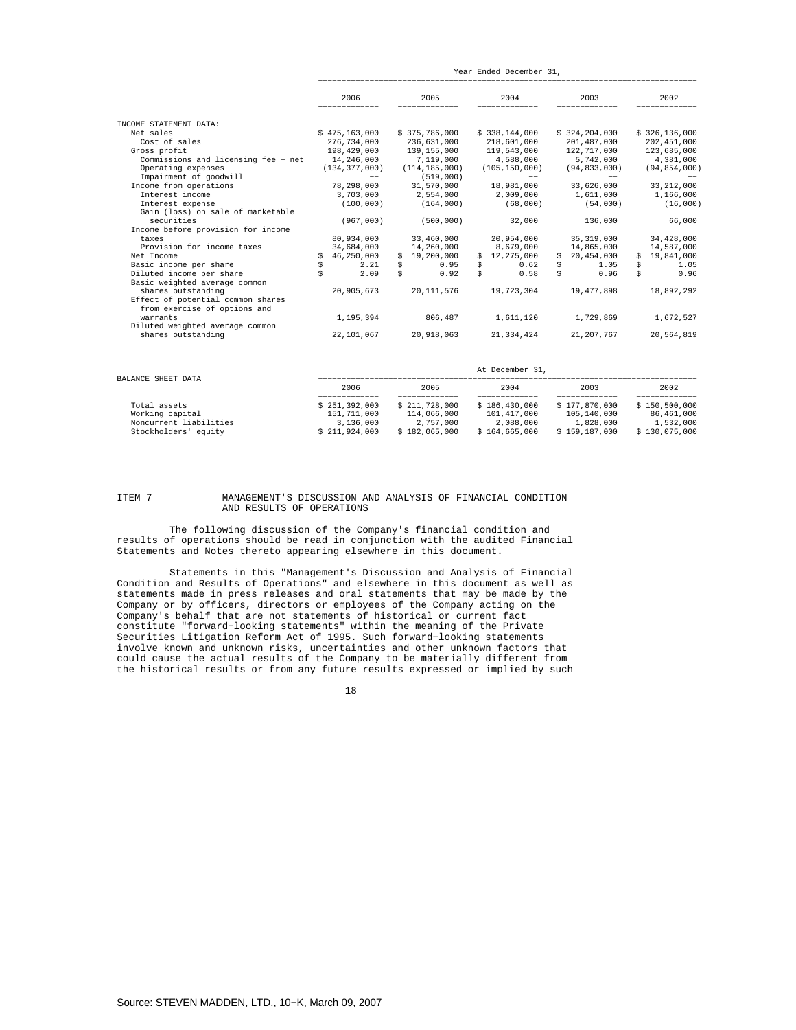| | Year Ended December 31, | | | | |
|---|---|---|---|---|---|
| | 2006 | 2005 | 2004 | 2003 | 2002 |
| INCOME STATEMENT DATA: | | | | | |
| Net sales | $ 475,163,000 | $ 375,786,000 | $ 338,144,000 | $ 324,204,000 | $ 326,136,000 |
| Cost of sales | 276,734,000 | 236,631,000 | 218,601,000 | 201,487,000 | 202,451,000 |
| Gross profit | 198,429,000 | 139,155,000 | 119,543,000 | 122,717,000 | 123,685,000 |
| Commissions and licensing fee − net | 14,246,000 | 7,119,000 | 4,588,000 | 5,742,000 | 4,381,000 |
| Operating expenses | (134,377,000) | (114,185,000) | (105,150,000) | (94,833,000) | (94,854,000) |
| Impairment of goodwill | −− | (519,000) | −− | −− | −− |
| Income from operations | 78,298,000 | 31,570,000 | 18,981,000 | 33,626,000 | 33,212,000 |
| Interest income | 3,703,000 | 2,554,000 | 2,009,000 | 1,611,000 | 1,166,000 |
| Interest expense | (100,000) | (164,000) | (68,000) | (54,000) | (16,000) |
| Gain (loss) on sale of marketable securities | (967,000) | (500,000) | 32,000 | 136,000 | 66,000 |
| Income before provision for income taxes | 80,934,000 | 33,460,000 | 20,954,000 | 35,319,000 | 34,428,000 |
| Provision for income taxes | 34,684,000 | 14,260,000 | 8,679,000 | 14,865,000 | 14,587,000 |
| Net Income | $ 46,250,000 | $ 19,200,000 | $ 12,275,000 | $ 20,454,000 | $ 19,841,000 |
| Basic income per share | $ 2.21 | $ 0.95 | $ 0.62 | $ 1.05 | $ 1.05 |
| Diluted income per share | $ 2.09 | $ 0.92 | $ 0.58 | $ 0.96 | $ 0.96 |
| Basic weighted average common shares outstanding | 20,905,673 | 20,111,576 | 19,723,304 | 19,477,898 | 18,892,292 |
| Effect of potential common shares from exercise of options and warrants | 1,195,394 | 806,487 | 1,611,120 | 1,729,869 | 1,672,527 |
| Diluted weighted average common shares outstanding | 22,101,067 | 20,918,063 | 21,334,424 | 21,207,767 | 20,564,819 |

| BALANCE SHEET DATA | At December 31, | | | | |
|---|---|---|---|---|---|
| | 2006 | 2005 | 2004 | 2003 | 2002 |
| Total assets | $ 251,392,000 | $ 211,728,000 | $ 186,430,000 | $ 177,870,000 | $ 150,500,000 |
| Working capital | 151,711,000 | 114,066,000 | 101,417,000 | 105,140,000 | 86,461,000 |
| Noncurrent liabilities | 3,136,000 | 2,757,000 | 2,088,000 | 1,828,000 | 1,532,000 |
| Stockholders' equity | $ 211,924,000 | $ 182,065,000 | $ 164,665,000 | $ 159,187,000 | $ 130,075,000 |

## ITEM 7 MANAGEMENT'S DISCUSSION AND ANALYSIS OF FINANCIAL CONDITION AND RESULTS OF OPERATIONS

The following discussion of the Company's financial condition and results of operations should be read in conjunction with the audited Financial Statements and Notes thereto appearing elsewhere in this document.

Statements in this "Management's Discussion and Analysis of Financial Condition and Results of Operations" and elsewhere in this document as well as statements made in press releases and oral statements that may be made by the Company or by officers, directors or employees of the Company acting on the Company's behalf that are not statements of historical or current fact constitute "forward−looking statements" within the meaning of the Private Securities Litigation Reform Act of 1995. Such forward−looking statements involve known and unknown risks, uncertainties and other unknown factors that could cause the actual results of the Company to be materially different from the historical results or from any future results expressed or implied by such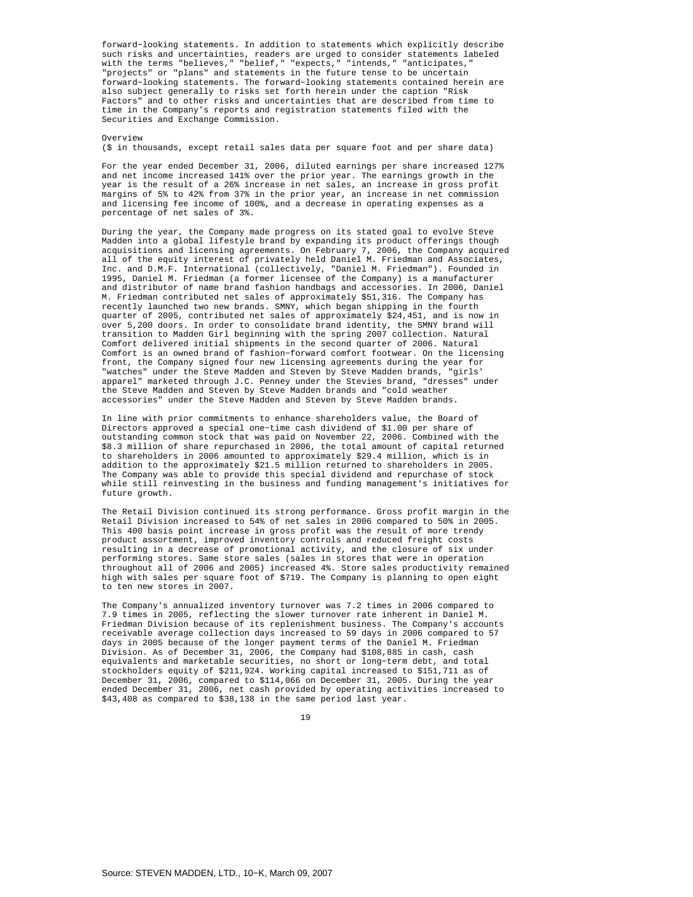forward-looking statements. In addition to statements which explicitly describe such risks and uncertainties, readers are urged to consider statements labeled with the terms "believes," "belief," "expects," "intends," "anticipates," "projects" or "plans" and statements in the future tense to be uncertain forward-looking statements. The forward-looking statements contained herein are also subject generally to risks set forth herein under the caption "Risk Factors" and to other risks and uncertainties that are described from time to time in the Company's reports and registration statements filed with the Securities and Exchange Commission.

## Overview

($ in thousands, except retail sales data per square foot and per share data)

For the year ended December 31, 2006, diluted earnings per share increased 127% and net income increased 141% over the prior year. The earnings growth in the year is the result of a 26% increase in net sales, an increase in gross profit margins of 5% to 42% from 37% in the prior year, an increase in net commission and licensing fee income of 100%, and a decrease in operating expenses as a percentage of net sales of 3%.

During the year, the Company made progress on its stated goal to evolve Steve Madden into a global lifestyle brand by expanding its product offerings though acquisitions and licensing agreements. On February 7, 2006, the Company acquired all of the equity interest of privately held Daniel M. Friedman and Associates, Inc. and D.M.F. International (collectively, "Daniel M. Friedman"). Founded in 1995, Daniel M. Friedman (a former licensee of the Company) is a manufacturer and distributor of name brand fashion handbags and accessories. In 2006, Daniel M. Friedman contributed net sales of approximately $51,316. The Company has recently launched two new brands. SMNY, which began shipping in the fourth quarter of 2005, contributed net sales of approximately $24,451, and is now in over 5,200 doors. In order to consolidate brand identity, the SMNY brand will transition to Madden Girl beginning with the spring 2007 collection. Natural Comfort delivered initial shipments in the second quarter of 2006. Natural Comfort is an owned brand of fashion-forward comfort footwear. On the licensing front, the Company signed four new licensing agreements during the year for "watches" under the Steve Madden and Steven by Steve Madden brands, "girls' apparel" marketed through J.C. Penney under the Stevies brand, "dresses" under the Steve Madden and Steven by Steve Madden brands and "cold weather accessories" under the Steve Madden and Steven by Steve Madden brands.

In line with prior commitments to enhance shareholders value, the Board of Directors approved a special one-time cash dividend of $1.00 per share of outstanding common stock that was paid on November 22, 2006. Combined with the $8.3 million of share repurchased in 2006, the total amount of capital returned to shareholders in 2006 amounted to approximately $29.4 million, which is in addition to the approximately $21.5 million returned to shareholders in 2005. The Company was able to provide this special dividend and repurchase of stock while still reinvesting in the business and funding management's initiatives for future growth.

The Retail Division continued its strong performance. Gross profit margin in the Retail Division increased to 54% of net sales in 2006 compared to 50% in 2005. This 400 basis point increase in gross profit was the result of more trendy product assortment, improved inventory controls and reduced freight costs resulting in a decrease of promotional activity, and the closure of six under performing stores. Same store sales (sales in stores that were in operation throughout all of 2006 and 2005) increased 4%. Store sales productivity remained high with sales per square foot of $719. The Company is planning to open eight to ten new stores in 2007.

The Company's annualized inventory turnover was 7.2 times in 2006 compared to 7.9 times in 2005, reflecting the slower turnover rate inherent in Daniel M. Friedman Division because of its replenishment business. The Company's accounts receivable average collection days increased to 59 days in 2006 compared to 57 days in 2005 because of the longer payment terms of the Daniel M. Friedman Division. As of December 31, 2006, the Company had $108,885 in cash, cash equivalents and marketable securities, no short or long-term debt, and total stockholders equity of $211,924. Working capital increased to $151,711 as of December 31, 2006, compared to $114,066 on December 31, 2005. During the year ended December 31, 2006, net cash provided by operating activities increased to $43,408 as compared to $38,138 in the same period last year.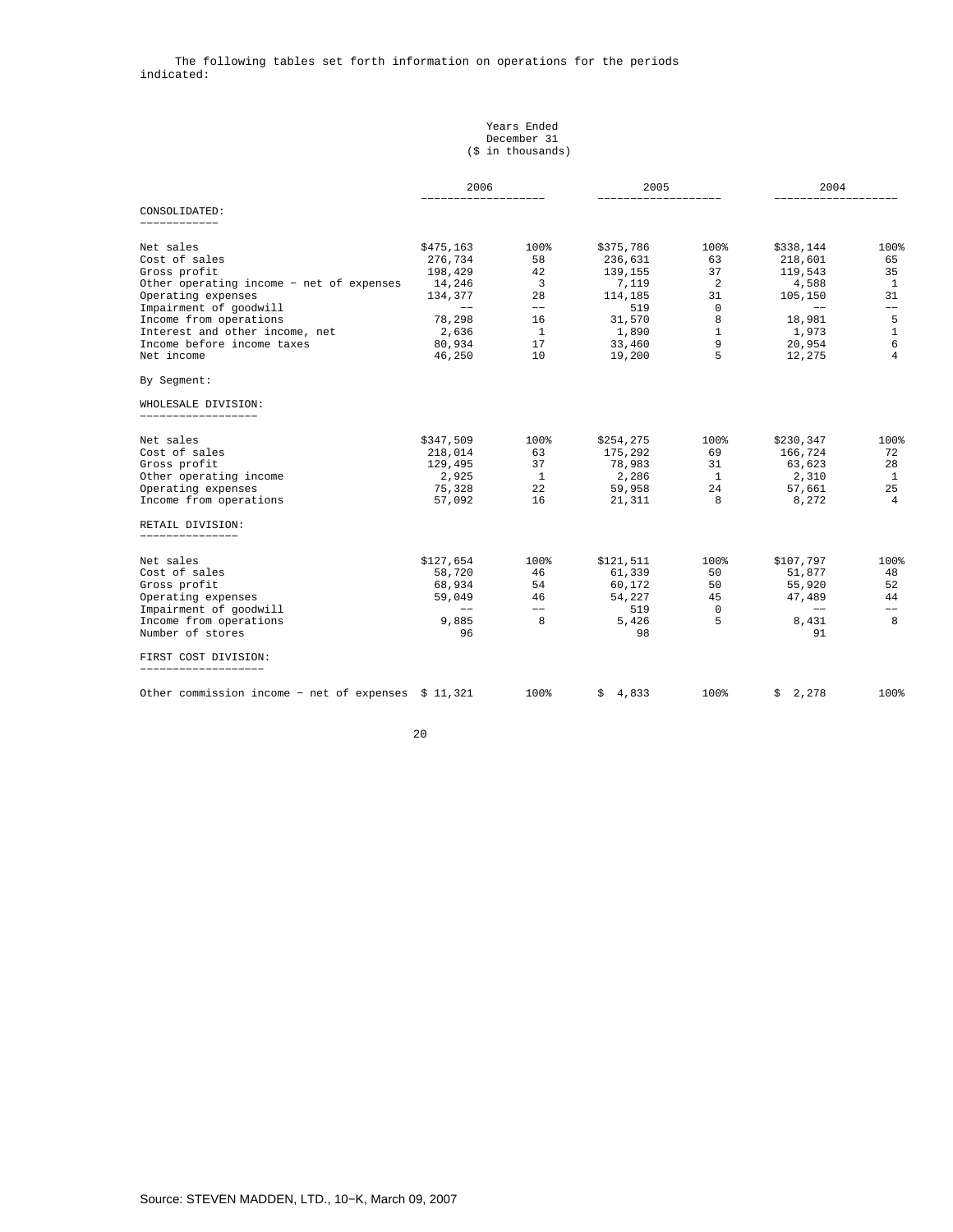The following tables set forth information on operations for the periods indicated:

| | Years Ended December 31 ($ in thousands) | | | | | |
|---|---|---|---|---|---|---|
| | 2006 | | 2005 | | 2004 | |
| **CONSOLIDATED:** | | | | | | |
| Net sales | $475,163 | 100% | $375,786 | 100% | $338,144 | 100% |
| Cost of sales | 276,734 | 58 | 236,631 | 63 | 218,601 | 65 |
| Gross profit | 198,429 | 42 | 139,155 | 37 | 119,543 | 35 |
| Other operating income − net of expenses | 14,246 | 3 | 7,119 | 2 | 4,588 | 1 |
| Operating expenses | 134,377 | 28 | 114,185 | 31 | 105,150 | 31 |
| Impairment of goodwill | −− | −− | 519 | 0 | −− | −− |
| Income from operations | 78,298 | 16 | 31,570 | 8 | 18,981 | 5 |
| Interest and other income, net | 2,636 | 1 | 1,890 | 1 | 1,973 | 1 |
| Income before income taxes | 80,934 | 17 | 33,460 | 9 | 20,954 | 6 |
| Net income | 46,250 | 10 | 19,200 | 5 | 12,275 | 4 |
| By Segment: | | | | | | |
| **WHOLESALE DIVISION:** | | | | | | |
| Net sales | $347,509 | 100% | $254,275 | 100% | $230,347 | 100% |
| Cost of sales | 218,014 | 63 | 175,292 | 69 | 166,724 | 72 |
| Gross profit | 129,495 | 37 | 78,983 | 31 | 63,623 | 28 |
| Other operating income | 2,925 | 1 | 2,286 | 1 | 2,310 | 1 |
| Operating expenses | 75,328 | 22 | 59,958 | 24 | 57,661 | 25 |
| Income from operations | 57,092 | 16 | 21,311 | 8 | 8,272 | 4 |
| **RETAIL DIVISION:** | | | | | | |
| Net sales | $127,654 | 100% | $121,511 | 100% | $107,797 | 100% |
| Cost of sales | 58,720 | 46 | 61,339 | 50 | 51,877 | 48 |
| Gross profit | 68,934 | 54 | 60,172 | 50 | 55,920 | 52 |
| Operating expenses | 59,049 | 46 | 54,227 | 45 | 47,489 | 44 |
| Impairment of goodwill | −− | −− | 519 | 0 | −− | −− |
| Income from operations | 9,885 | 8 | 5,426 | 5 | 8,431 | 8 |
| Number of stores | 96 | | 98 | | 91 | |
| **FIRST COST DIVISION:** | | | | | | |
| Other commission income − net of expenses | $ 11,321 | 100% | $ 4,833 | 100% | $ 2,278 | 100% |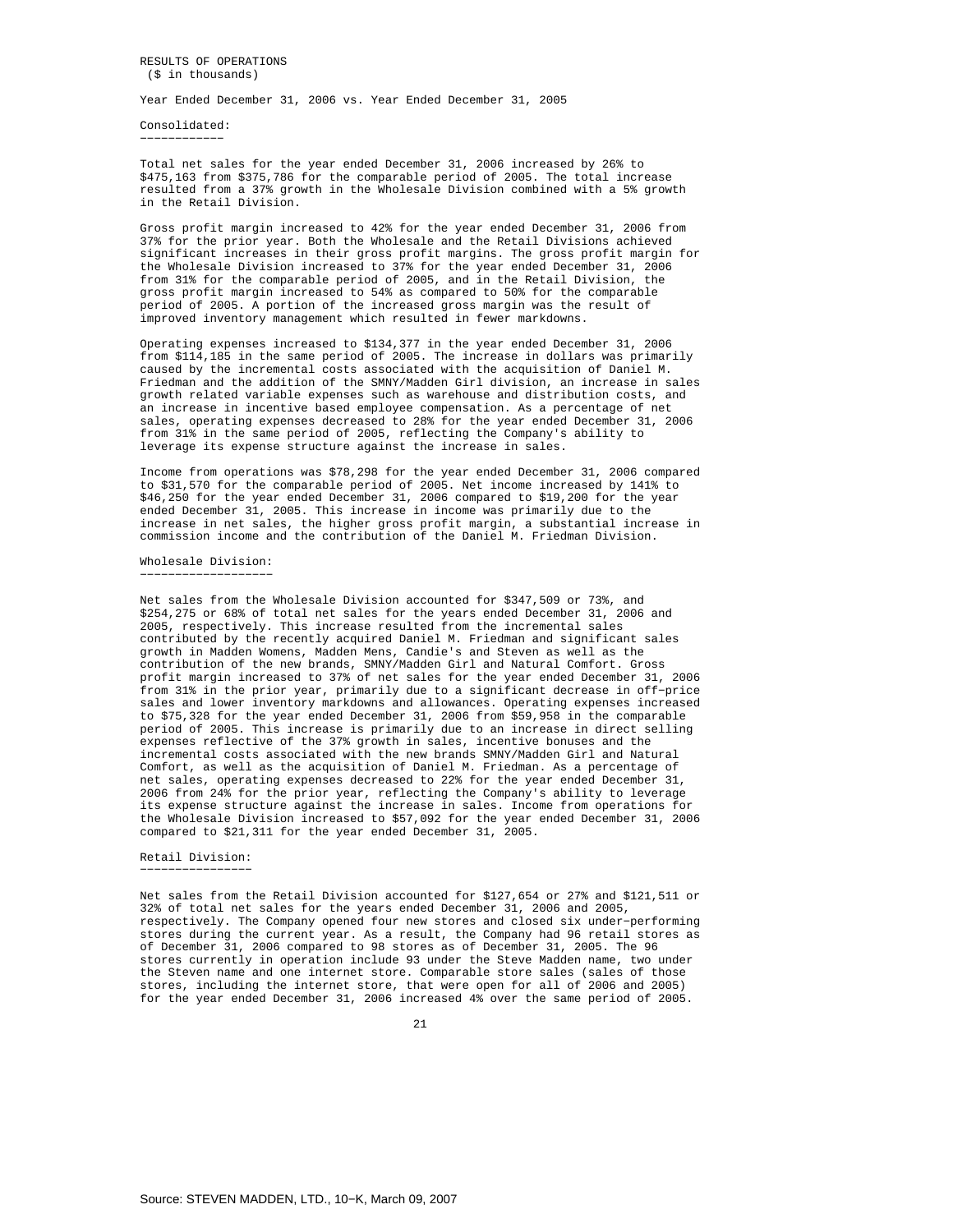RESULTS OF OPERATIONS
($ in thousands)

Year Ended December 31, 2006 vs. Year Ended December 31, 2005

## Consolidated:

Total net sales for the year ended December 31, 2006 increased by 26% to $475,163 from $375,786 for the comparable period of 2005. The total increase resulted from a 37% growth in the Wholesale Division combined with a 5% growth in the Retail Division.

Gross profit margin increased to 42% for the year ended December 31, 2006 from 37% for the prior year. Both the Wholesale and the Retail Divisions achieved significant increases in their gross profit margins. The gross profit margin for the Wholesale Division increased to 37% for the year ended December 31, 2006 from 31% for the comparable period of 2005, and in the Retail Division, the gross profit margin increased to 54% as compared to 50% for the comparable period of 2005. A portion of the increased gross margin was the result of improved inventory management which resulted in fewer markdowns.

Operating expenses increased to $134,377 in the year ended December 31, 2006 from $114,185 in the same period of 2005. The increase in dollars was primarily caused by the incremental costs associated with the acquisition of Daniel M. Friedman and the addition of the SMNY/Madden Girl division, an increase in sales growth related variable expenses such as warehouse and distribution costs, and an increase in incentive based employee compensation. As a percentage of net sales, operating expenses decreased to 28% for the year ended December 31, 2006 from 31% in the same period of 2005, reflecting the Company's ability to leverage its expense structure against the increase in sales.

Income from operations was $78,298 for the year ended December 31, 2006 compared to $31,570 for the comparable period of 2005. Net income increased by 141% to $46,250 for the year ended December 31, 2006 compared to $19,200 for the year ended December 31, 2005. This increase in income was primarily due to the increase in net sales, the higher gross profit margin, a substantial increase in commission income and the contribution of the Daniel M. Friedman Division.

## Wholesale Division:

Net sales from the Wholesale Division accounted for $347,509 or 73%, and $254,275 or 68% of total net sales for the years ended December 31, 2006 and 2005, respectively. This increase resulted from the incremental sales contributed by the recently acquired Daniel M. Friedman and significant sales growth in Madden Womens, Madden Mens, Candie's and Steven as well as the contribution of the new brands, SMNY/Madden Girl and Natural Comfort. Gross profit margin increased to 37% of net sales for the year ended December 31, 2006 from 31% in the prior year, primarily due to a significant decrease in off-price sales and lower inventory markdowns and allowances. Operating expenses increased to $75,328 for the year ended December 31, 2006 from $59,958 in the comparable period of 2005. This increase is primarily due to an increase in direct selling expenses reflective of the 37% growth in sales, incentive bonuses and the incremental costs associated with the new brands SMNY/Madden Girl and Natural Comfort, as well as the acquisition of Daniel M. Friedman. As a percentage of net sales, operating expenses decreased to 22% for the year ended December 31, 2006 from 24% for the prior year, reflecting the Company's ability to leverage its expense structure against the increase in sales. Income from operations for the Wholesale Division increased to $57,092 for the year ended December 31, 2006 compared to $21,311 for the year ended December 31, 2005.

## Retail Division:

Net sales from the Retail Division accounted for $127,654 or 27% and $121,511 or 32% of total net sales for the years ended December 31, 2006 and 2005, respectively. The Company opened four new stores and closed six under-performing stores during the current year. As a result, the Company had 96 retail stores as of December 31, 2006 compared to 98 stores as of December 31, 2005. The 96 stores currently in operation include 93 under the Steve Madden name, two under the Steven name and one internet store. Comparable store sales (sales of those stores, including the internet store, that were open for all of 2006 and 2005) for the year ended December 31, 2006 increased 4% over the same period of 2005.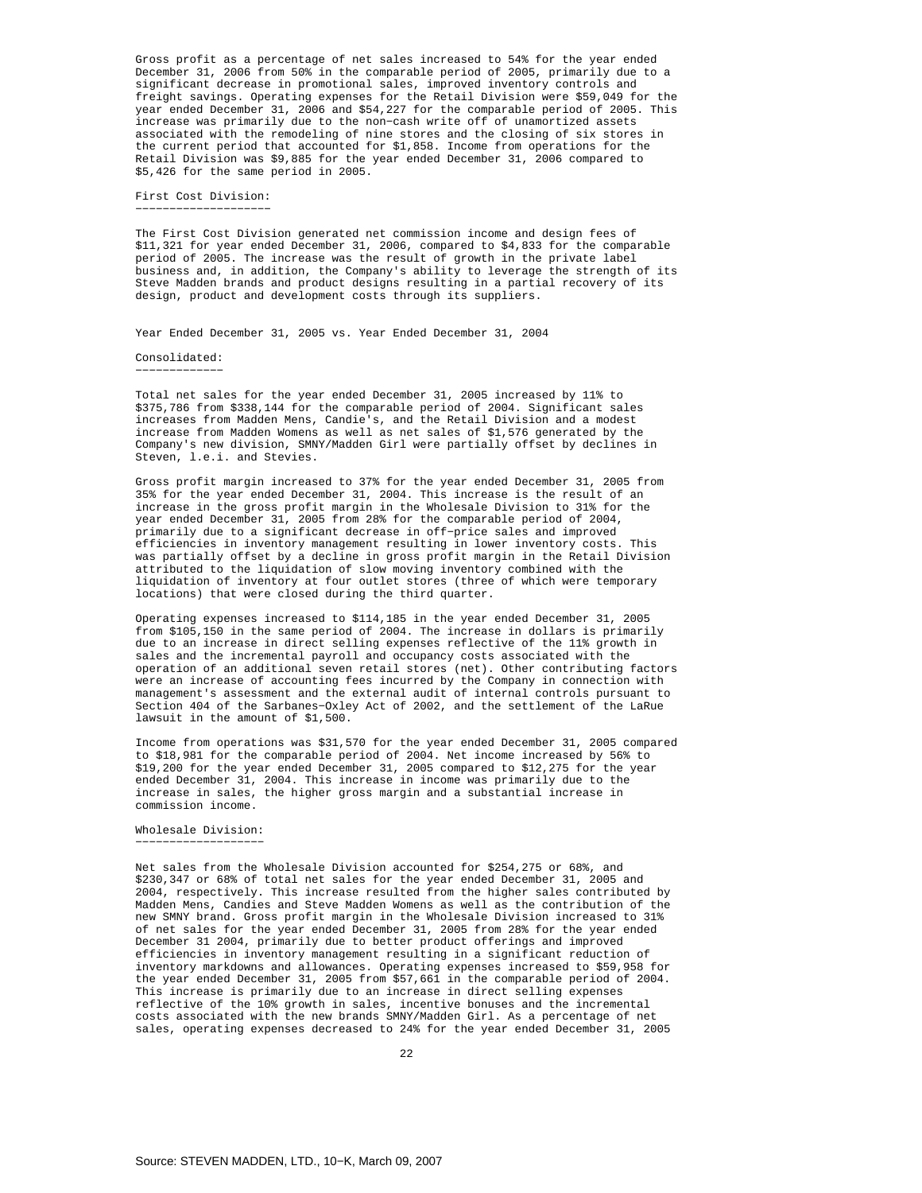Gross profit as a percentage of net sales increased to 54% for the year ended December 31, 2006 from 50% in the comparable period of 2005, primarily due to a significant decrease in promotional sales, improved inventory controls and freight savings. Operating expenses for the Retail Division were $59,049 for the year ended December 31, 2006 and $54,227 for the comparable period of 2005. This increase was primarily due to the non-cash write off of unamortized assets associated with the remodeling of nine stores and the closing of six stores in the current period that accounted for $1,858. Income from operations for the Retail Division was $9,885 for the year ended December 31, 2006 compared to $5,426 for the same period in 2005.

### First Cost Division:

The First Cost Division generated net commission income and design fees of $11,321 for year ended December 31, 2006, compared to $4,833 for the comparable period of 2005. The increase was the result of growth in the private label business and, in addition, the Company's ability to leverage the strength of its Steve Madden brands and product designs resulting in a partial recovery of its design, product and development costs through its suppliers.

## Year Ended December 31, 2005 vs. Year Ended December 31, 2004

### Consolidated:

Total net sales for the year ended December 31, 2005 increased by 11% to $375,786 from $338,144 for the comparable period of 2004. Significant sales increases from Madden Mens, Candie's, and the Retail Division and a modest increase from Madden Womens as well as net sales of $1,576 generated by the Company's new division, SMNY/Madden Girl were partially offset by declines in Steven, l.e.i. and Stevies.

Gross profit margin increased to 37% for the year ended December 31, 2005 from 35% for the year ended December 31, 2004. This increase is the result of an increase in the gross profit margin in the Wholesale Division to 31% for the year ended December 31, 2005 from 28% for the comparable period of 2004, primarily due to a significant decrease in off-price sales and improved efficiencies in inventory management resulting in lower inventory costs. This was partially offset by a decline in gross profit margin in the Retail Division attributed to the liquidation of slow moving inventory combined with the liquidation of inventory at four outlet stores (three of which were temporary locations) that were closed during the third quarter.

Operating expenses increased to $114,185 in the year ended December 31, 2005 from $105,150 in the same period of 2004. The increase in dollars is primarily due to an increase in direct selling expenses reflective of the 11% growth in sales and the incremental payroll and occupancy costs associated with the operation of an additional seven retail stores (net). Other contributing factors were an increase of accounting fees incurred by the Company in connection with management's assessment and the external audit of internal controls pursuant to Section 404 of the Sarbanes-Oxley Act of 2002, and the settlement of the LaRue lawsuit in the amount of $1,500.

Income from operations was $31,570 for the year ended December 31, 2005 compared to $18,981 for the comparable period of 2004. Net income increased by 56% to $19,200 for the year ended December 31, 2005 compared to $12,275 for the year ended December 31, 2004. This increase in income was primarily due to the increase in sales, the higher gross margin and a substantial increase in commission income.

### Wholesale Division:

Net sales from the Wholesale Division accounted for $254,275 or 68%, and $230,347 or 68% of total net sales for the year ended December 31, 2005 and 2004, respectively. This increase resulted from the higher sales contributed by Madden Mens, Candies and Steve Madden Womens as well as the contribution of the new SMNY brand. Gross profit margin in the Wholesale Division increased to 31% of net sales for the year ended December 31, 2005 from 28% for the year ended December 31 2004, primarily due to better product offerings and improved efficiencies in inventory management resulting in a significant reduction of inventory markdowns and allowances. Operating expenses increased to $59,958 for the year ended December 31, 2005 from $57,661 in the comparable period of 2004. This increase is primarily due to an increase in direct selling expenses reflective of the 10% growth in sales, incentive bonuses and the incremental costs associated with the new brands SMNY/Madden Girl. As a percentage of net sales, operating expenses decreased to 24% for the year ended December 31, 2005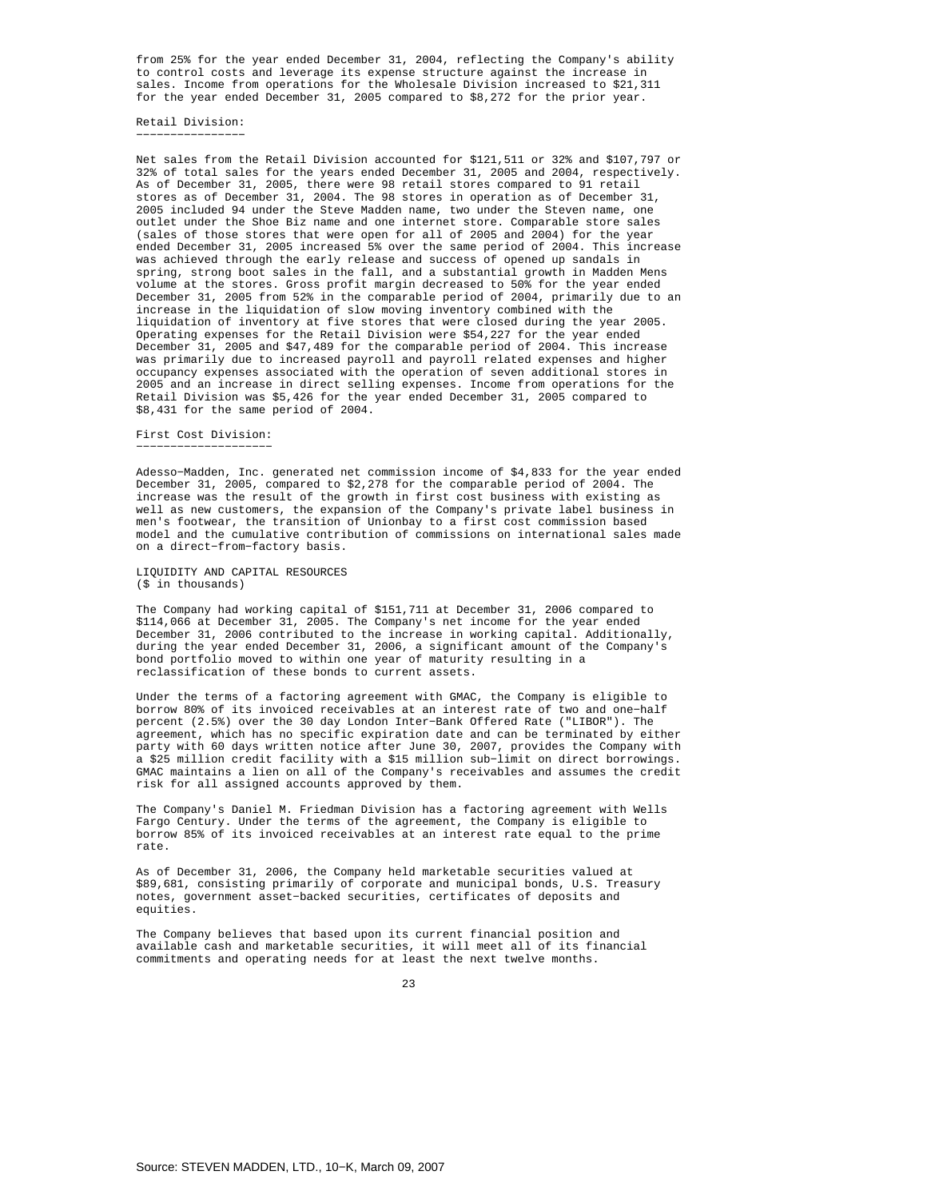from 25% for the year ended December 31, 2004, reflecting the Company's ability to control costs and leverage its expense structure against the increase in sales. Income from operations for the Wholesale Division increased to $21,311 for the year ended December 31, 2005 compared to $8,272 for the prior year.

### Retail Division:

Net sales from the Retail Division accounted for $121,511 or 32% and $107,797 or 32% of total sales for the years ended December 31, 2005 and 2004, respectively. As of December 31, 2005, there were 98 retail stores compared to 91 retail stores as of December 31, 2004. The 98 stores in operation as of December 31, 2005 included 94 under the Steve Madden name, two under the Steven name, one outlet under the Shoe Biz name and one internet store. Comparable store sales (sales of those stores that were open for all of 2005 and 2004) for the year ended December 31, 2005 increased 5% over the same period of 2004. This increase was achieved through the early release and success of opened up sandals in spring, strong boot sales in the fall, and a substantial growth in Madden Mens volume at the stores. Gross profit margin decreased to 50% for the year ended December 31, 2005 from 52% in the comparable period of 2004, primarily due to an increase in the liquidation of slow moving inventory combined with the liquidation of inventory at five stores that were closed during the year 2005. Operating expenses for the Retail Division were $54,227 for the year ended December 31, 2005 and $47,489 for the comparable period of 2004. This increase was primarily due to increased payroll and payroll related expenses and higher occupancy expenses associated with the operation of seven additional stores in 2005 and an increase in direct selling expenses. Income from operations for the Retail Division was $5,426 for the year ended December 31, 2005 compared to $8,431 for the same period of 2004.

### First Cost Division:

Adesso-Madden, Inc. generated net commission income of $4,833 for the year ended December 31, 2005, compared to $2,278 for the comparable period of 2004. The increase was the result of the growth in first cost business with existing as well as new customers, the expansion of the Company's private label business in men's footwear, the transition of Unionbay to a first cost commission based model and the cumulative contribution of commissions on international sales made on a direct-from-factory basis.

## LIQUIDITY AND CAPITAL RESOURCES
($ in thousands)

The Company had working capital of $151,711 at December 31, 2006 compared to $114,066 at December 31, 2005. The Company's net income for the year ended December 31, 2006 contributed to the increase in working capital. Additionally, during the year ended December 31, 2006, a significant amount of the Company's bond portfolio moved to within one year of maturity resulting in a reclassification of these bonds to current assets.

Under the terms of a factoring agreement with GMAC, the Company is eligible to borrow 80% of its invoiced receivables at an interest rate of two and one-half percent (2.5%) over the 30 day London Inter-Bank Offered Rate ("LIBOR"). The agreement, which has no specific expiration date and can be terminated by either party with 60 days written notice after June 30, 2007, provides the Company with a $25 million credit facility with a $15 million sub-limit on direct borrowings. GMAC maintains a lien on all of the Company's receivables and assumes the credit risk for all assigned accounts approved by them.

The Company's Daniel M. Friedman Division has a factoring agreement with Wells Fargo Century. Under the terms of the agreement, the Company is eligible to borrow 85% of its invoiced receivables at an interest rate equal to the prime rate.

As of December 31, 2006, the Company held marketable securities valued at $89,681, consisting primarily of corporate and municipal bonds, U.S. Treasury notes, government asset-backed securities, certificates of deposits and equities.

The Company believes that based upon its current financial position and available cash and marketable securities, it will meet all of its financial commitments and operating needs for at least the next twelve months.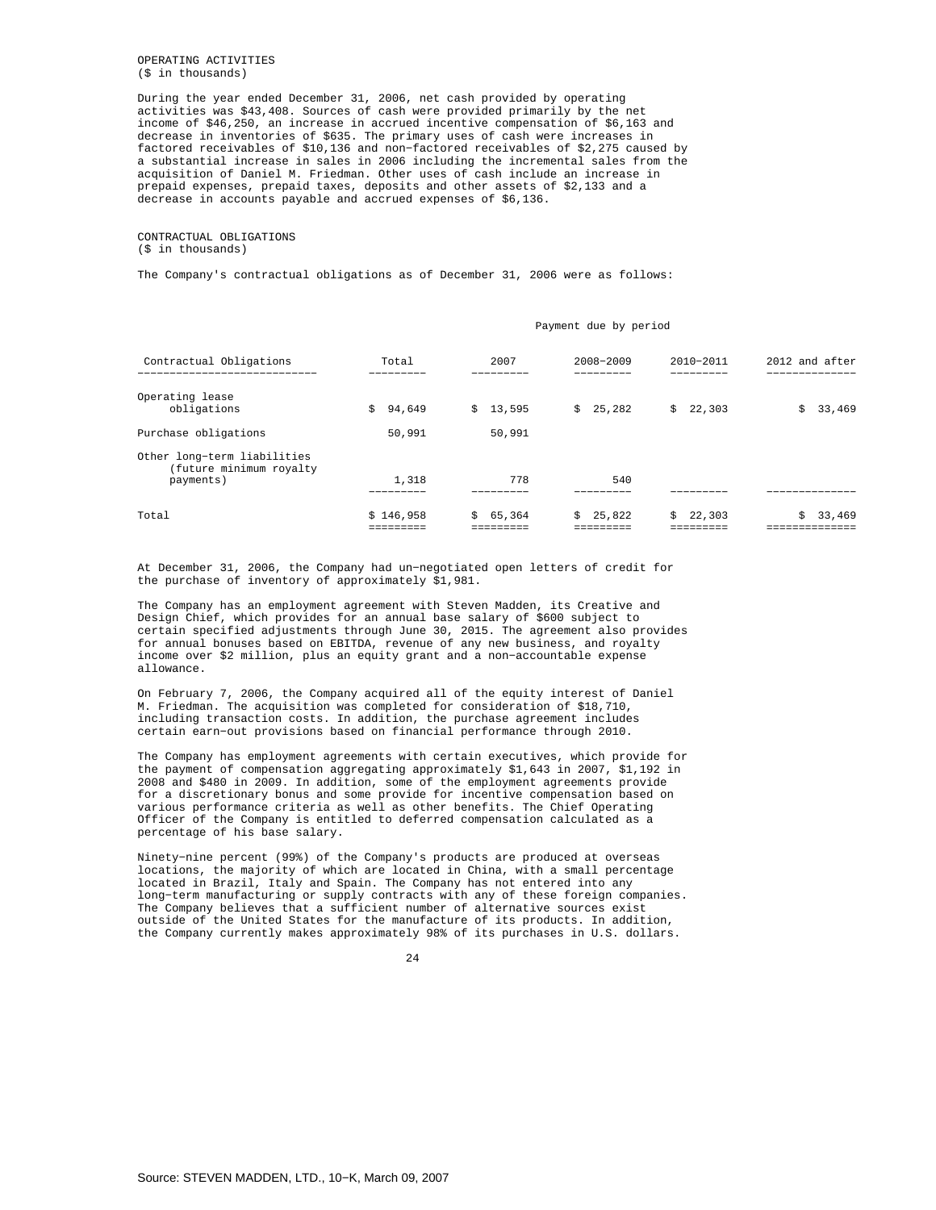OPERATING ACTIVITIES
($ in thousands)

During the year ended December 31, 2006, net cash provided by operating activities was $43,408. Sources of cash were provided primarily by the net income of $46,250, an increase in accrued incentive compensation of $6,163 and decrease in inventories of $635. The primary uses of cash were increases in factored receivables of $10,136 and non-factored receivables of $2,275 caused by a substantial increase in sales in 2006 including the incremental sales from the acquisition of Daniel M. Friedman. Other uses of cash include an increase in prepaid expenses, prepaid taxes, deposits and other assets of $2,133 and a decrease in accounts payable and accrued expenses of $6,136.

CONTRACTUAL OBLIGATIONS
($ in thousands)

The Company's contractual obligations as of December 31, 2006 were as follows:

| | Payment due by period | | | | |
|---|---|---|---|---|---|
| Contractual Obligations | Total | 2007 | 2008-2009 | 2010-2011 | 2012 and after |
| Operating lease obligations | $ 94,649 | $ 13,595 | $ 25,282 | $ 22,303 | $ 33,469 |
| Purchase obligations | 50,991 | 50,991 | | | |
| Other long-term liabilities (future minimum royalty payments) | 1,318 | 778 | 540 | | |
| Total | $ 146,958 | $ 65,364 | $ 25,822 | $ 22,303 | $ 33,469 |

At December 31, 2006, the Company had un-negotiated open letters of credit for the purchase of inventory of approximately $1,981.

The Company has an employment agreement with Steven Madden, its Creative and Design Chief, which provides for an annual base salary of $600 subject to certain specified adjustments through June 30, 2015. The agreement also provides for annual bonuses based on EBITDA, revenue of any new business, and royalty income over $2 million, plus an equity grant and a non-accountable expense allowance.

On February 7, 2006, the Company acquired all of the equity interest of Daniel M. Friedman. The acquisition was completed for consideration of $18,710, including transaction costs. In addition, the purchase agreement includes certain earn-out provisions based on financial performance through 2010.

The Company has employment agreements with certain executives, which provide for the payment of compensation aggregating approximately $1,643 in 2007, $1,192 in 2008 and $480 in 2009. In addition, some of the employment agreements provide for a discretionary bonus and some provide for incentive compensation based on various performance criteria as well as other benefits. The Chief Operating Officer of the Company is entitled to deferred compensation calculated as a percentage of his base salary.

Ninety-nine percent (99%) of the Company's products are produced at overseas locations, the majority of which are located in China, with a small percentage located in Brazil, Italy and Spain. The Company has not entered into any long-term manufacturing or supply contracts with any of these foreign companies. The Company believes that a sufficient number of alternative sources exist outside of the United States for the manufacture of its products. In addition, the Company currently makes approximately 98% of its purchases in U.S. dollars.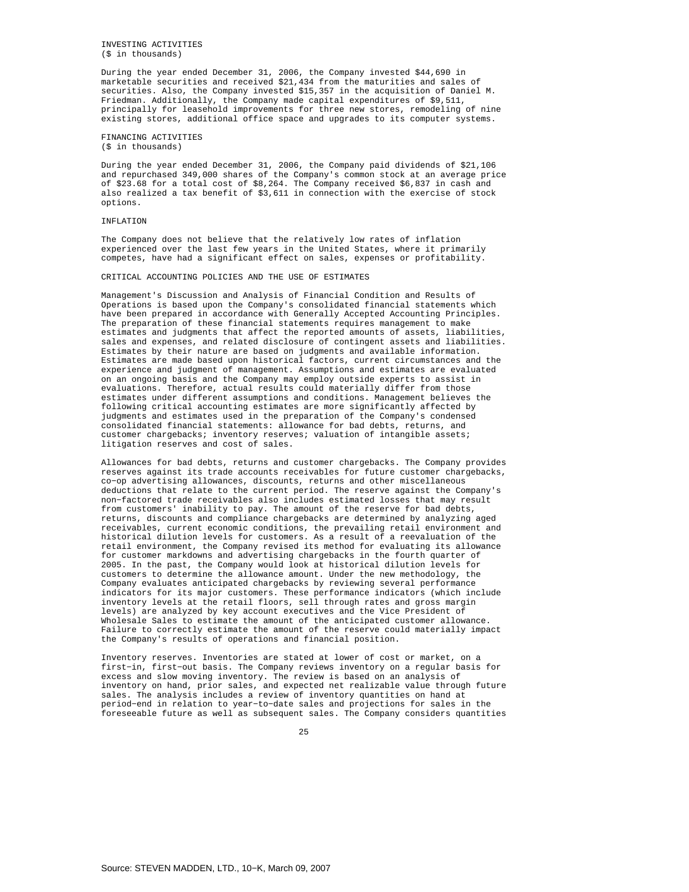## INVESTING ACTIVITIES
($ in thousands)

During the year ended December 31, 2006, the Company invested $44,690 in marketable securities and received $21,434 from the maturities and sales of securities. Also, the Company invested $15,357 in the acquisition of Daniel M. Friedman. Additionally, the Company made capital expenditures of $9,511, principally for leasehold improvements for three new stores, remodeling of nine existing stores, additional office space and upgrades to its computer systems.

## FINANCING ACTIVITIES
($ in thousands)

During the year ended December 31, 2006, the Company paid dividends of $21,106 and repurchased 349,000 shares of the Company's common stock at an average price of $23.68 for a total cost of $8,264. The Company received $6,837 in cash and also realized a tax benefit of $3,611 in connection with the exercise of stock options.

## INFLATION

The Company does not believe that the relatively low rates of inflation experienced over the last few years in the United States, where it primarily competes, have had a significant effect on sales, expenses or profitability.

## CRITICAL ACCOUNTING POLICIES AND THE USE OF ESTIMATES

Management's Discussion and Analysis of Financial Condition and Results of Operations is based upon the Company's consolidated financial statements which have been prepared in accordance with Generally Accepted Accounting Principles. The preparation of these financial statements requires management to make estimates and judgments that affect the reported amounts of assets, liabilities, sales and expenses, and related disclosure of contingent assets and liabilities. Estimates by their nature are based on judgments and available information. Estimates are made based upon historical factors, current circumstances and the experience and judgment of management. Assumptions and estimates are evaluated on an ongoing basis and the Company may employ outside experts to assist in evaluations. Therefore, actual results could materially differ from those estimates under different assumptions and conditions. Management believes the following critical accounting estimates are more significantly affected by judgments and estimates used in the preparation of the Company's condensed consolidated financial statements: allowance for bad debts, returns, and customer chargebacks; inventory reserves; valuation of intangible assets; litigation reserves and cost of sales.

Allowances for bad debts, returns and customer chargebacks. The Company provides reserves against its trade accounts receivables for future customer chargebacks, co-op advertising allowances, discounts, returns and other miscellaneous deductions that relate to the current period. The reserve against the Company's non-factored trade receivables also includes estimated losses that may result from customers' inability to pay. The amount of the reserve for bad debts, returns, discounts and compliance chargebacks are determined by analyzing aged receivables, current economic conditions, the prevailing retail environment and historical dilution levels for customers. As a result of a reevaluation of the retail environment, the Company revised its method for evaluating its allowance for customer markdowns and advertising chargebacks in the fourth quarter of 2005. In the past, the Company would look at historical dilution levels for customers to determine the allowance amount. Under the new methodology, the Company evaluates anticipated chargebacks by reviewing several performance indicators for its major customers. These performance indicators (which include inventory levels at the retail floors, sell through rates and gross margin levels) are analyzed by key account executives and the Vice President of Wholesale Sales to estimate the amount of the anticipated customer allowance. Failure to correctly estimate the amount of the reserve could materially impact the Company's results of operations and financial position.

Inventory reserves. Inventories are stated at lower of cost or market, on a first-in, first-out basis. The Company reviews inventory on a regular basis for excess and slow moving inventory. The review is based on an analysis of inventory on hand, prior sales, and expected net realizable value through future sales. The analysis includes a review of inventory quantities on hand at period-end in relation to year-to-date sales and projections for sales in the foreseeable future as well as subsequent sales. The Company considers quantities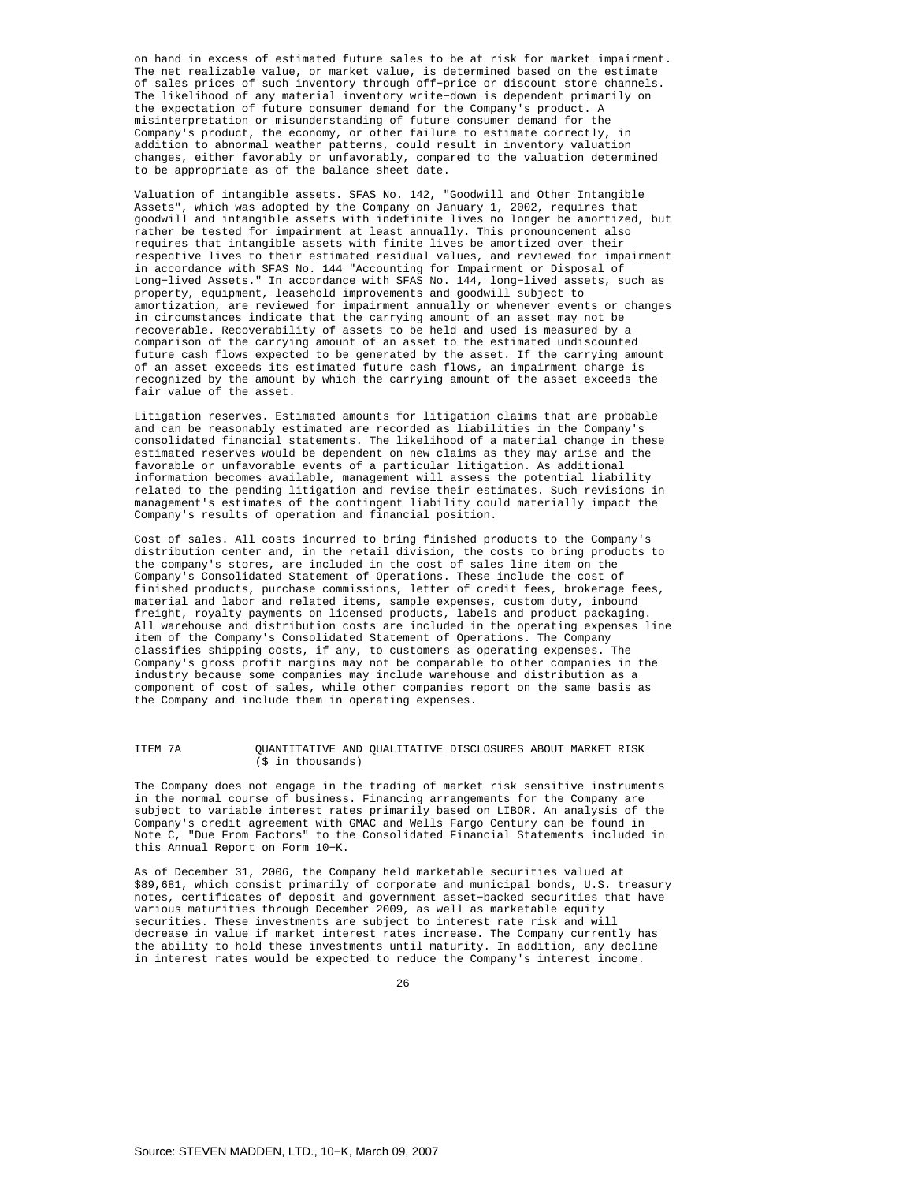on hand in excess of estimated future sales to be at risk for market impairment. The net realizable value, or market value, is determined based on the estimate of sales prices of such inventory through off-price or discount store channels. The likelihood of any material inventory write-down is dependent primarily on the expectation of future consumer demand for the Company's product. A misinterpretation or misunderstanding of future consumer demand for the Company's product, the economy, or other failure to estimate correctly, in addition to abnormal weather patterns, could result in inventory valuation changes, either favorably or unfavorably, compared to the valuation determined to be appropriate as of the balance sheet date.

Valuation of intangible assets. SFAS No. 142, "Goodwill and Other Intangible Assets", which was adopted by the Company on January 1, 2002, requires that goodwill and intangible assets with indefinite lives no longer be amortized, but rather be tested for impairment at least annually. This pronouncement also requires that intangible assets with finite lives be amortized over their respective lives to their estimated residual values, and reviewed for impairment in accordance with SFAS No. 144 "Accounting for Impairment or Disposal of Long-lived Assets." In accordance with SFAS No. 144, long-lived assets, such as property, equipment, leasehold improvements and goodwill subject to amortization, are reviewed for impairment annually or whenever events or changes in circumstances indicate that the carrying amount of an asset may not be recoverable. Recoverability of assets to be held and used is measured by a comparison of the carrying amount of an asset to the estimated undiscounted future cash flows expected to be generated by the asset. If the carrying amount of an asset exceeds its estimated future cash flows, an impairment charge is recognized by the amount by which the carrying amount of the asset exceeds the fair value of the asset.

Litigation reserves. Estimated amounts for litigation claims that are probable and can be reasonably estimated are recorded as liabilities in the Company's consolidated financial statements. The likelihood of a material change in these estimated reserves would be dependent on new claims as they may arise and the favorable or unfavorable events of a particular litigation. As additional information becomes available, management will assess the potential liability related to the pending litigation and revise their estimates. Such revisions in management's estimates of the contingent liability could materially impact the Company's results of operation and financial position.

Cost of sales. All costs incurred to bring finished products to the Company's distribution center and, in the retail division, the costs to bring products to the company's stores, are included in the cost of sales line item on the Company's Consolidated Statement of Operations. These include the cost of finished products, purchase commissions, letter of credit fees, brokerage fees, material and labor and related items, sample expenses, custom duty, inbound freight, royalty payments on licensed products, labels and product packaging. All warehouse and distribution costs are included in the operating expenses line item of the Company's Consolidated Statement of Operations. The Company classifies shipping costs, if any, to customers as operating expenses. The Company's gross profit margins may not be comparable to other companies in the industry because some companies may include warehouse and distribution as a component of cost of sales, while other companies report on the same basis as the Company and include them in operating expenses.

## ITEM 7A QUANTITATIVE AND QUALITATIVE DISCLOSURES ABOUT MARKET RISK ($ in thousands)

The Company does not engage in the trading of market risk sensitive instruments in the normal course of business. Financing arrangements for the Company are subject to variable interest rates primarily based on LIBOR. An analysis of the Company's credit agreement with GMAC and Wells Fargo Century can be found in Note C, "Due From Factors" to the Consolidated Financial Statements included in this Annual Report on Form 10-K.

As of December 31, 2006, the Company held marketable securities valued at $89,681, which consist primarily of corporate and municipal bonds, U.S. treasury notes, certificates of deposit and government asset-backed securities that have various maturities through December 2009, as well as marketable equity securities. These investments are subject to interest rate risk and will decrease in value if market interest rates increase. The Company currently has the ability to hold these investments until maturity. In addition, any decline in interest rates would be expected to reduce the Company's interest income.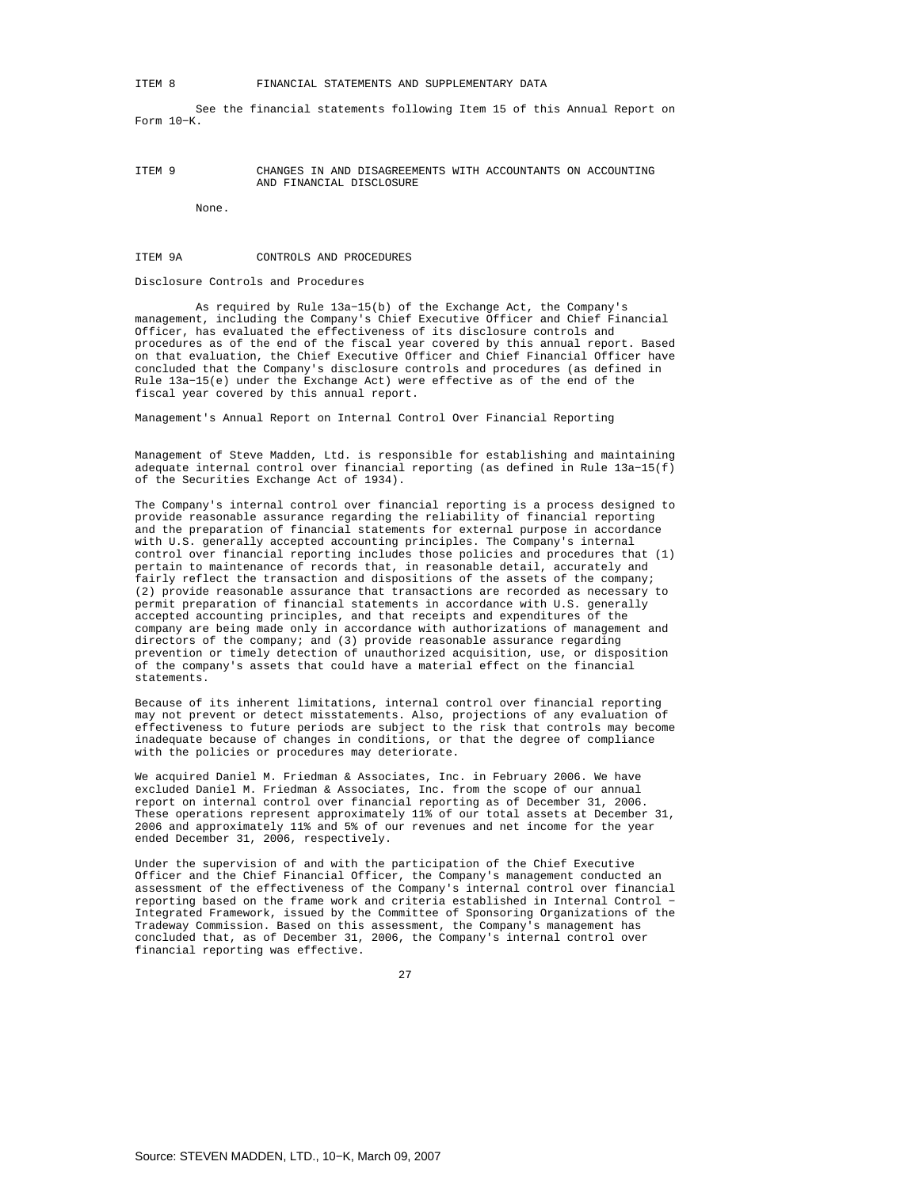## ITEM 8 FINANCIAL STATEMENTS AND SUPPLEMENTARY DATA

See the financial statements following Item 15 of this Annual Report on Form 10-K.

## ITEM 9 CHANGES IN AND DISAGREEMENTS WITH ACCOUNTANTS ON ACCOUNTING AND FINANCIAL DISCLOSURE

None.

## ITEM 9A CONTROLS AND PROCEDURES

Disclosure Controls and Procedures

As required by Rule 13a-15(b) of the Exchange Act, the Company's management, including the Company's Chief Executive Officer and Chief Financial Officer, has evaluated the effectiveness of its disclosure controls and procedures as of the end of the fiscal year covered by this annual report. Based on that evaluation, the Chief Executive Officer and Chief Financial Officer have concluded that the Company's disclosure controls and procedures (as defined in Rule 13a-15(e) under the Exchange Act) were effective as of the end of the fiscal year covered by this annual report.

Management's Annual Report on Internal Control Over Financial Reporting

Management of Steve Madden, Ltd. is responsible for establishing and maintaining adequate internal control over financial reporting (as defined in Rule 13a-15(f) of the Securities Exchange Act of 1934).

The Company's internal control over financial reporting is a process designed to provide reasonable assurance regarding the reliability of financial reporting and the preparation of financial statements for external purpose in accordance with U.S. generally accepted accounting principles. The Company's internal control over financial reporting includes those policies and procedures that (1) pertain to maintenance of records that, in reasonable detail, accurately and fairly reflect the transaction and dispositions of the assets of the company; (2) provide reasonable assurance that transactions are recorded as necessary to permit preparation of financial statements in accordance with U.S. generally accepted accounting principles, and that receipts and expenditures of the company are being made only in accordance with authorizations of management and directors of the company; and (3) provide reasonable assurance regarding prevention or timely detection of unauthorized acquisition, use, or disposition of the company's assets that could have a material effect on the financial statements.

Because of its inherent limitations, internal control over financial reporting may not prevent or detect misstatements. Also, projections of any evaluation of effectiveness to future periods are subject to the risk that controls may become inadequate because of changes in conditions, or that the degree of compliance with the policies or procedures may deteriorate.

We acquired Daniel M. Friedman & Associates, Inc. in February 2006. We have excluded Daniel M. Friedman & Associates, Inc. from the scope of our annual report on internal control over financial reporting as of December 31, 2006. These operations represent approximately 11% of our total assets at December 31, 2006 and approximately 11% and 5% of our revenues and net income for the year ended December 31, 2006, respectively.

Under the supervision of and with the participation of the Chief Executive Officer and the Chief Financial Officer, the Company's management conducted an assessment of the effectiveness of the Company's internal control over financial reporting based on the frame work and criteria established in Internal Control - Integrated Framework, issued by the Committee of Sponsoring Organizations of the Tradeway Commission. Based on this assessment, the Company's management has concluded that, as of December 31, 2006, the Company's internal control over financial reporting was effective.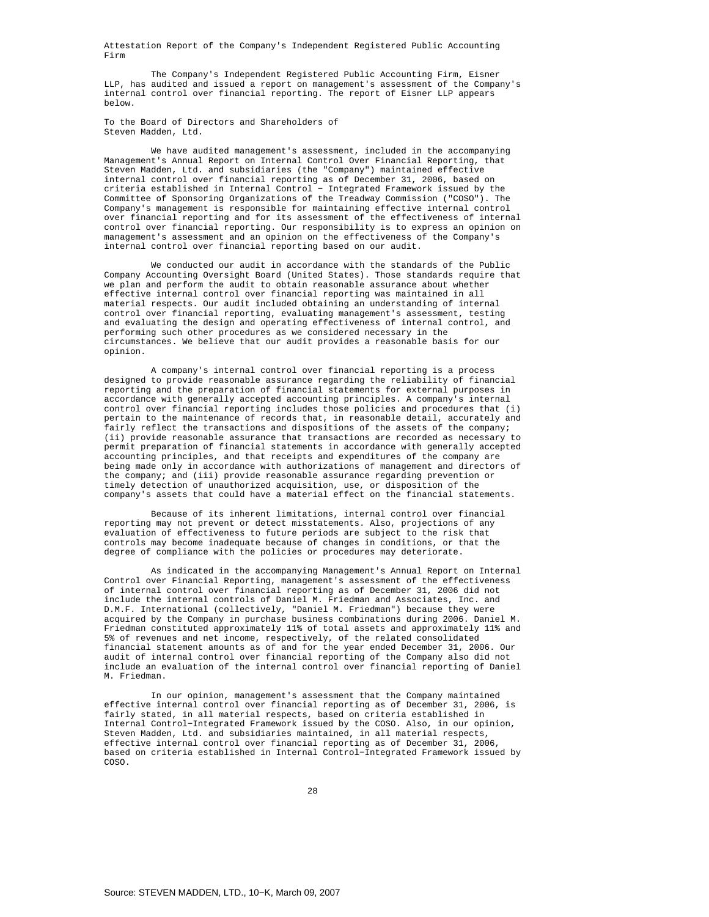Attestation Report of the Company's Independent Registered Public Accounting Firm

The Company's Independent Registered Public Accounting Firm, Eisner LLP, has audited and issued a report on management's assessment of the Company's internal control over financial reporting. The report of Eisner LLP appears below.

To the Board of Directors and Shareholders of
Steven Madden, Ltd.

We have audited management's assessment, included in the accompanying Management's Annual Report on Internal Control Over Financial Reporting, that Steven Madden, Ltd. and subsidiaries (the "Company") maintained effective internal control over financial reporting as of December 31, 2006, based on criteria established in Internal Control − Integrated Framework issued by the Committee of Sponsoring Organizations of the Treadway Commission ("COSO"). The Company's management is responsible for maintaining effective internal control over financial reporting and for its assessment of the effectiveness of internal control over financial reporting. Our responsibility is to express an opinion on management's assessment and an opinion on the effectiveness of the Company's internal control over financial reporting based on our audit.

We conducted our audit in accordance with the standards of the Public Company Accounting Oversight Board (United States). Those standards require that we plan and perform the audit to obtain reasonable assurance about whether effective internal control over financial reporting was maintained in all material respects. Our audit included obtaining an understanding of internal control over financial reporting, evaluating management's assessment, testing and evaluating the design and operating effectiveness of internal control, and performing such other procedures as we considered necessary in the circumstances. We believe that our audit provides a reasonable basis for our opinion.

A company's internal control over financial reporting is a process designed to provide reasonable assurance regarding the reliability of financial reporting and the preparation of financial statements for external purposes in accordance with generally accepted accounting principles. A company's internal control over financial reporting includes those policies and procedures that (i) pertain to the maintenance of records that, in reasonable detail, accurately and fairly reflect the transactions and dispositions of the assets of the company; (ii) provide reasonable assurance that transactions are recorded as necessary to permit preparation of financial statements in accordance with generally accepted accounting principles, and that receipts and expenditures of the company are being made only in accordance with authorizations of management and directors of the company; and (iii) provide reasonable assurance regarding prevention or timely detection of unauthorized acquisition, use, or disposition of the company's assets that could have a material effect on the financial statements.

Because of its inherent limitations, internal control over financial reporting may not prevent or detect misstatements. Also, projections of any evaluation of effectiveness to future periods are subject to the risk that controls may become inadequate because of changes in conditions, or that the degree of compliance with the policies or procedures may deteriorate.

As indicated in the accompanying Management's Annual Report on Internal Control over Financial Reporting, management's assessment of the effectiveness of internal control over financial reporting as of December 31, 2006 did not include the internal controls of Daniel M. Friedman and Associates, Inc. and D.M.F. International (collectively, "Daniel M. Friedman") because they were acquired by the Company in purchase business combinations during 2006. Daniel M. Friedman constituted approximately 11% of total assets and approximately 11% and 5% of revenues and net income, respectively, of the related consolidated financial statement amounts as of and for the year ended December 31, 2006. Our audit of internal control over financial reporting of the Company also did not include an evaluation of the internal control over financial reporting of Daniel M. Friedman.

In our opinion, management's assessment that the Company maintained effective internal control over financial reporting as of December 31, 2006, is fairly stated, in all material respects, based on criteria established in Internal Control−Integrated Framework issued by the COSO. Also, in our opinion, Steven Madden, Ltd. and subsidiaries maintained, in all material respects, effective internal control over financial reporting as of December 31, 2006, based on criteria established in Internal Control−Integrated Framework issued by COSO.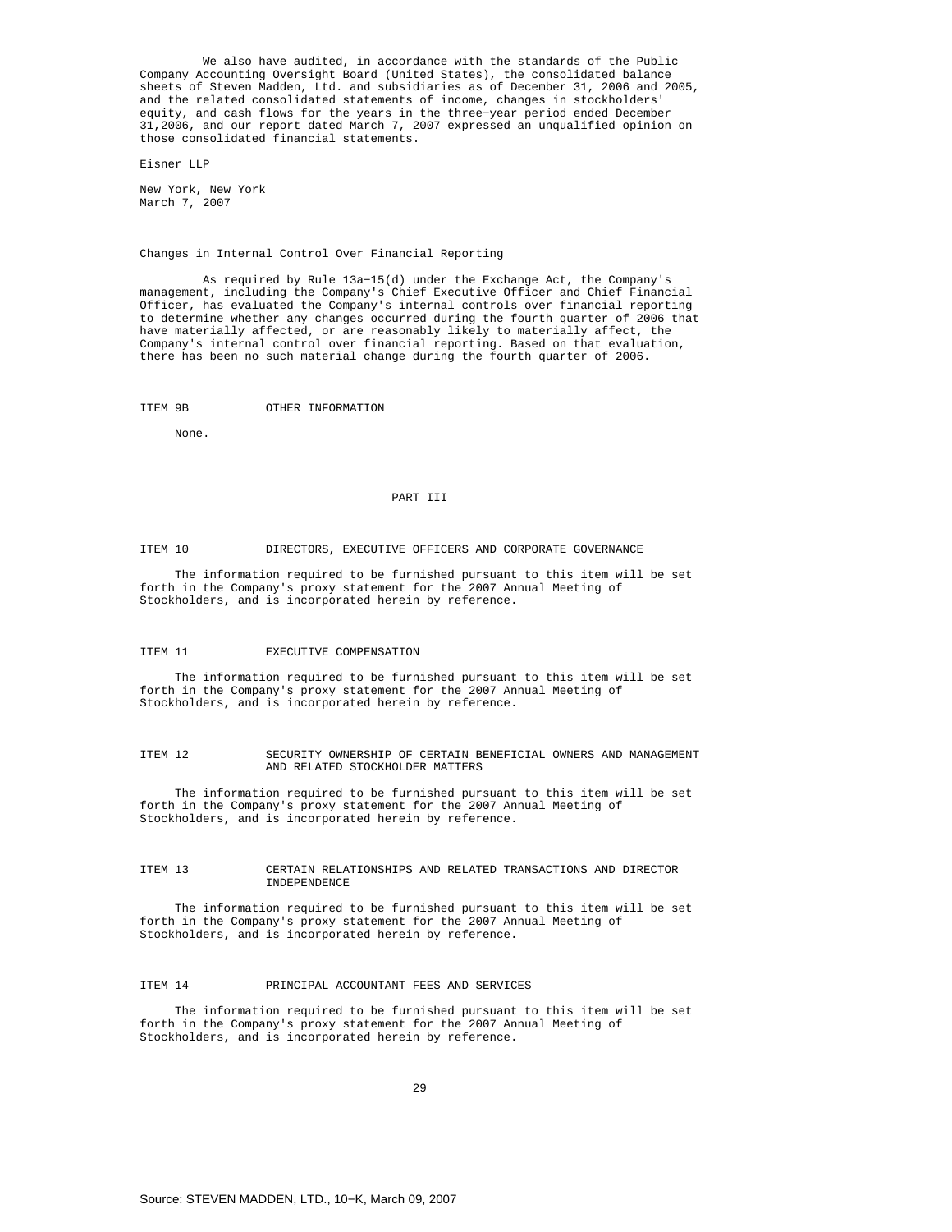We also have audited, in accordance with the standards of the Public Company Accounting Oversight Board (United States), the consolidated balance sheets of Steven Madden, Ltd. and subsidiaries as of December 31, 2006 and 2005, and the related consolidated statements of income, changes in stockholders' equity, and cash flows for the years in the three-year period ended December 31,2006, and our report dated March 7, 2007 expressed an unqualified opinion on those consolidated financial statements.

Eisner LLP

New York, New York
March 7, 2007

Changes in Internal Control Over Financial Reporting

As required by Rule 13a-15(d) under the Exchange Act, the Company's management, including the Company's Chief Executive Officer and Chief Financial Officer, has evaluated the Company's internal controls over financial reporting to determine whether any changes occurred during the fourth quarter of 2006 that have materially affected, or are reasonably likely to materially affect, the Company's internal control over financial reporting. Based on that evaluation, there has been no such material change during the fourth quarter of 2006.

## ITEM 9B OTHER INFORMATION

None.

# PART III

## ITEM 10 DIRECTORS, EXECUTIVE OFFICERS AND CORPORATE GOVERNANCE

The information required to be furnished pursuant to this item will be set forth in the Company's proxy statement for the 2007 Annual Meeting of Stockholders, and is incorporated herein by reference.

## ITEM 11 EXECUTIVE COMPENSATION

The information required to be furnished pursuant to this item will be set forth in the Company's proxy statement for the 2007 Annual Meeting of Stockholders, and is incorporated herein by reference.

## ITEM 12 SECURITY OWNERSHIP OF CERTAIN BENEFICIAL OWNERS AND MANAGEMENT AND RELATED STOCKHOLDER MATTERS

The information required to be furnished pursuant to this item will be set forth in the Company's proxy statement for the 2007 Annual Meeting of Stockholders, and is incorporated herein by reference.

## ITEM 13 CERTAIN RELATIONSHIPS AND RELATED TRANSACTIONS AND DIRECTOR INDEPENDENCE

The information required to be furnished pursuant to this item will be set forth in the Company's proxy statement for the 2007 Annual Meeting of Stockholders, and is incorporated herein by reference.

## ITEM 14 PRINCIPAL ACCOUNTANT FEES AND SERVICES

The information required to be furnished pursuant to this item will be set forth in the Company's proxy statement for the 2007 Annual Meeting of Stockholders, and is incorporated herein by reference.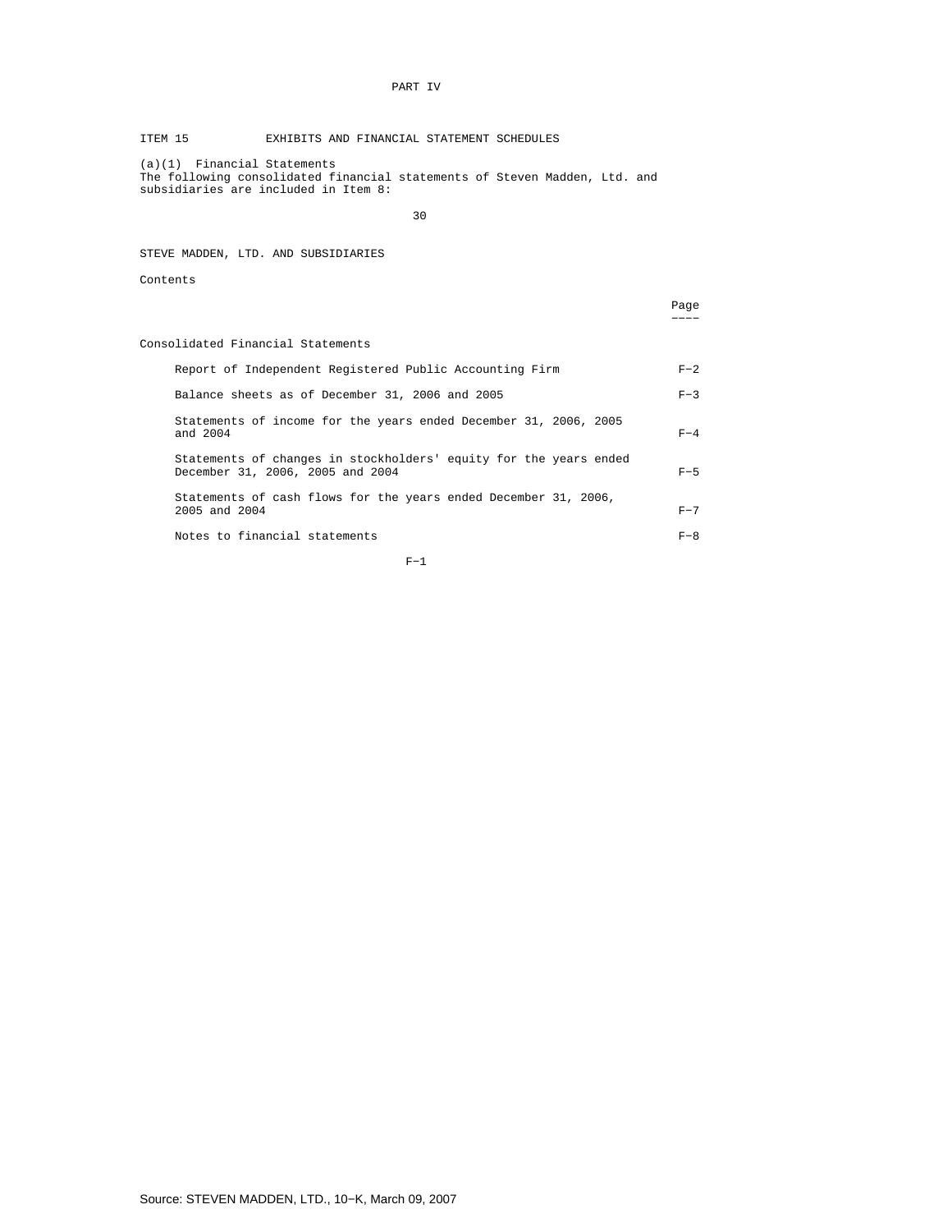# PART IV

## ITEM 15 EXHIBITS AND FINANCIAL STATEMENT SCHEDULES

(a)(1) Financial Statements
The following consolidated financial statements of Steven Madden, Ltd. and subsidiaries are included in Item 8:

STEVE MADDEN, LTD. AND SUBSIDIARIES

Contents

| | Page |
|---|---|
| Consolidated Financial Statements | |
| Report of Independent Registered Public Accounting Firm | F-2 |
| Balance sheets as of December 31, 2006 and 2005 | F-3 |
| Statements of income for the years ended December 31, 2006, 2005 and 2004 | F-4 |
| Statements of changes in stockholders' equity for the years ended December 31, 2006, 2005 and 2004 | F-5 |
| Statements of cash flows for the years ended December 31, 2006, 2005 and 2004 | F-7 |
| Notes to financial statements | F-8 |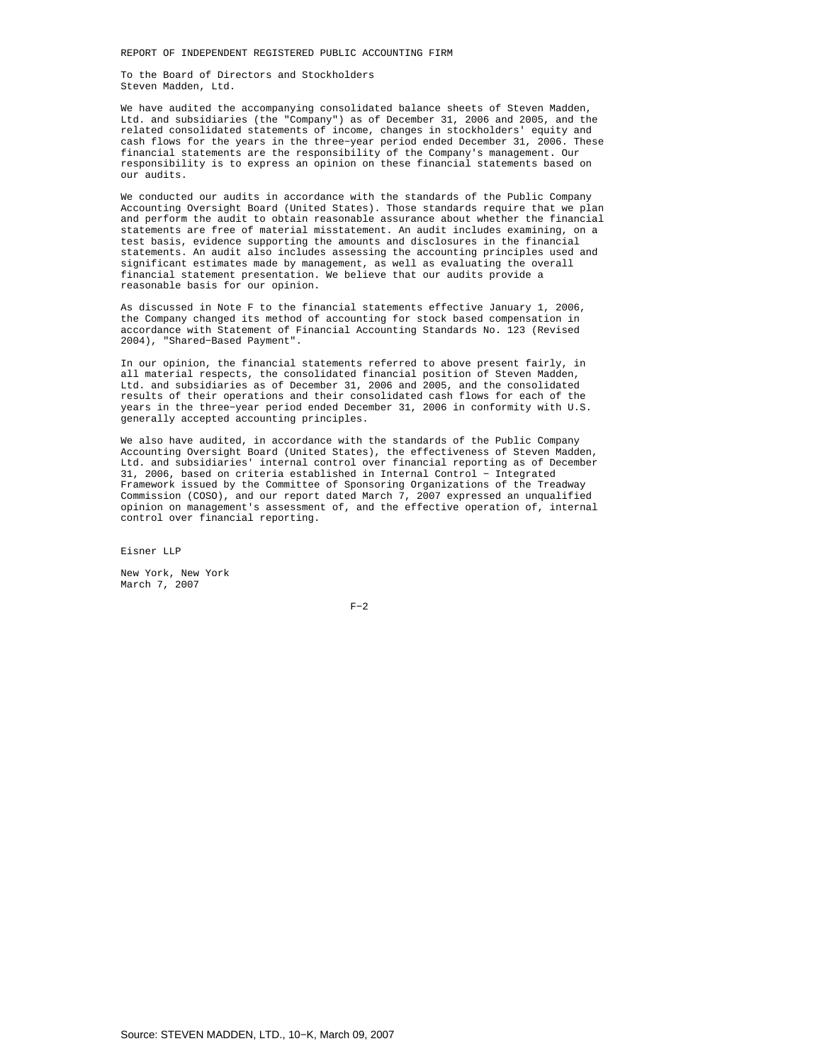## REPORT OF INDEPENDENT REGISTERED PUBLIC ACCOUNTING FIRM

To the Board of Directors and Stockholders
Steven Madden, Ltd.

We have audited the accompanying consolidated balance sheets of Steven Madden, Ltd. and subsidiaries (the "Company") as of December 31, 2006 and 2005, and the related consolidated statements of income, changes in stockholders' equity and cash flows for the years in the three-year period ended December 31, 2006. These financial statements are the responsibility of the Company's management. Our responsibility is to express an opinion on these financial statements based on our audits.

We conducted our audits in accordance with the standards of the Public Company Accounting Oversight Board (United States). Those standards require that we plan and perform the audit to obtain reasonable assurance about whether the financial statements are free of material misstatement. An audit includes examining, on a test basis, evidence supporting the amounts and disclosures in the financial statements. An audit also includes assessing the accounting principles used and significant estimates made by management, as well as evaluating the overall financial statement presentation. We believe that our audits provide a reasonable basis for our opinion.

As discussed in Note F to the financial statements effective January 1, 2006, the Company changed its method of accounting for stock based compensation in accordance with Statement of Financial Accounting Standards No. 123 (Revised 2004), "Shared-Based Payment".

In our opinion, the financial statements referred to above present fairly, in all material respects, the consolidated financial position of Steven Madden, Ltd. and subsidiaries as of December 31, 2006 and 2005, and the consolidated results of their operations and their consolidated cash flows for each of the years in the three-year period ended December 31, 2006 in conformity with U.S. generally accepted accounting principles.

We also have audited, in accordance with the standards of the Public Company Accounting Oversight Board (United States), the effectiveness of Steven Madden, Ltd. and subsidiaries' internal control over financial reporting as of December 31, 2006, based on criteria established in Internal Control - Integrated Framework issued by the Committee of Sponsoring Organizations of the Treadway Commission (COSO), and our report dated March 7, 2007 expressed an unqualified opinion on management's assessment of, and the effective operation of, internal control over financial reporting.

Eisner LLP

New York, New York
March 7, 2007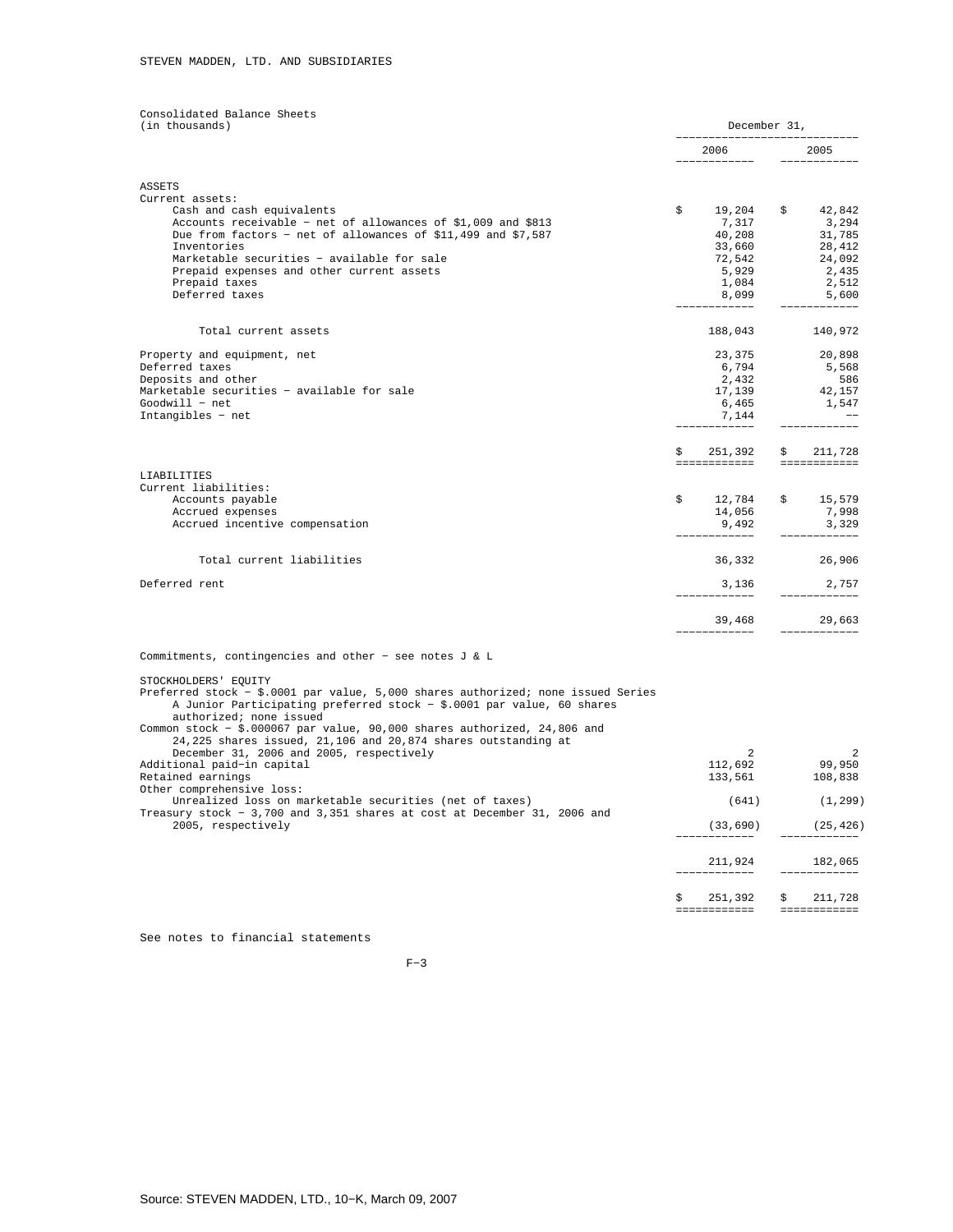STEVEN MADDEN, LTD. AND SUBSIDIARIES

## Consolidated Balance Sheets
(in thousands)

| | December 31, 2006 | December 31, 2005 |
|---|---|---|
| **ASSETS** | | |
| Current assets: | | |
| Cash and cash equivalents | $ 19,204 | $ 42,842 |
| Accounts receivable - net of allowances of $1,009 and $813 | 7,317 | 3,294 |
| Due from factors - net of allowances of $11,499 and $7,587 | 40,208 | 31,785 |
| Inventories | 33,660 | 28,412 |
| Marketable securities - available for sale | 72,542 | 24,092 |
| Prepaid expenses and other current assets | 5,929 | 2,435 |
| Prepaid taxes | 1,084 | 2,512 |
| Deferred taxes | 8,099 | 5,600 |
| Total current assets | 188,043 | 140,972 |
| Property and equipment, net | 23,375 | 20,898 |
| Deferred taxes | 6,794 | 5,568 |
| Deposits and other | 2,432 | 586 |
| Marketable securities - available for sale | 17,139 | 42,157 |
| Goodwill - net | 6,465 | 1,547 |
| Intangibles - net | 7,144 | -- |
| | $ 251,392 | $ 211,728 |
| **LIABILITIES** | | |
| Current liabilities: | | |
| Accounts payable | $ 12,784 | $ 15,579 |
| Accrued expenses | 14,056 | 7,998 |
| Accrued incentive compensation | 9,492 | 3,329 |
| Total current liabilities | 36,332 | 26,906 |
| Deferred rent | 3,136 | 2,757 |
| | 39,468 | 29,663 |
| Commitments, contingencies and other - see notes J & L | | |
| **STOCKHOLDERS' EQUITY** | | |
| Preferred stock - $.0001 par value, 5,000 shares authorized; none issued Series A Junior Participating preferred stock - $.0001 par value, 60 shares authorized; none issued | | |
| Common stock - $.000067 par value, 90,000 shares authorized, 24,806 and 24,225 shares issued, 21,106 and 20,874 shares outstanding at December 31, 2006 and 2005, respectively | 2 | 2 |
| Additional paid-in capital | 112,692 | 99,950 |
| Retained earnings | 133,561 | 108,838 |
| Other comprehensive loss: | | |
| Unrealized loss on marketable securities (net of taxes) | (641) | (1,299) |
| Treasury stock - 3,700 and 3,351 shares at cost at December 31, 2006 and 2005, respectively | (33,690) | (25,426) |
| | 211,924 | 182,065 |
| | $ 251,392 | $ 211,728 |

See notes to financial statements

Source: STEVEN MADDEN, LTD., 10-K, March 09, 2007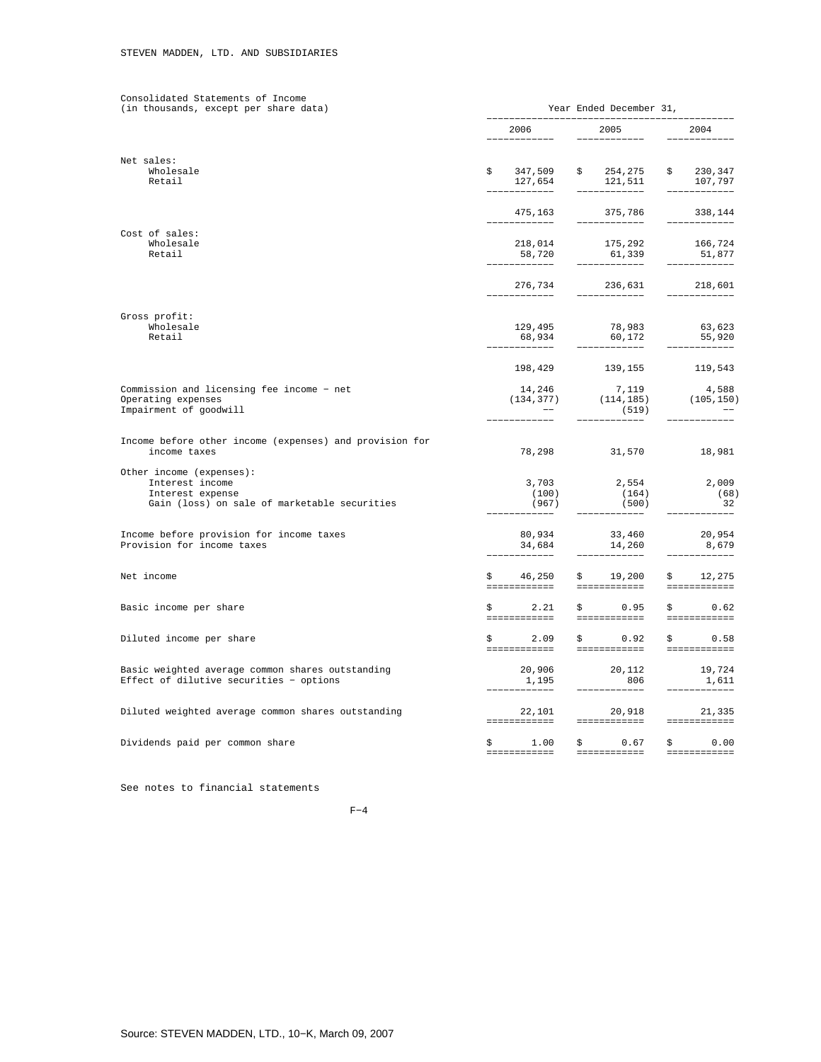STEVEN MADDEN, LTD. AND SUBSIDIARIES

Consolidated Statements of Income
(in thousands, except per share data)

| | Year Ended December 31, | | |
|---|---|---|---|
| | 2006 | 2005 | 2004 |
| Net sales: | | | |
| Wholesale | $ 347,509 | $ 254,275 | $ 230,347 |
| Retail | 127,654 | 121,511 | 107,797 |
| | 475,163 | 375,786 | 338,144 |
| Cost of sales: | | | |
| Wholesale | 218,014 | 175,292 | 166,724 |
| Retail | 58,720 | 61,339 | 51,877 |
| | 276,734 | 236,631 | 218,601 |
| Gross profit: | | | |
| Wholesale | 129,495 | 78,983 | 63,623 |
| Retail | 68,934 | 60,172 | 55,920 |
| | 198,429 | 139,155 | 119,543 |
| Commission and licensing fee income - net | 14,246 | 7,119 | 4,588 |
| Operating expenses | (134,377) | (114,185) | (105,150) |
| Impairment of goodwill | -- | (519) | -- |
| Income before other income (expenses) and provision for income taxes | 78,298 | 31,570 | 18,981 |
| Other income (expenses): | | | |
| Interest income | 3,703 | 2,554 | 2,009 |
| Interest expense | (100) | (164) | (68) |
| Gain (loss) on sale of marketable securities | (967) | (500) | 32 |
| Income before provision for income taxes | 80,934 | 33,460 | 20,954 |
| Provision for income taxes | 34,684 | 14,260 | 8,679 |
| Net income | $ 46,250 | $ 19,200 | $ 12,275 |
| Basic income per share | $ 2.21 | $ 0.95 | $ 0.62 |
| Diluted income per share | $ 2.09 | $ 0.92 | $ 0.58 |
| Basic weighted average common shares outstanding | 20,906 | 20,112 | 19,724 |
| Effect of dilutive securities - options | 1,195 | 806 | 1,611 |
| Diluted weighted average common shares outstanding | 22,101 | 20,918 | 21,335 |
| Dividends paid per common share | $ 1.00 | $ 0.67 | $ 0.00 |

See notes to financial statements

F-4

Source: STEVEN MADDEN, LTD., 10-K, March 09, 2007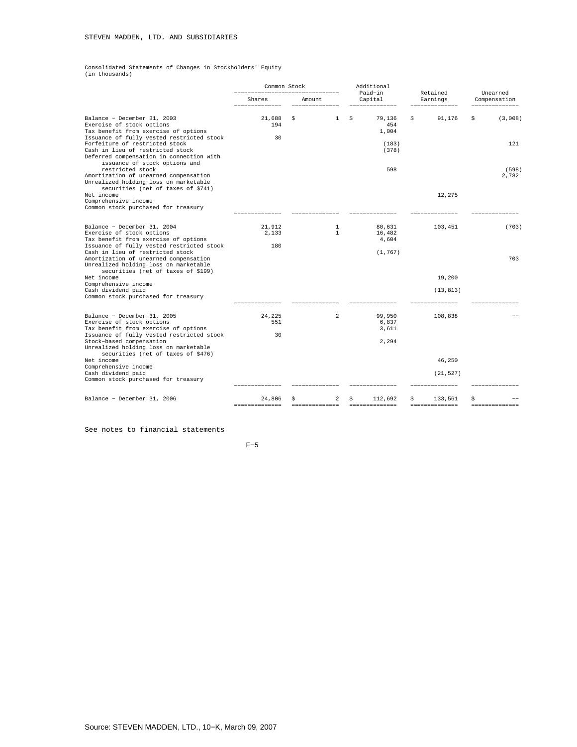STEVEN MADDEN, LTD. AND SUBSIDIARIES

Consolidated Statements of Changes in Stockholders' Equity
(in thousands)

| | Common Stock | | Additional Paid-in Capital | Retained Earnings | Unearned Compensation |
|---|---|---|---|---|---|
| | Shares | Amount | | | |
| Balance - December 31, 2003 | 21,688 | $ 1 | $ 79,136 | $ 91,176 | $ (3,008) |
| Exercise of stock options | 194 | | 454 | | |
| Tax benefit from exercise of options | | | 1,004 | | |
| Issuance of fully vested restricted stock | 30 | | | | |
| Forfeiture of restricted stock | | | (183) | | 121 |
| Cash in lieu of restricted stock | | | (378) | | |
| Deferred compensation in connection with issuance of stock options and restricted stock | | | 598 | | (598) |
| Amortization of unearned compensation | | | | | 2,782 |
| Unrealized holding loss on marketable securities (net of taxes of $741) | | | | | |
| Net income | | | | 12,275 | |
| Comprehensive income | | | | | |
| Common stock purchased for treasury | | | | | |
| Balance - December 31, 2004 | 21,912 | 1 | 80,631 | 103,451 | (703) |
| Exercise of stock options | 2,133 | 1 | 16,482 | | |
| Tax benefit from exercise of options | | | 4,604 | | |
| Issuance of fully vested restricted stock | 180 | | | | |
| Cash in lieu of restricted stock | | | (1,767) | | |
| Amortization of unearned compensation | | | | | 703 |
| Unrealized holding loss on marketable securities (net of taxes of $199) | | | | | |
| Net income | | | | 19,200 | |
| Comprehensive income | | | | | |
| Cash dividend paid | | | | (13,813) | |
| Common stock purchased for treasury | | | | | |
| Balance - December 31, 2005 | 24,225 | 2 | 99,950 | 108,838 | -- |
| Exercise of stock options | 551 | | 6,837 | | |
| Tax benefit from exercise of options | | | 3,611 | | |
| Issuance of fully vested restricted stock | 30 | | | | |
| Stock-based compensation | | | 2,294 | | |
| Unrealized holding loss on marketable securities (net of taxes of $476) | | | | | |
| Net income | | | | 46,250 | |
| Comprehensive income | | | | | |
| Cash dividend paid | | | | (21,527) | |
| Common stock purchased for treasury | | | | | |
| Balance - December 31, 2006 | 24,806 | $ 2 | $ 112,692 | $ 133,561 | $ -- |

See notes to financial statements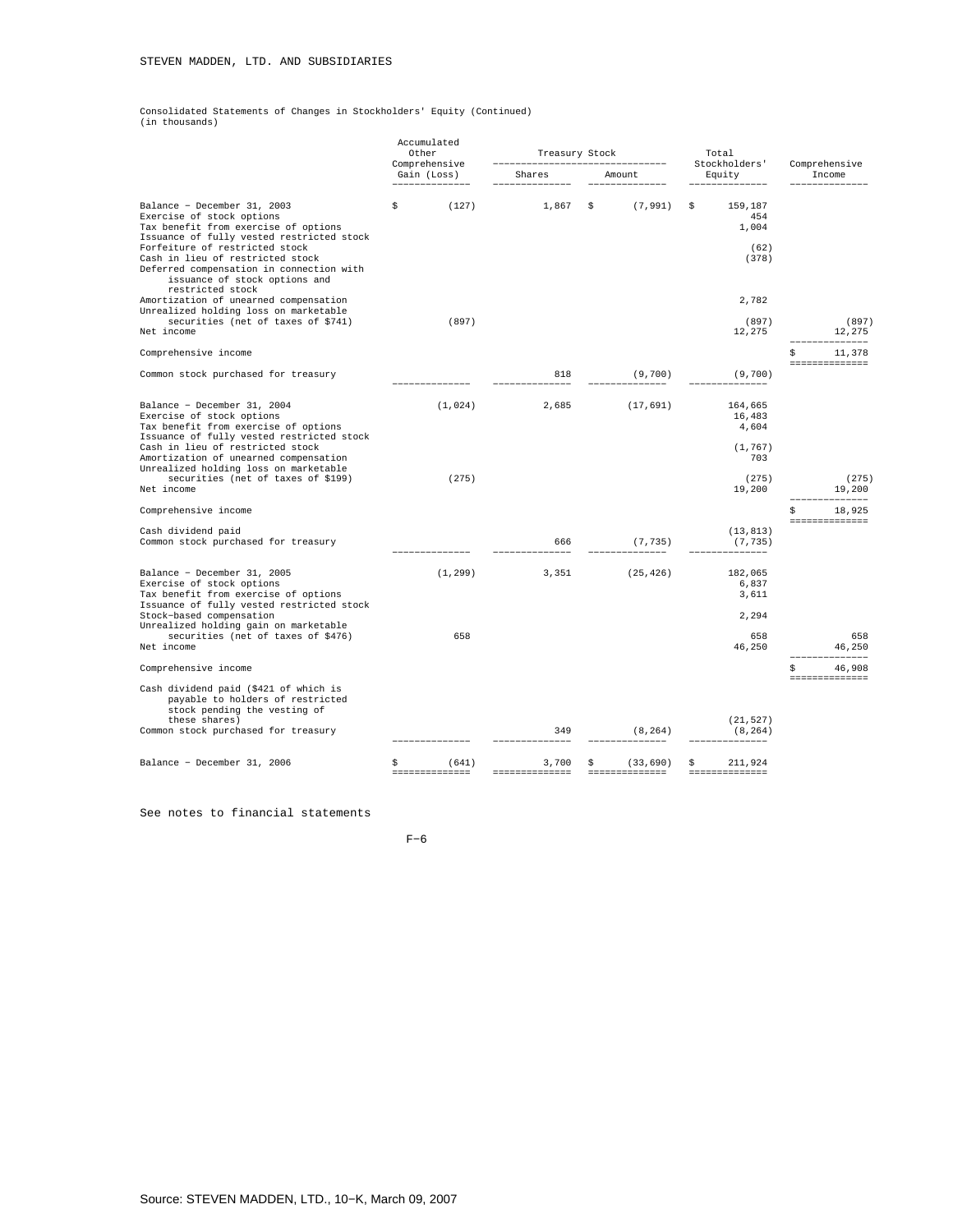STEVEN MADDEN, LTD. AND SUBSIDIARIES

Consolidated Statements of Changes in Stockholders' Equity (Continued)
(in thousands)

| | Accumulated Other Comprehensive Gain (Loss) | Treasury Stock | | Total Stockholders' Equity | Comprehensive Income |
|---|---|---|---|---|---|
| | | Shares | Amount | | |
| Balance - December 31, 2003 | $ (127) | 1,867 | $ (7,991) | $ 159,187 | |
| Exercise of stock options | | | | 454 | |
| Tax benefit from exercise of options | | | | 1,004 | |
| Issuance of fully vested restricted stock | | | | | |
| Forfeiture of restricted stock | | | | (62) | |
| Cash in lieu of restricted stock | | | | (378) | |
| Deferred compensation in connection with issuance of stock options and restricted stock | | | | | |
| Amortization of unearned compensation | | | | 2,782 | |
| Unrealized holding loss on marketable securities (net of taxes of $741) | (897) | | | (897) | (897) |
| Net income | | | | 12,275 | 12,275 |
| Comprehensive income | | | | | $ 11,378 |
| Common stock purchased for treasury | | 818 | (9,700) | (9,700) | |
| Balance - December 31, 2004 | (1,024) | 2,685 | (17,691) | 164,665 | |
| Exercise of stock options | | | | 16,483 | |
| Tax benefit from exercise of options | | | | 4,604 | |
| Issuance of fully vested restricted stock | | | | | |
| Cash in lieu of restricted stock | | | | (1,767) | |
| Amortization of unearned compensation | | | | 703 | |
| Unrealized holding loss on marketable securities (net of taxes of $199) | (275) | | | (275) | (275) |
| Net income | | | | 19,200 | 19,200 |
| Comprehensive income | | | | | $ 18,925 |
| Cash dividend paid | | | | (13,813) | |
| Common stock purchased for treasury | | 666 | (7,735) | (7,735) | |
| Balance - December 31, 2005 | (1,299) | 3,351 | (25,426) | 182,065 | |
| Exercise of stock options | | | | 6,837 | |
| Tax benefit from exercise of options | | | | 3,611 | |
| Issuance of fully vested restricted stock | | | | | |
| Stock-based compensation | | | | 2,294 | |
| Unrealized holding gain on marketable securities (net of taxes of $476) | 658 | | | 658 | 658 |
| Net income | | | | 46,250 | 46,250 |
| Comprehensive income | | | | | $ 46,908 |
| Cash dividend paid ($421 of which is payable to holders of restricted stock pending the vesting of these shares) | | | | (21,527) | |
| Common stock purchased for treasury | | 349 | (8,264) | (8,264) | |
| Balance - December 31, 2006 | $ (641) | 3,700 | $ (33,690) | $ 211,924 | |

See notes to financial statements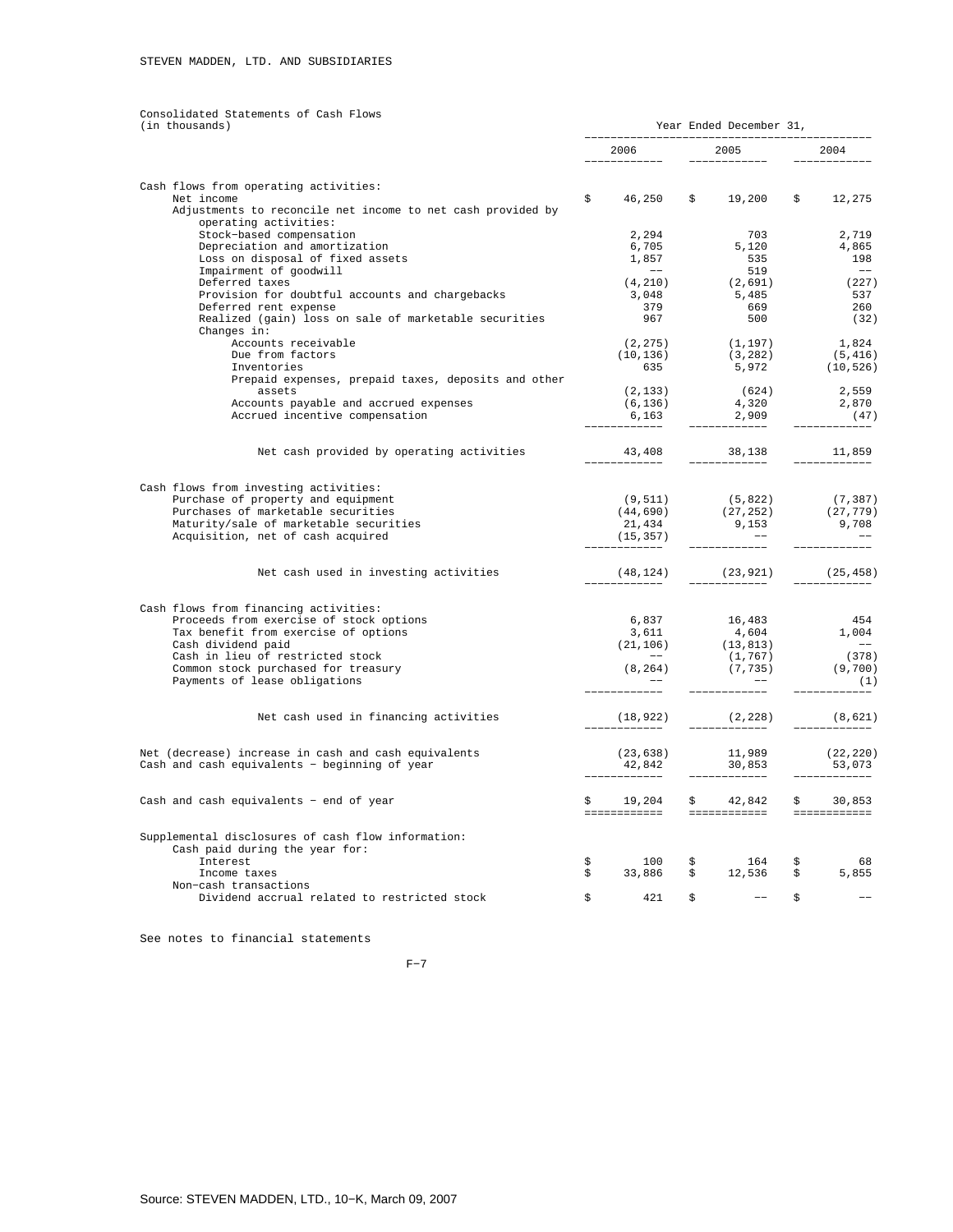STEVEN MADDEN, LTD. AND SUBSIDIARIES

Consolidated Statements of Cash Flows
(in thousands)

| | Year Ended December 31, | | |
|---|---|---|---|
| | 2006 | 2005 | 2004 |
| **Cash flows from operating activities:** | | | |
| Net income | $ 46,250 | $ 19,200 | $ 12,275 |
| Adjustments to reconcile net income to net cash provided by operating activities: | | | |
| Stock-based compensation | 2,294 | 703 | 2,719 |
| Depreciation and amortization | 6,705 | 5,120 | 4,865 |
| Loss on disposal of fixed assets | 1,857 | 535 | 198 |
| Impairment of goodwill | -- | 519 | -- |
| Deferred taxes | (4,210) | (2,691) | (227) |
| Provision for doubtful accounts and chargebacks | 3,048 | 5,485 | 537 |
| Deferred rent expense | 379 | 669 | 260 |
| Realized (gain) loss on sale of marketable securities | 967 | 500 | (32) |
| Changes in: | | | |
| Accounts receivable | (2,275) | (1,197) | 1,824 |
| Due from factors | (10,136) | (3,282) | (5,416) |
| Inventories | 635 | 5,972 | (10,526) |
| Prepaid expenses, prepaid taxes, deposits and other assets | (2,133) | (624) | 2,559 |
| Accounts payable and accrued expenses | (6,136) | 4,320 | 2,870 |
| Accrued incentive compensation | 6,163 | 2,909 | (47) |
| Net cash provided by operating activities | 43,408 | 38,138 | 11,859 |
| **Cash flows from investing activities:** | | | |
| Purchase of property and equipment | (9,511) | (5,822) | (7,387) |
| Purchases of marketable securities | (44,690) | (27,252) | (27,779) |
| Maturity/sale of marketable securities | 21,434 | 9,153 | 9,708 |
| Acquisition, net of cash acquired | (15,357) | -- | -- |
| Net cash used in investing activities | (48,124) | (23,921) | (25,458) |
| **Cash flows from financing activities:** | | | |
| Proceeds from exercise of stock options | 6,837 | 16,483 | 454 |
| Tax benefit from exercise of options | 3,611 | 4,604 | 1,004 |
| Cash dividend paid | (21,106) | (13,813) | -- |
| Cash in lieu of restricted stock | -- | (1,767) | (378) |
| Common stock purchased for treasury | (8,264) | (7,735) | (9,700) |
| Payments of lease obligations | -- | -- | (1) |
| Net cash used in financing activities | (18,922) | (2,228) | (8,621) |
| Net (decrease) increase in cash and cash equivalents | (23,638) | 11,989 | (22,220) |
| Cash and cash equivalents - beginning of year | 42,842 | 30,853 | 53,073 |
| Cash and cash equivalents - end of year | $ 19,204 | $ 42,842 | $ 30,853 |
| **Supplemental disclosures of cash flow information:** | | | |
| Cash paid during the year for: | | | |
| Interest | $ 100 | $ 164 | $ 68 |
| Income taxes | $ 33,886 | $ 12,536 | $ 5,855 |
| Non-cash transactions | | | |
| Dividend accrual related to restricted stock | $ 421 | $ -- | $ -- |

See notes to financial statements

F-7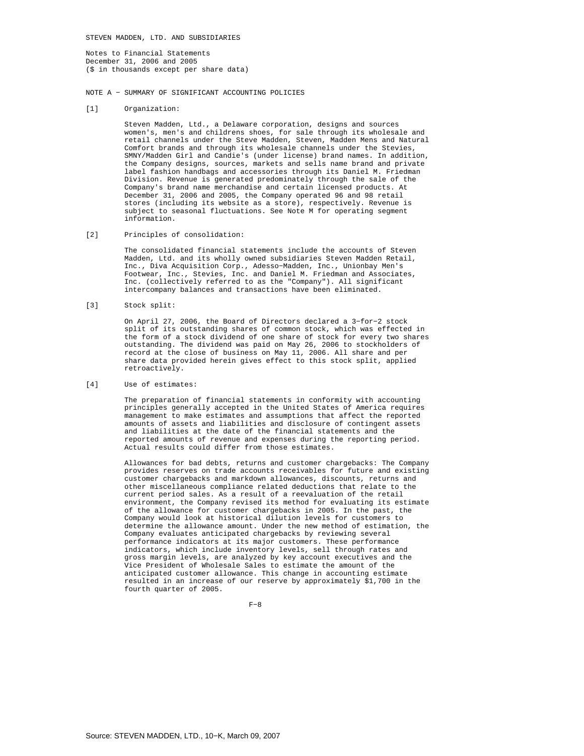STEVEN MADDEN, LTD. AND SUBSIDIARIES

Notes to Financial Statements
December 31, 2006 and 2005
($ in thousands except per share data)

## NOTE A − SUMMARY OF SIGNIFICANT ACCOUNTING POLICIES

[1] Organization:

Steven Madden, Ltd., a Delaware corporation, designs and sources women's, men's and childrens shoes, for sale through its wholesale and retail channels under the Steve Madden, Steven, Madden Mens and Natural Comfort brands and through its wholesale channels under the Stevies, SMNY/Madden Girl and Candie's (under license) brand names. In addition, the Company designs, sources, markets and sells name brand and private label fashion handbags and accessories through its Daniel M. Friedman Division. Revenue is generated predominately through the sale of the Company's brand name merchandise and certain licensed products. At December 31, 2006 and 2005, the Company operated 96 and 98 retail stores (including its website as a store), respectively. Revenue is subject to seasonal fluctuations. See Note M for operating segment information.

[2] Principles of consolidation:

The consolidated financial statements include the accounts of Steven Madden, Ltd. and its wholly owned subsidiaries Steven Madden Retail, Inc., Diva Acquisition Corp., Adesso−Madden, Inc., Unionbay Men's Footwear, Inc., Stevies, Inc. and Daniel M. Friedman and Associates, Inc. (collectively referred to as the "Company"). All significant intercompany balances and transactions have been eliminated.

[3] Stock split:

On April 27, 2006, the Board of Directors declared a 3−for−2 stock split of its outstanding shares of common stock, which was effected in the form of a stock dividend of one share of stock for every two shares outstanding. The dividend was paid on May 26, 2006 to stockholders of record at the close of business on May 11, 2006. All share and per share data provided herein gives effect to this stock split, applied retroactively.

[4] Use of estimates:

The preparation of financial statements in conformity with accounting principles generally accepted in the United States of America requires management to make estimates and assumptions that affect the reported amounts of assets and liabilities and disclosure of contingent assets and liabilities at the date of the financial statements and the reported amounts of revenue and expenses during the reporting period. Actual results could differ from those estimates.

Allowances for bad debts, returns and customer chargebacks: The Company provides reserves on trade accounts receivables for future and existing customer chargebacks and markdown allowances, discounts, returns and other miscellaneous compliance related deductions that relate to the current period sales. As a result of a reevaluation of the retail environment, the Company revised its method for evaluating its estimate of the allowance for customer chargebacks in 2005. In the past, the Company would look at historical dilution levels for customers to determine the allowance amount. Under the new method of estimation, the Company evaluates anticipated chargebacks by reviewing several performance indicators at its major customers. These performance indicators, which include inventory levels, sell through rates and gross margin levels, are analyzed by key account executives and the Vice President of Wholesale Sales to estimate the amount of the anticipated customer allowance. This change in accounting estimate resulted in an increase of our reserve by approximately $1,700 in the fourth quarter of 2005.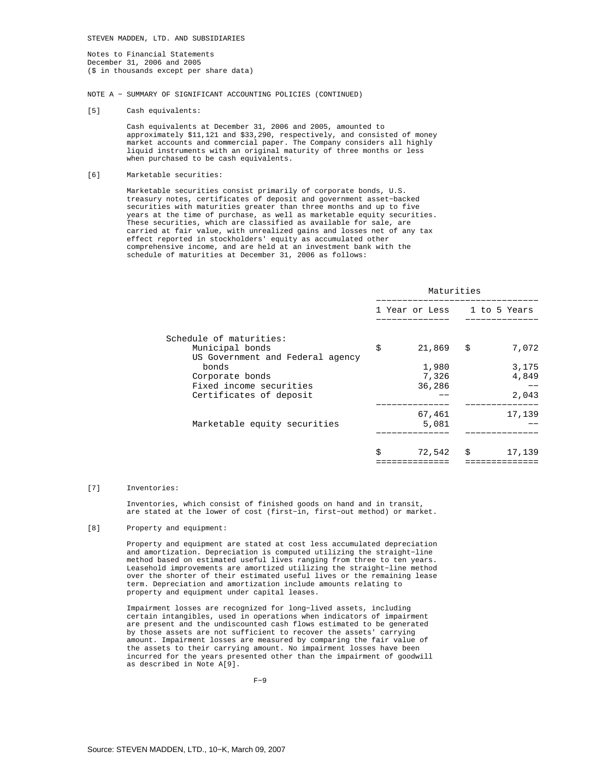STEVEN MADDEN, LTD. AND SUBSIDIARIES

Notes to Financial Statements
December 31, 2006 and 2005
($ in thousands except per share data)

NOTE A - SUMMARY OF SIGNIFICANT ACCOUNTING POLICIES (CONTINUED)

[5] Cash equivalents:

Cash equivalents at December 31, 2006 and 2005, amounted to approximately $11,121 and $33,290, respectively, and consisted of money market accounts and commercial paper. The Company considers all highly liquid instruments with an original maturity of three months or less when purchased to be cash equivalents.

[6] Marketable securities:

Marketable securities consist primarily of corporate bonds, U.S. treasury notes, certificates of deposit and government asset-backed securities with maturities greater than three months and up to five years at the time of purchase, as well as marketable equity securities. These securities, which are classified as available for sale, are carried at fair value, with unrealized gains and losses net of any tax effect reported in stockholders' equity as accumulated other comprehensive income, and are held at an investment bank with the schedule of maturities at December 31, 2006 as follows:

| | Maturities | |
|---|---|---|
| | 1 Year or Less | 1 to 5 Years |
| Schedule of maturities: | | |
| Municipal bonds | $ 21,869 | $ 7,072 |
| US Government and Federal agency bonds | 1,980 | 3,175 |
| Corporate bonds | 7,326 | 4,849 |
| Fixed income securities | 36,286 | -- |
| Certificates of deposit | -- | 2,043 |
| | 67,461 | 17,139 |
| Marketable equity securities | 5,081 | -- |
| | $ 72,542 | $ 17,139 |

[7] Inventories:

Inventories, which consist of finished goods on hand and in transit, are stated at the lower of cost (first-in, first-out method) or market.

[8] Property and equipment:

Property and equipment are stated at cost less accumulated depreciation and amortization. Depreciation is computed utilizing the straight-line method based on estimated useful lives ranging from three to ten years. Leasehold improvements are amortized utilizing the straight-line method over the shorter of their estimated useful lives or the remaining lease term. Depreciation and amortization include amounts relating to property and equipment under capital leases.

Impairment losses are recognized for long-lived assets, including certain intangibles, used in operations when indicators of impairment are present and the undiscounted cash flows estimated to be generated by those assets are not sufficient to recover the assets' carrying amount. Impairment losses are measured by comparing the fair value of the assets to their carrying amount. No impairment losses have been incurred for the years presented other than the impairment of goodwill as described in Note A[9].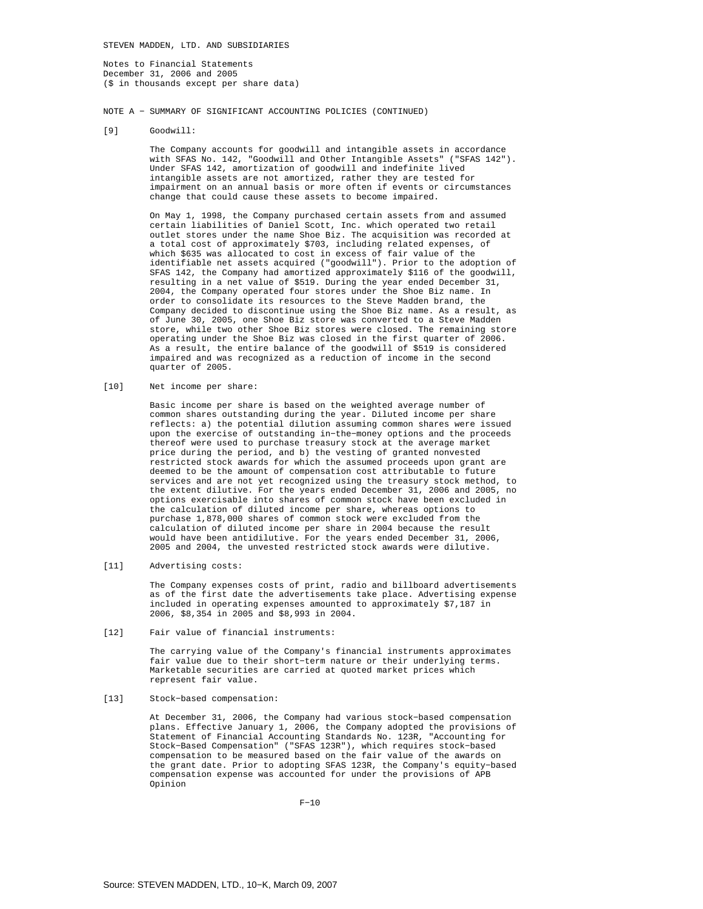STEVEN MADDEN, LTD. AND SUBSIDIARIES

Notes to Financial Statements
December 31, 2006 and 2005
($ in thousands except per share data)

NOTE A − SUMMARY OF SIGNIFICANT ACCOUNTING POLICIES (CONTINUED)

[9] Goodwill:

The Company accounts for goodwill and intangible assets in accordance with SFAS No. 142, "Goodwill and Other Intangible Assets" ("SFAS 142"). Under SFAS 142, amortization of goodwill and indefinite lived intangible assets are not amortized, rather they are tested for impairment on an annual basis or more often if events or circumstances change that could cause these assets to become impaired.

On May 1, 1998, the Company purchased certain assets from and assumed certain liabilities of Daniel Scott, Inc. which operated two retail outlet stores under the name Shoe Biz. The acquisition was recorded at a total cost of approximately $703, including related expenses, of which $635 was allocated to cost in excess of fair value of the identifiable net assets acquired ("goodwill"). Prior to the adoption of SFAS 142, the Company had amortized approximately $116 of the goodwill, resulting in a net value of $519. During the year ended December 31, 2004, the Company operated four stores under the Shoe Biz name. In order to consolidate its resources to the Steve Madden brand, the Company decided to discontinue using the Shoe Biz name. As a result, as of June 30, 2005, one Shoe Biz store was converted to a Steve Madden store, while two other Shoe Biz stores were closed. The remaining store operating under the Shoe Biz was closed in the first quarter of 2006. As a result, the entire balance of the goodwill of $519 is considered impaired and was recognized as a reduction of income in the second quarter of 2005.

[10] Net income per share:

Basic income per share is based on the weighted average number of common shares outstanding during the year. Diluted income per share reflects: a) the potential dilution assuming common shares were issued upon the exercise of outstanding in−the−money options and the proceeds thereof were used to purchase treasury stock at the average market price during the period, and b) the vesting of granted nonvested restricted stock awards for which the assumed proceeds upon grant are deemed to be the amount of compensation cost attributable to future services and are not yet recognized using the treasury stock method, to the extent dilutive. For the years ended December 31, 2006 and 2005, no options exercisable into shares of common stock have been excluded in the calculation of diluted income per share, whereas options to purchase 1,878,000 shares of common stock were excluded from the calculation of diluted income per share in 2004 because the result would have been antidilutive. For the years ended December 31, 2006, 2005 and 2004, the unvested restricted stock awards were dilutive.

[11] Advertising costs:

The Company expenses costs of print, radio and billboard advertisements as of the first date the advertisements take place. Advertising expense included in operating expenses amounted to approximately $7,187 in 2006, $8,354 in 2005 and $8,993 in 2004.

[12] Fair value of financial instruments:

The carrying value of the Company's financial instruments approximates fair value due to their short−term nature or their underlying terms. Marketable securities are carried at quoted market prices which represent fair value.

[13] Stock−based compensation:

At December 31, 2006, the Company had various stock−based compensation plans. Effective January 1, 2006, the Company adopted the provisions of Statement of Financial Accounting Standards No. 123R, "Accounting for Stock−Based Compensation" ("SFAS 123R"), which requires stock−based compensation to be measured based on the fair value of the awards on the grant date. Prior to adopting SFAS 123R, the Company's equity−based compensation expense was accounted for under the provisions of APB Opinion

Source: STEVEN MADDEN, LTD., 10−K, March 09, 2007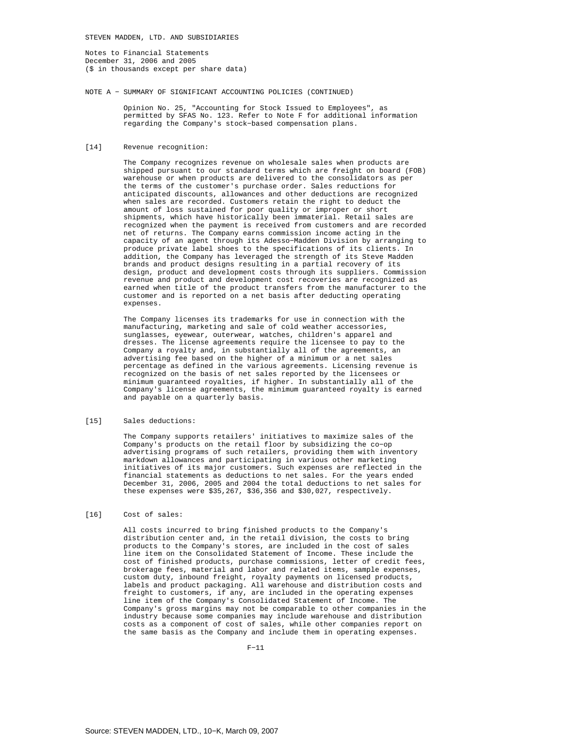STEVEN MADDEN, LTD. AND SUBSIDIARIES

Notes to Financial Statements
December 31, 2006 and 2005
($ in thousands except per share data)

NOTE A - SUMMARY OF SIGNIFICANT ACCOUNTING POLICIES (CONTINUED)

Opinion No. 25, "Accounting for Stock Issued to Employees", as permitted by SFAS No. 123. Refer to Note F for additional information regarding the Company's stock-based compensation plans.

[14] Revenue recognition:

The Company recognizes revenue on wholesale sales when products are shipped pursuant to our standard terms which are freight on board (FOB) warehouse or when products are delivered to the consolidators as per the terms of the customer's purchase order. Sales reductions for anticipated discounts, allowances and other deductions are recognized when sales are recorded. Customers retain the right to deduct the amount of loss sustained for poor quality or improper or short shipments, which have historically been immaterial. Retail sales are recognized when the payment is received from customers and are recorded net of returns. The Company earns commission income acting in the capacity of an agent through its Adesso-Madden Division by arranging to produce private label shoes to the specifications of its clients. In addition, the Company has leveraged the strength of its Steve Madden brands and product designs resulting in a partial recovery of its design, product and development costs through its suppliers. Commission revenue and product and development cost recoveries are recognized as earned when title of the product transfers from the manufacturer to the customer and is reported on a net basis after deducting operating expenses.

The Company licenses its trademarks for use in connection with the manufacturing, marketing and sale of cold weather accessories, sunglasses, eyewear, outerwear, watches, children's apparel and dresses. The license agreements require the licensee to pay to the Company a royalty and, in substantially all of the agreements, an advertising fee based on the higher of a minimum or a net sales percentage as defined in the various agreements. Licensing revenue is recognized on the basis of net sales reported by the licensees or minimum guaranteed royalties, if higher. In substantially all of the Company's license agreements, the minimum guaranteed royalty is earned and payable on a quarterly basis.

[15] Sales deductions:

The Company supports retailers' initiatives to maximize sales of the Company's products on the retail floor by subsidizing the co-op advertising programs of such retailers, providing them with inventory markdown allowances and participating in various other marketing initiatives of its major customers. Such expenses are reflected in the financial statements as deductions to net sales. For the years ended December 31, 2006, 2005 and 2004 the total deductions to net sales for these expenses were $35,267, $36,356 and $30,027, respectively.

[16] Cost of sales:

All costs incurred to bring finished products to the Company's distribution center and, in the retail division, the costs to bring products to the Company's stores, are included in the cost of sales line item on the Consolidated Statement of Income. These include the cost of finished products, purchase commissions, letter of credit fees, brokerage fees, material and labor and related items, sample expenses, custom duty, inbound freight, royalty payments on licensed products, labels and product packaging. All warehouse and distribution costs and freight to customers, if any, are included in the operating expenses line item of the Company's Consolidated Statement of Income. The Company's gross margins may not be comparable to other companies in the industry because some companies may include warehouse and distribution costs as a component of cost of sales, while other companies report on the same basis as the Company and include them in operating expenses.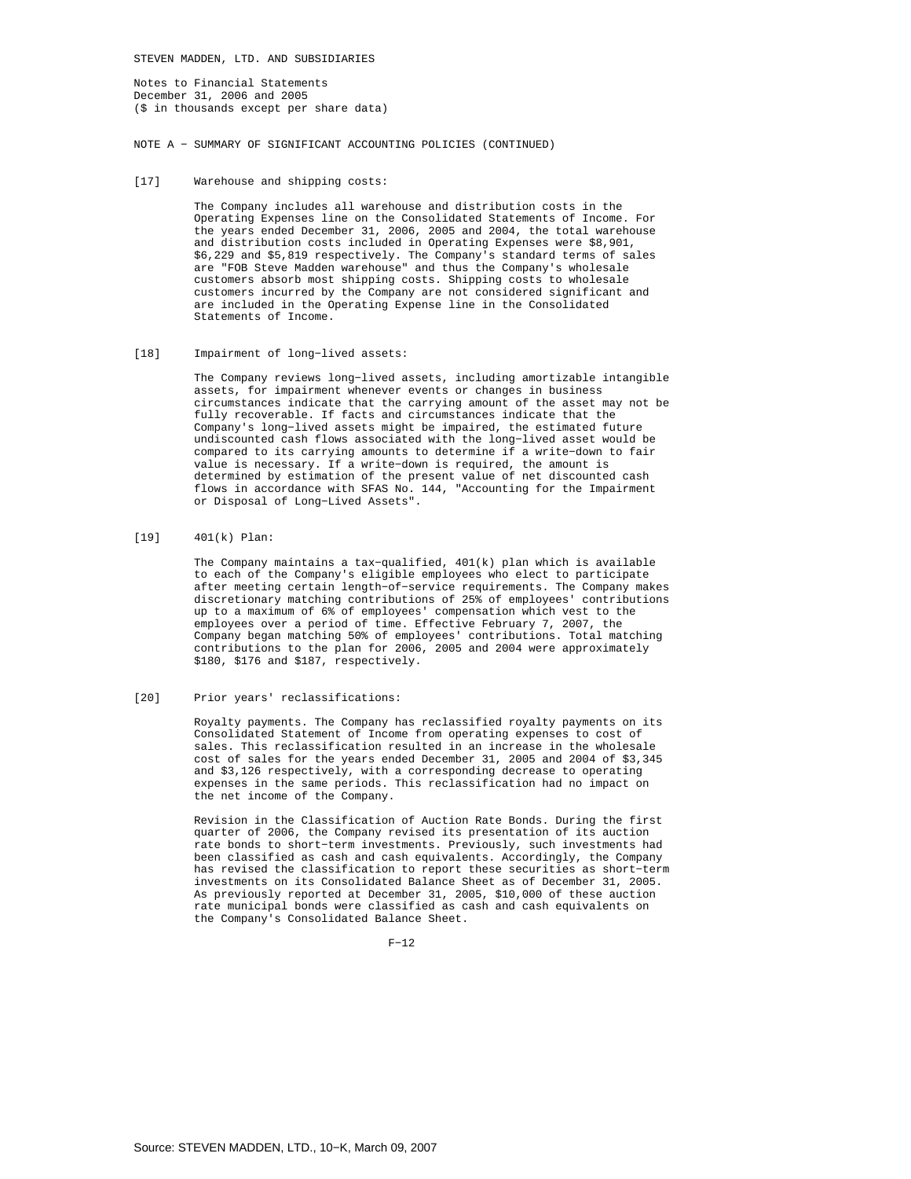STEVEN MADDEN, LTD. AND SUBSIDIARIES

Notes to Financial Statements
December 31, 2006 and 2005
($ in thousands except per share data)

NOTE A - SUMMARY OF SIGNIFICANT ACCOUNTING POLICIES (CONTINUED)

[17] Warehouse and shipping costs:

The Company includes all warehouse and distribution costs in the Operating Expenses line on the Consolidated Statements of Income. For the years ended December 31, 2006, 2005 and 2004, the total warehouse and distribution costs included in Operating Expenses were $8,901, $6,229 and $5,819 respectively. The Company's standard terms of sales are "FOB Steve Madden warehouse" and thus the Company's wholesale customers absorb most shipping costs. Shipping costs to wholesale customers incurred by the Company are not considered significant and are included in the Operating Expense line in the Consolidated Statements of Income.

[18] Impairment of long-lived assets:

The Company reviews long-lived assets, including amortizable intangible assets, for impairment whenever events or changes in business circumstances indicate that the carrying amount of the asset may not be fully recoverable. If facts and circumstances indicate that the Company's long-lived assets might be impaired, the estimated future undiscounted cash flows associated with the long-lived asset would be compared to its carrying amounts to determine if a write-down to fair value is necessary. If a write-down is required, the amount is determined by estimation of the present value of net discounted cash flows in accordance with SFAS No. 144, "Accounting for the Impairment or Disposal of Long-Lived Assets".

[19] 401(k) Plan:

The Company maintains a tax-qualified, 401(k) plan which is available to each of the Company's eligible employees who elect to participate after meeting certain length-of-service requirements. The Company makes discretionary matching contributions of 25% of employees' contributions up to a maximum of 6% of employees' compensation which vest to the employees over a period of time. Effective February 7, 2007, the Company began matching 50% of employees' contributions. Total matching contributions to the plan for 2006, 2005 and 2004 were approximately $180, $176 and $187, respectively.

[20] Prior years' reclassifications:

Royalty payments. The Company has reclassified royalty payments on its Consolidated Statement of Income from operating expenses to cost of sales. This reclassification resulted in an increase in the wholesale cost of sales for the years ended December 31, 2005 and 2004 of $3,345 and $3,126 respectively, with a corresponding decrease to operating expenses in the same periods. This reclassification had no impact on the net income of the Company.

Revision in the Classification of Auction Rate Bonds. During the first quarter of 2006, the Company revised its presentation of its auction rate bonds to short-term investments. Previously, such investments had been classified as cash and cash equivalents. Accordingly, the Company has revised the classification to report these securities as short-term investments on its Consolidated Balance Sheet as of December 31, 2005. As previously reported at December 31, 2005, $10,000 of these auction rate municipal bonds were classified as cash and cash equivalents on the Company's Consolidated Balance Sheet.

F-12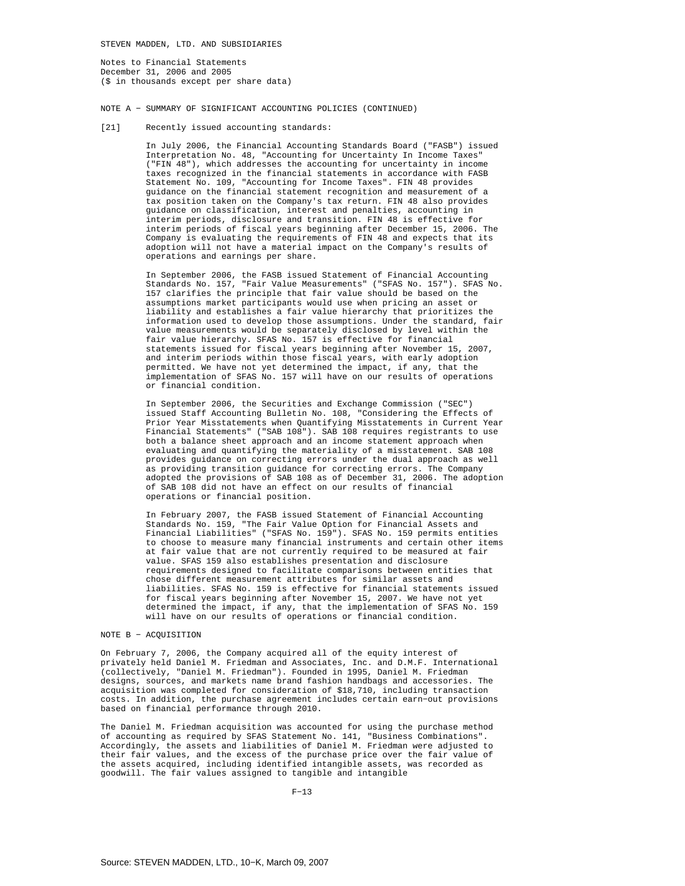STEVEN MADDEN, LTD. AND SUBSIDIARIES

Notes to Financial Statements
December 31, 2006 and 2005
($ in thousands except per share data)

NOTE A − SUMMARY OF SIGNIFICANT ACCOUNTING POLICIES (CONTINUED)

[21] Recently issued accounting standards:

In July 2006, the Financial Accounting Standards Board ("FASB") issued Interpretation No. 48, "Accounting for Uncertainty In Income Taxes" ("FIN 48"), which addresses the accounting for uncertainty in income taxes recognized in the financial statements in accordance with FASB Statement No. 109, "Accounting for Income Taxes". FIN 48 provides guidance on the financial statement recognition and measurement of a tax position taken on the Company's tax return. FIN 48 also provides guidance on classification, interest and penalties, accounting in interim periods, disclosure and transition. FIN 48 is effective for interim periods of fiscal years beginning after December 15, 2006. The Company is evaluating the requirements of FIN 48 and expects that its adoption will not have a material impact on the Company's results of operations and earnings per share.

In September 2006, the FASB issued Statement of Financial Accounting Standards No. 157, "Fair Value Measurements" ("SFAS No. 157"). SFAS No. 157 clarifies the principle that fair value should be based on the assumptions market participants would use when pricing an asset or liability and establishes a fair value hierarchy that prioritizes the information used to develop those assumptions. Under the standard, fair value measurements would be separately disclosed by level within the fair value hierarchy. SFAS No. 157 is effective for financial statements issued for fiscal years beginning after November 15, 2007, and interim periods within those fiscal years, with early adoption permitted. We have not yet determined the impact, if any, that the implementation of SFAS No. 157 will have on our results of operations or financial condition.

In September 2006, the Securities and Exchange Commission ("SEC") issued Staff Accounting Bulletin No. 108, "Considering the Effects of Prior Year Misstatements when Quantifying Misstatements in Current Year Financial Statements" ("SAB 108"). SAB 108 requires registrants to use both a balance sheet approach and an income statement approach when evaluating and quantifying the materiality of a misstatement. SAB 108 provides guidance on correcting errors under the dual approach as well as providing transition guidance for correcting errors. The Company adopted the provisions of SAB 108 as of December 31, 2006. The adoption of SAB 108 did not have an effect on our results of financial operations or financial position.

In February 2007, the FASB issued Statement of Financial Accounting Standards No. 159, "The Fair Value Option for Financial Assets and Financial Liabilities" ("SFAS No. 159"). SFAS No. 159 permits entities to choose to measure many financial instruments and certain other items at fair value that are not currently required to be measured at fair value. SFAS 159 also establishes presentation and disclosure requirements designed to facilitate comparisons between entities that chose different measurement attributes for similar assets and liabilities. SFAS No. 159 is effective for financial statements issued for fiscal years beginning after November 15, 2007. We have not yet determined the impact, if any, that the implementation of SFAS No. 159 will have on our results of operations or financial condition.

NOTE B − ACQUISITION

On February 7, 2006, the Company acquired all of the equity interest of privately held Daniel M. Friedman and Associates, Inc. and D.M.F. International (collectively, "Daniel M. Friedman"). Founded in 1995, Daniel M. Friedman designs, sources, and markets name brand fashion handbags and accessories. The acquisition was completed for consideration of $18,710, including transaction costs. In addition, the purchase agreement includes certain earn−out provisions based on financial performance through 2010.

The Daniel M. Friedman acquisition was accounted for using the purchase method of accounting as required by SFAS Statement No. 141, "Business Combinations". Accordingly, the assets and liabilities of Daniel M. Friedman were adjusted to their fair values, and the excess of the purchase price over the fair value of the assets acquired, including identified intangible assets, was recorded as goodwill. The fair values assigned to tangible and intangible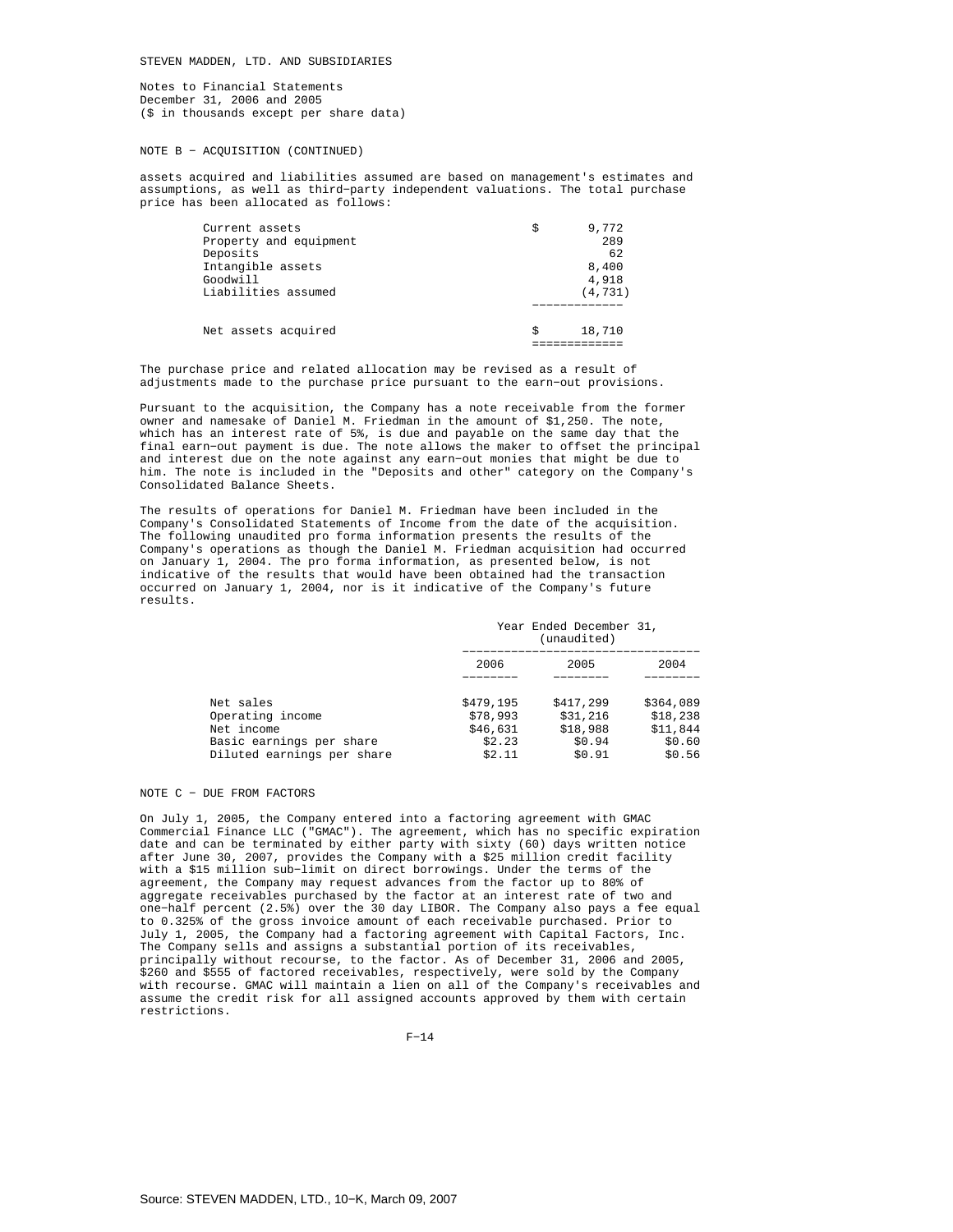STEVEN MADDEN, LTD. AND SUBSIDIARIES

Notes to Financial Statements
December 31, 2006 and 2005
($ in thousands except per share data)

NOTE B - ACQUISITION (CONTINUED)

assets acquired and liabilities assumed are based on management's estimates and assumptions, as well as third-party independent valuations. The total purchase price has been allocated as follows:

| | |
|---|---|
| Current assets | $ 9,772 |
| Property and equipment | 289 |
| Deposits | 62 |
| Intangible assets | 8,400 |
| Goodwill | 4,918 |
| Liabilities assumed | (4,731) |
| Net assets acquired | $ 18,710 |

The purchase price and related allocation may be revised as a result of adjustments made to the purchase price pursuant to the earn-out provisions.

Pursuant to the acquisition, the Company has a note receivable from the former owner and namesake of Daniel M. Friedman in the amount of $1,250. The note, which has an interest rate of 5%, is due and payable on the same day that the final earn-out payment is due. The note allows the maker to offset the principal and interest due on the note against any earn-out monies that might be due to him. The note is included in the "Deposits and other" category on the Company's Consolidated Balance Sheets.

The results of operations for Daniel M. Friedman have been included in the Company's Consolidated Statements of Income from the date of the acquisition. The following unaudited pro forma information presents the results of the Company's operations as though the Daniel M. Friedman acquisition had occurred on January 1, 2004. The pro forma information, as presented below, is not indicative of the results that would have been obtained had the transaction occurred on January 1, 2004, nor is it indicative of the Company's future results.

| | Year Ended December 31, (unaudited) | | |
|---|---|---|---|
| | 2006 | 2005 | 2004 |
| Net sales | $479,195 | $417,299 | $364,089 |
| Operating income | $78,993 | $31,216 | $18,238 |
| Net income | $46,631 | $18,988 | $11,844 |
| Basic earnings per share | $2.23 | $0.94 | $0.60 |
| Diluted earnings per share | $2.11 | $0.91 | $0.56 |

NOTE C - DUE FROM FACTORS

On July 1, 2005, the Company entered into a factoring agreement with GMAC Commercial Finance LLC ("GMAC"). The agreement, which has no specific expiration date and can be terminated by either party with sixty (60) days written notice after June 30, 2007, provides the Company with a $25 million credit facility with a $15 million sub-limit on direct borrowings. Under the terms of the agreement, the Company may request advances from the factor up to 80% of aggregate receivables purchased by the factor at an interest rate of two and one-half percent (2.5%) over the 30 day LIBOR. The Company also pays a fee equal to 0.325% of the gross invoice amount of each receivable purchased. Prior to July 1, 2005, the Company had a factoring agreement with Capital Factors, Inc. The Company sells and assigns a substantial portion of its receivables, principally without recourse, to the factor. As of December 31, 2006 and 2005, $260 and $555 of factored receivables, respectively, were sold by the Company with recourse. GMAC will maintain a lien on all of the Company's receivables and assume the credit risk for all assigned accounts approved by them with certain restrictions.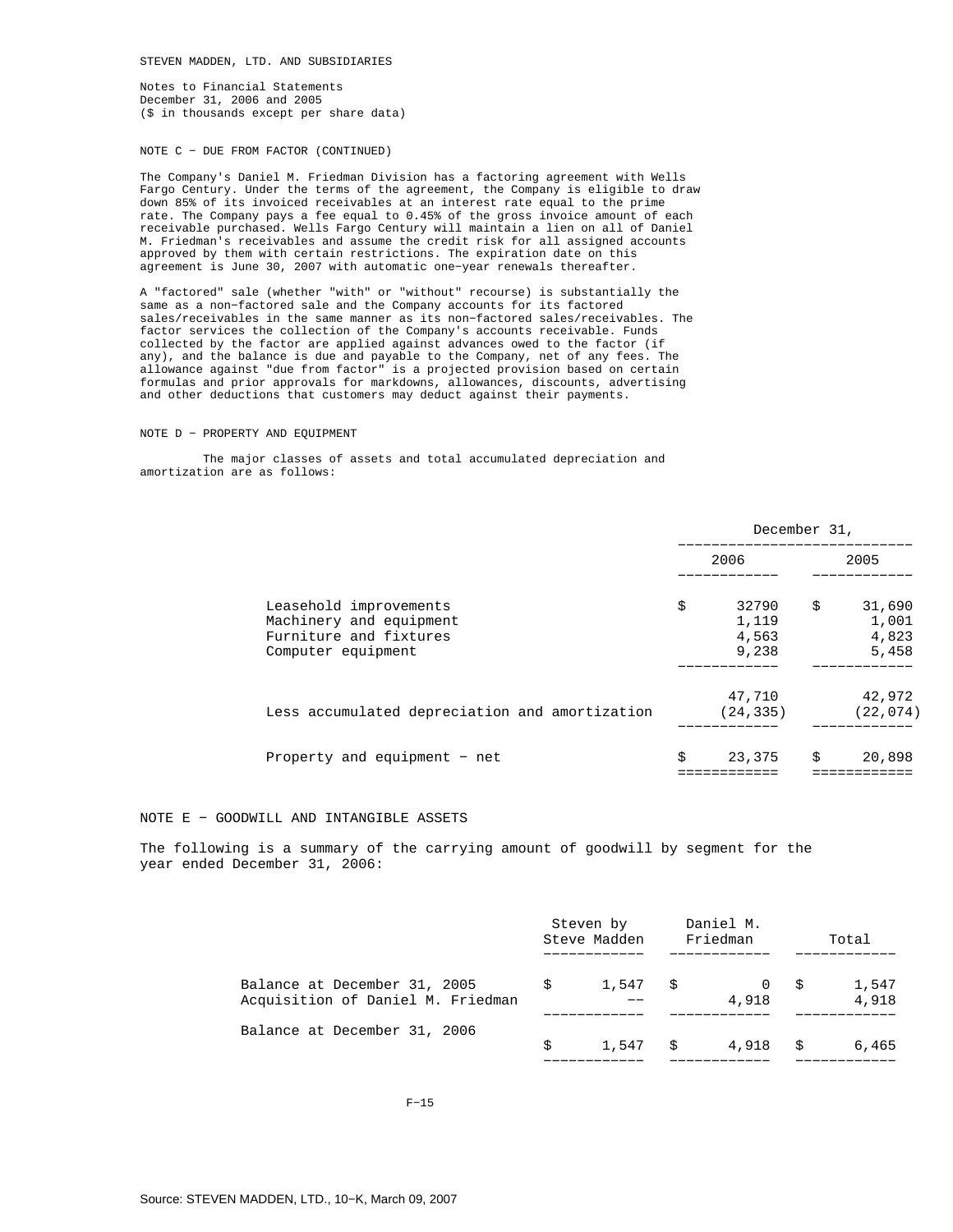STEVEN MADDEN, LTD. AND SUBSIDIARIES

Notes to Financial Statements
December 31, 2006 and 2005
($ in thousands except per share data)

NOTE C - DUE FROM FACTOR (CONTINUED)

The Company's Daniel M. Friedman Division has a factoring agreement with Wells Fargo Century. Under the terms of the agreement, the Company is eligible to draw down 85% of its invoiced receivables at an interest rate equal to the prime rate. The Company pays a fee equal to 0.45% of the gross invoice amount of each receivable purchased. Wells Fargo Century will maintain a lien on all of Daniel M. Friedman's receivables and assume the credit risk for all assigned accounts approved by them with certain restrictions. The expiration date on this agreement is June 30, 2007 with automatic one-year renewals thereafter.

A "factored" sale (whether "with" or "without" recourse) is substantially the same as a non-factored sale and the Company accounts for its factored sales/receivables in the same manner as its non-factored sales/receivables. The factor services the collection of the Company's accounts receivable. Funds collected by the factor are applied against advances owed to the factor (if any), and the balance is due and payable to the Company, net of any fees. The allowance against "due from factor" is a projected provision based on certain formulas and prior approvals for markdowns, allowances, discounts, advertising and other deductions that customers may deduct against their payments.

NOTE D - PROPERTY AND EQUIPMENT

The major classes of assets and total accumulated depreciation and amortization are as follows:

| | December 31, 2006 | December 31, 2005 |
|---|---|---|
| Leasehold improvements | $ 32790 | $ 31,690 |
| Machinery and equipment | 1,119 | 1,001 |
| Furniture and fixtures | 4,563 | 4,823 |
| Computer equipment | 9,238 | 5,458 |
| | 47,710 | 42,972 |
| Less accumulated depreciation and amortization | (24,335) | (22,074) |
| Property and equipment - net | $ 23,375 | $ 20,898 |

NOTE E - GOODWILL AND INTANGIBLE ASSETS

The following is a summary of the carrying amount of goodwill by segment for the year ended December 31, 2006:

| | Steven by Steve Madden | Daniel M. Friedman | Total |
|---|---|---|---|
| Balance at December 31, 2005 | $ 1,547 | $ 0 | $ 1,547 |
| Acquisition of Daniel M. Friedman | -- | 4,918 | 4,918 |
| Balance at December 31, 2006 | $ 1,547 | $ 4,918 | $ 6,465 |

Source: STEVEN MADDEN, LTD., 10-K, March 09, 2007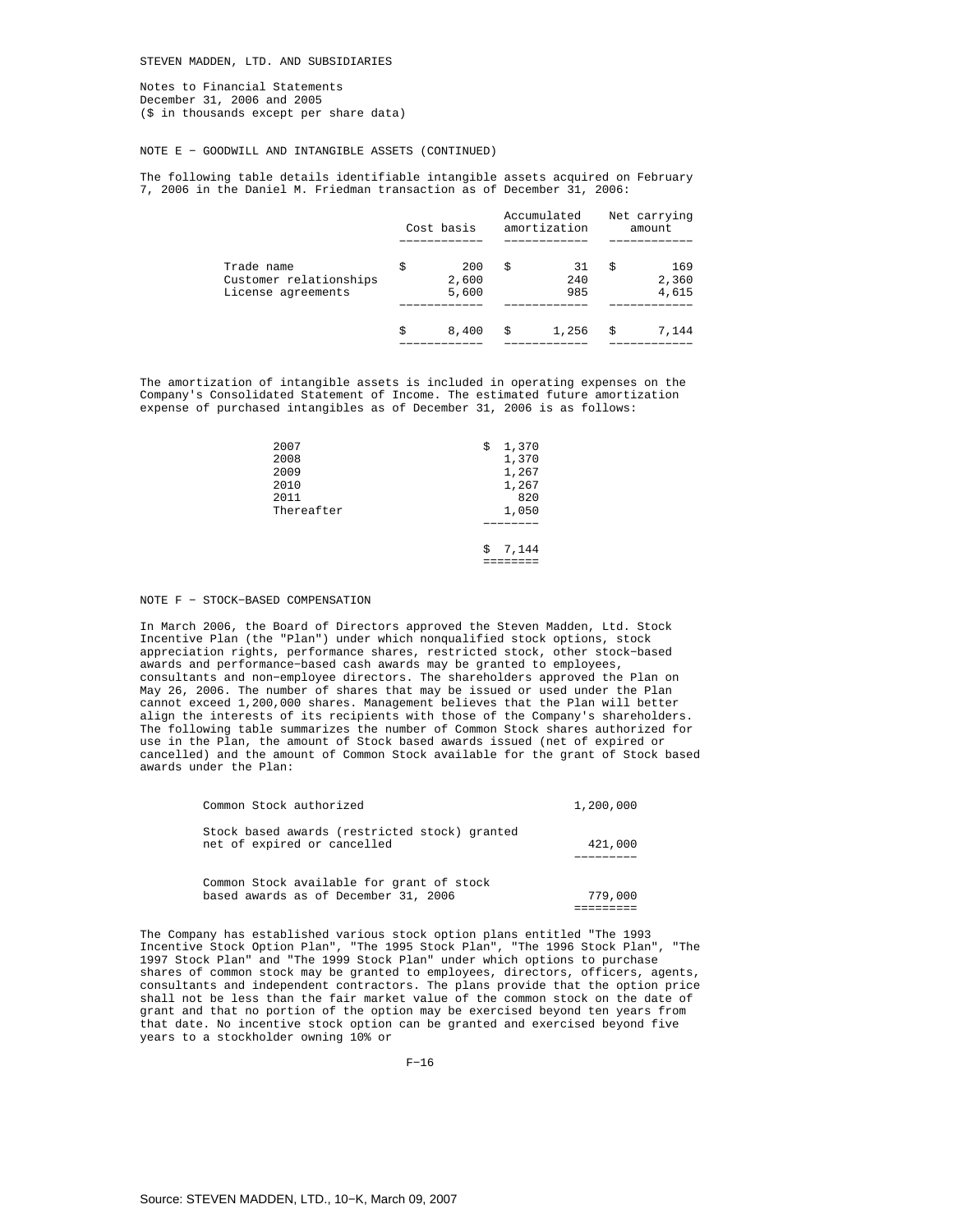STEVEN MADDEN, LTD. AND SUBSIDIARIES

Notes to Financial Statements
December 31, 2006 and 2005
($ in thousands except per share data)

NOTE E - GOODWILL AND INTANGIBLE ASSETS (CONTINUED)

The following table details identifiable intangible assets acquired on February 7, 2006 in the Daniel M. Friedman transaction as of December 31, 2006:

| | Cost basis | Accumulated amortization | Net carrying amount |
|---|---|---|---|
| Trade name | $ 200 | $ 31 | $ 169 |
| Customer relationships | 2,600 | 240 | 2,360 |
| License agreements | 5,600 | 985 | 4,615 |
| | $ 8,400 | $ 1,256 | $ 7,144 |

The amortization of intangible assets is included in operating expenses on the Company's Consolidated Statement of Income. The estimated future amortization expense of purchased intangibles as of December 31, 2006 is as follows:

| | |
|---|---|
| 2007 | $ 1,370 |
| 2008 | 1,370 |
| 2009 | 1,267 |
| 2010 | 1,267 |
| 2011 | 820 |
| Thereafter | 1,050 |
| | $ 7,144 |

NOTE F - STOCK-BASED COMPENSATION

In March 2006, the Board of Directors approved the Steven Madden, Ltd. Stock Incentive Plan (the "Plan") under which nonqualified stock options, stock appreciation rights, performance shares, restricted stock, other stock-based awards and performance-based cash awards may be granted to employees, consultants and non-employee directors. The shareholders approved the Plan on May 26, 2006. The number of shares that may be issued or used under the Plan cannot exceed 1,200,000 shares. Management believes that the Plan will better align the interests of its recipients with those of the Company's shareholders. The following table summarizes the number of Common Stock shares authorized for use in the Plan, the amount of Stock based awards issued (net of expired or cancelled) and the amount of Common Stock available for the grant of Stock based awards under the Plan:

| | |
|---|---|
| Common Stock authorized | 1,200,000 |
| Stock based awards (restricted stock) granted net of expired or cancelled | 421,000 |
| Common Stock available for grant of stock based awards as of December 31, 2006 | 779,000 |

The Company has established various stock option plans entitled "The 1993 Incentive Stock Option Plan", "The 1995 Stock Plan", "The 1996 Stock Plan", "The 1997 Stock Plan" and "The 1999 Stock Plan" under which options to purchase shares of common stock may be granted to employees, directors, officers, agents, consultants and independent contractors. The plans provide that the option price shall not be less than the fair market value of the common stock on the date of grant and that no portion of the option may be exercised beyond ten years from that date. No incentive stock option can be granted and exercised beyond five years to a stockholder owning 10% or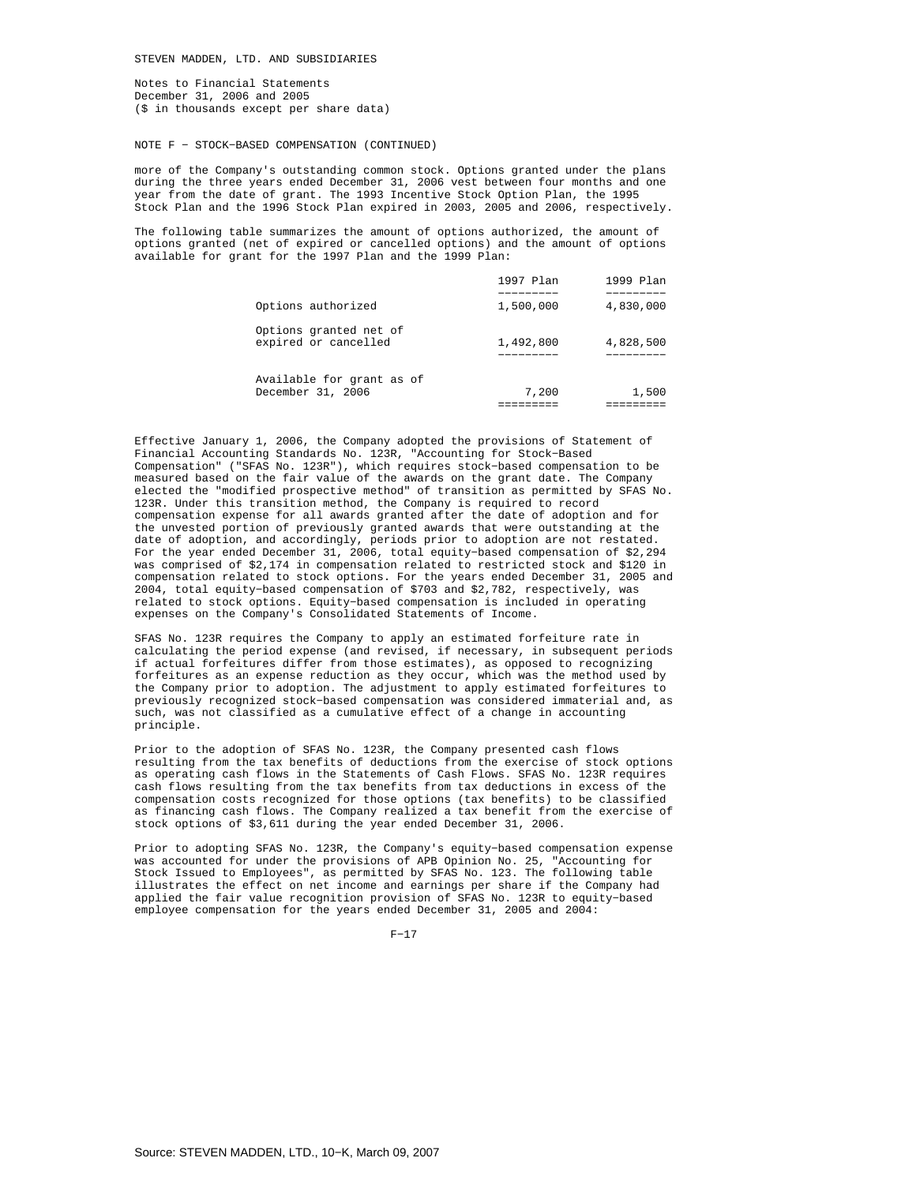STEVEN MADDEN, LTD. AND SUBSIDIARIES

Notes to Financial Statements
December 31, 2006 and 2005
($ in thousands except per share data)

NOTE F − STOCK−BASED COMPENSATION (CONTINUED)

more of the Company's outstanding common stock. Options granted under the plans during the three years ended December 31, 2006 vest between four months and one year from the date of grant. The 1993 Incentive Stock Option Plan, the 1995 Stock Plan and the 1996 Stock Plan expired in 2003, 2005 and 2006, respectively.

The following table summarizes the amount of options authorized, the amount of options granted (net of expired or cancelled options) and the amount of options available for grant for the 1997 Plan and the 1999 Plan:

| | 1997 Plan | 1999 Plan |
|---|---|---|
| Options authorized | 1,500,000 | 4,830,000 |
| Options granted net of expired or cancelled | 1,492,800 | 4,828,500 |
| Available for grant as of December 31, 2006 | 7,200 | 1,500 |

Effective January 1, 2006, the Company adopted the provisions of Statement of Financial Accounting Standards No. 123R, "Accounting for Stock−Based Compensation" ("SFAS No. 123R"), which requires stock−based compensation to be measured based on the fair value of the awards on the grant date. The Company elected the "modified prospective method" of transition as permitted by SFAS No. 123R. Under this transition method, the Company is required to record compensation expense for all awards granted after the date of adoption and for the unvested portion of previously granted awards that were outstanding at the date of adoption, and accordingly, periods prior to adoption are not restated. For the year ended December 31, 2006, total equity−based compensation of $2,294 was comprised of $2,174 in compensation related to restricted stock and $120 in compensation related to stock options. For the years ended December 31, 2005 and 2004, total equity−based compensation of $703 and $2,782, respectively, was related to stock options. Equity−based compensation is included in operating expenses on the Company's Consolidated Statements of Income.

SFAS No. 123R requires the Company to apply an estimated forfeiture rate in calculating the period expense (and revised, if necessary, in subsequent periods if actual forfeitures differ from those estimates), as opposed to recognizing forfeitures as an expense reduction as they occur, which was the method used by the Company prior to adoption. The adjustment to apply estimated forfeitures to previously recognized stock−based compensation was considered immaterial and, as such, was not classified as a cumulative effect of a change in accounting principle.

Prior to the adoption of SFAS No. 123R, the Company presented cash flows resulting from the tax benefits of deductions from the exercise of stock options as operating cash flows in the Statements of Cash Flows. SFAS No. 123R requires cash flows resulting from the tax benefits from tax deductions in excess of the compensation costs recognized for those options (tax benefits) to be classified as financing cash flows. The Company realized a tax benefit from the exercise of stock options of $3,611 during the year ended December 31, 2006.

Prior to adopting SFAS No. 123R, the Company's equity−based compensation expense was accounted for under the provisions of APB Opinion No. 25, "Accounting for Stock Issued to Employees", as permitted by SFAS No. 123. The following table illustrates the effect on net income and earnings per share if the Company had applied the fair value recognition provision of SFAS No. 123R to equity−based employee compensation for the years ended December 31, 2005 and 2004: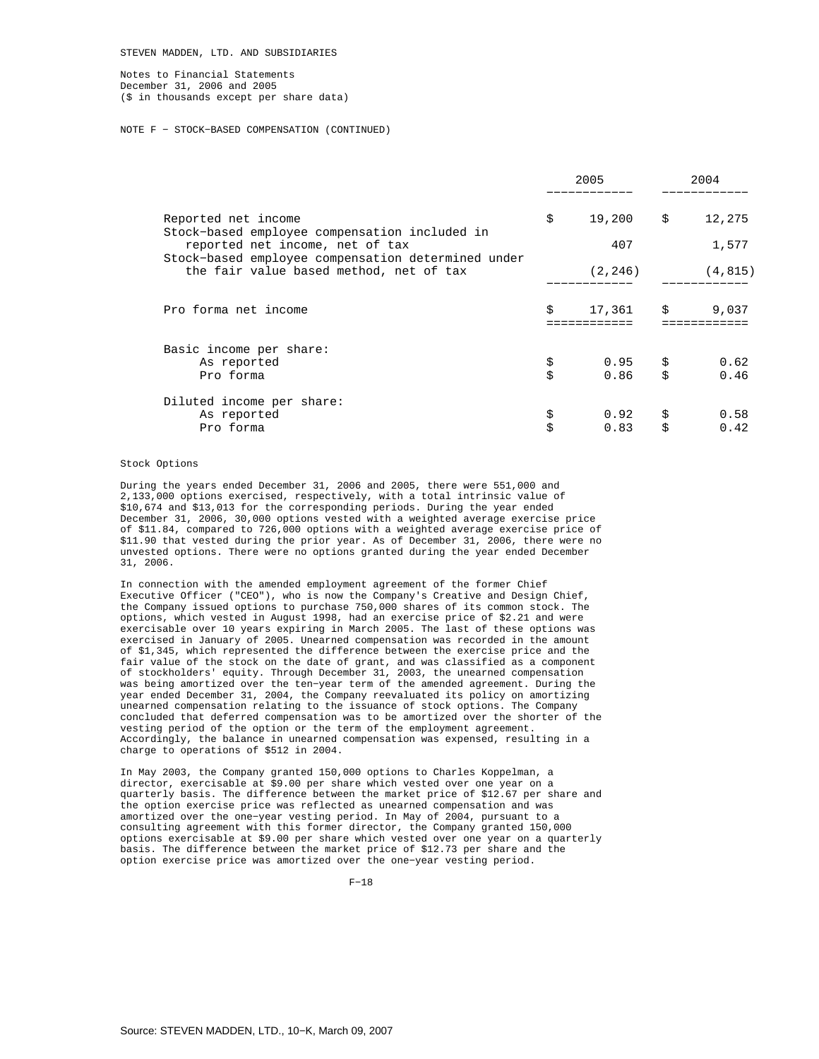STEVEN MADDEN, LTD. AND SUBSIDIARIES

Notes to Financial Statements
December 31, 2006 and 2005
($ in thousands except per share data)

NOTE F - STOCK-BASED COMPENSATION (CONTINUED)

| | 2005 | 2004 |
|---|---|---|
| Reported net income | $ 19,200 | $ 12,275 |
| Stock-based employee compensation included in reported net income, net of tax | 407 | 1,577 |
| Stock-based employee compensation determined under the fair value based method, net of tax | (2,246) | (4,815) |
| Pro forma net income | $ 17,361 | $ 9,037 |
| Basic income per share: | | |
| As reported | $ 0.95 | $ 0.62 |
| Pro forma | $ 0.86 | $ 0.46 |
| Diluted income per share: | | |
| As reported | $ 0.92 | $ 0.58 |
| Pro forma | $ 0.83 | $ 0.42 |

Stock Options

During the years ended December 31, 2006 and 2005, there were 551,000 and 2,133,000 options exercised, respectively, with a total intrinsic value of $10,674 and $13,013 for the corresponding periods. During the year ended December 31, 2006, 30,000 options vested with a weighted average exercise price of $11.84, compared to 726,000 options with a weighted average exercise price of $11.90 that vested during the prior year. As of December 31, 2006, there were no unvested options. There were no options granted during the year ended December 31, 2006.

In connection with the amended employment agreement of the former Chief Executive Officer ("CEO"), who is now the Company's Creative and Design Chief, the Company issued options to purchase 750,000 shares of its common stock. The options, which vested in August 1998, had an exercise price of $2.21 and were exercisable over 10 years expiring in March 2005. The last of these options was exercised in January of 2005. Unearned compensation was recorded in the amount of $1,345, which represented the difference between the exercise price and the fair value of the stock on the date of grant, and was classified as a component of stockholders' equity. Through December 31, 2003, the unearned compensation was being amortized over the ten-year term of the amended agreement. During the year ended December 31, 2004, the Company reevaluated its policy on amortizing unearned compensation relating to the issuance of stock options. The Company concluded that deferred compensation was to be amortized over the shorter of the vesting period of the option or the term of the employment agreement. Accordingly, the balance in unearned compensation was expensed, resulting in a charge to operations of $512 in 2004.

In May 2003, the Company granted 150,000 options to Charles Koppelman, a director, exercisable at $9.00 per share which vested over one year on a quarterly basis. The difference between the market price of $12.67 per share and the option exercise price was reflected as unearned compensation and was amortized over the one-year vesting period. In May of 2004, pursuant to a consulting agreement with this former director, the Company granted 150,000 options exercisable at $9.00 per share which vested over one year on a quarterly basis. The difference between the market price of $12.73 per share and the option exercise price was amortized over the one-year vesting period.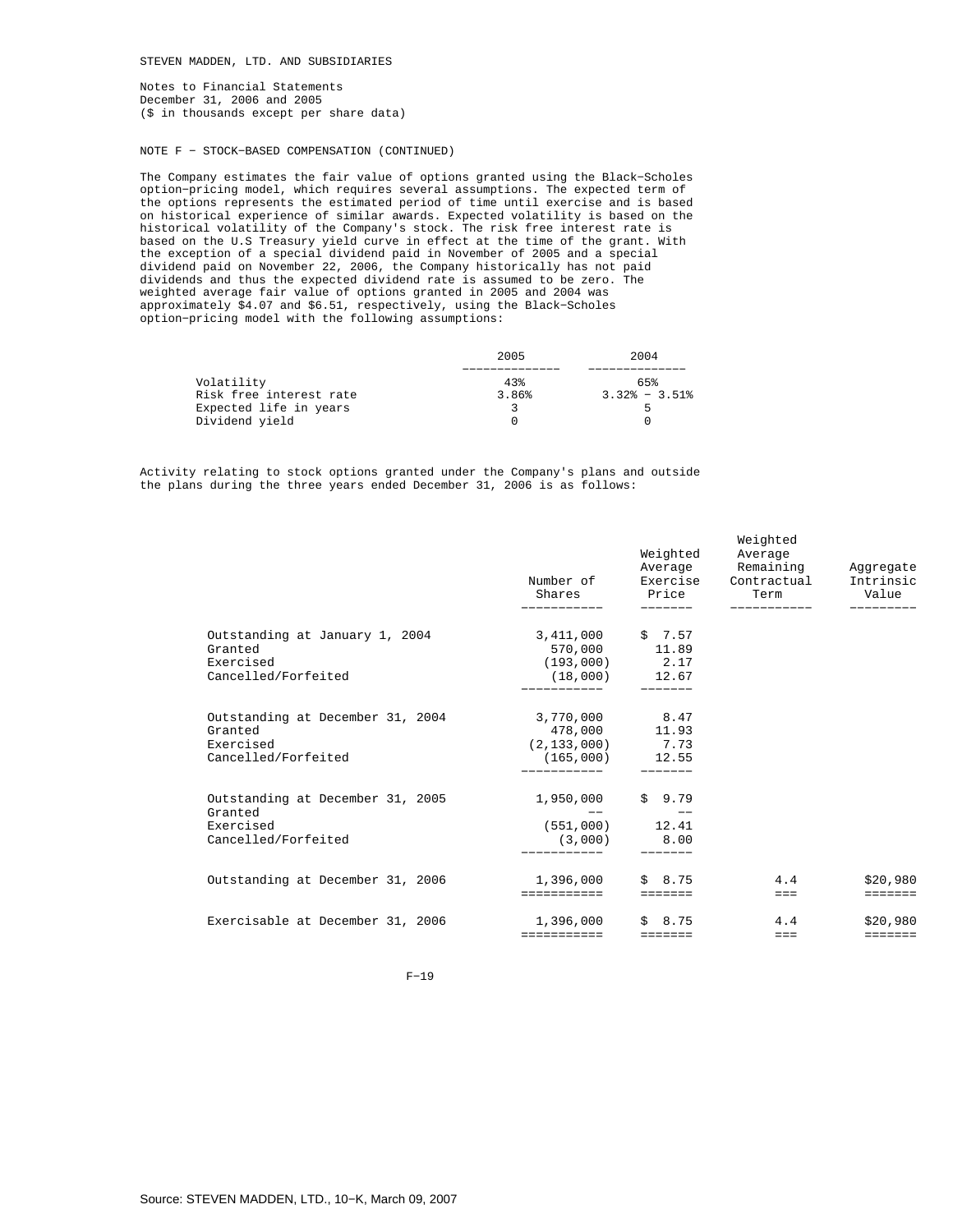STEVEN MADDEN, LTD. AND SUBSIDIARIES

Notes to Financial Statements
December 31, 2006 and 2005
($ in thousands except per share data)

NOTE F - STOCK-BASED COMPENSATION (CONTINUED)

The Company estimates the fair value of options granted using the Black-Scholes option-pricing model, which requires several assumptions. The expected term of the options represents the estimated period of time until exercise and is based on historical experience of similar awards. Expected volatility is based on the historical volatility of the Company's stock. The risk free interest rate is based on the U.S Treasury yield curve in effect at the time of the grant. With the exception of a special dividend paid in November of 2005 and a special dividend paid on November 22, 2006, the Company historically has not paid dividends and thus the expected dividend rate is assumed to be zero. The weighted average fair value of options granted in 2005 and 2004 was approximately $4.07 and $6.51, respectively, using the Black-Scholes option-pricing model with the following assumptions:

| | 2005 | 2004 |
|---|---|---|
| Volatility | 43% | 65% |
| Risk free interest rate | 3.86% | 3.32% - 3.51% |
| Expected life in years | 3 | 5 |
| Dividend yield | 0 | 0 |

Activity relating to stock options granted under the Company's plans and outside the plans during the three years ended December 31, 2006 is as follows:

| | Number of Shares | Weighted Average Exercise Price | Weighted Average Remaining Contractual Term | Aggregate Intrinsic Value |
|---|---|---|---|---|
| Outstanding at January 1, 2004 | 3,411,000 | $ 7.57 | | |
| Granted | 570,000 | 11.89 | | |
| Exercised | (193,000) | 2.17 | | |
| Cancelled/Forfeited | (18,000) | 12.67 | | |
| Outstanding at December 31, 2004 | 3,770,000 | 8.47 | | |
| Granted | 478,000 | 11.93 | | |
| Exercised | (2,133,000) | 7.73 | | |
| Cancelled/Forfeited | (165,000) | 12.55 | | |
| Outstanding at December 31, 2005 | 1,950,000 | $ 9.79 | | |
| Granted | -- | -- | | |
| Exercised | (551,000) | 12.41 | | |
| Cancelled/Forfeited | (3,000) | 8.00 | | |
| Outstanding at December 31, 2006 | 1,396,000 | $ 8.75 | 4.4 | $20,980 |
| Exercisable at December 31, 2006 | 1,396,000 | $ 8.75 | 4.4 | $20,980 |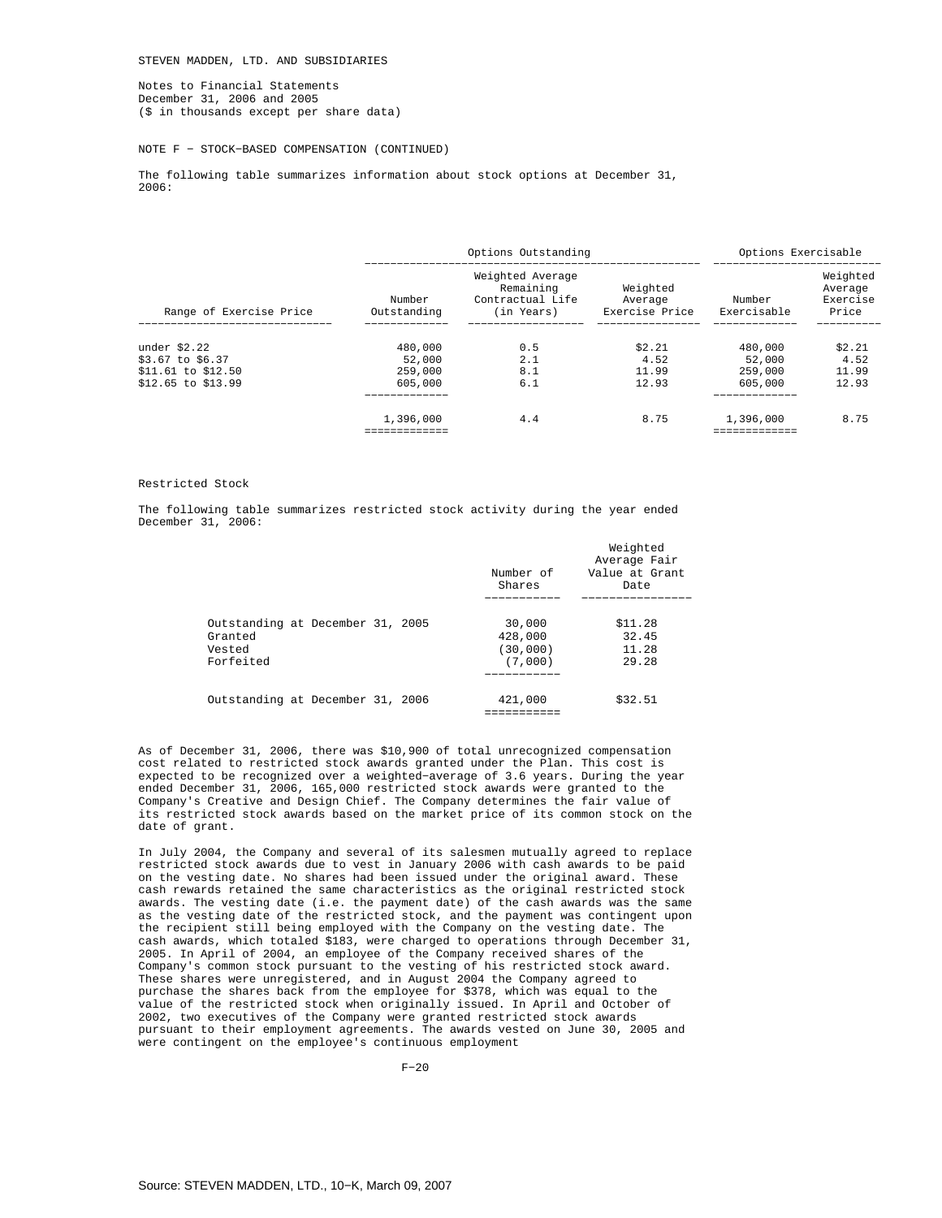STEVEN MADDEN, LTD. AND SUBSIDIARIES

Notes to Financial Statements
December 31, 2006 and 2005
($ in thousands except per share data)

NOTE F - STOCK-BASED COMPENSATION (CONTINUED)

The following table summarizes information about stock options at December 31, 2006:

| | Options Outstanding | | | Options Exercisable | |
|---|---|---|---|---|---|
| Range of Exercise Price | Number Outstanding | Weighted Average Remaining Contractual Life (in Years) | Weighted Average Exercise Price | Number Exercisable | Weighted Average Exercise Price |
| under $2.22 | 480,000 | 0.5 | $2.21 | 480,000 | $2.21 |
| $3.67 to $6.37 | 52,000 | 2.1 | 4.52 | 52,000 | 4.52 |
| $11.61 to $12.50 | 259,000 | 8.1 | 11.99 | 259,000 | 11.99 |
| $12.65 to $13.99 | 605,000 | 6.1 | 12.93 | 605,000 | 12.93 |
| | 1,396,000 | 4.4 | 8.75 | 1,396,000 | 8.75 |

Restricted Stock

The following table summarizes restricted stock activity during the year ended December 31, 2006:

| | Number of Shares | Weighted Average Fair Value at Grant Date |
|---|---|---|
| Outstanding at December 31, 2005 | 30,000 | $11.28 |
| Granted | 428,000 | 32.45 |
| Vested | (30,000) | 11.28 |
| Forfeited | (7,000) | 29.28 |
| Outstanding at December 31, 2006 | 421,000 | $32.51 |

As of December 31, 2006, there was $10,900 of total unrecognized compensation cost related to restricted stock awards granted under the Plan. This cost is expected to be recognized over a weighted-average of 3.6 years. During the year ended December 31, 2006, 165,000 restricted stock awards were granted to the Company's Creative and Design Chief. The Company determines the fair value of its restricted stock awards based on the market price of its common stock on the date of grant.

In July 2004, the Company and several of its salesmen mutually agreed to replace restricted stock awards due to vest in January 2006 with cash awards to be paid on the vesting date. No shares had been issued under the original award. These cash rewards retained the same characteristics as the original restricted stock awards. The vesting date (i.e. the payment date) of the cash awards was the same as the vesting date of the restricted stock, and the payment was contingent upon the recipient still being employed with the Company on the vesting date. The cash awards, which totaled $183, were charged to operations through December 31, 2005. In April of 2004, an employee of the Company received shares of the Company's common stock pursuant to the vesting of his restricted stock award. These shares were unregistered, and in August 2004 the Company agreed to purchase the shares back from the employee for $378, which was equal to the value of the restricted stock when originally issued. In April and October of 2002, two executives of the Company were granted restricted stock awards pursuant to their employment agreements. The awards vested on June 30, 2005 and were contingent on the employee's continuous employment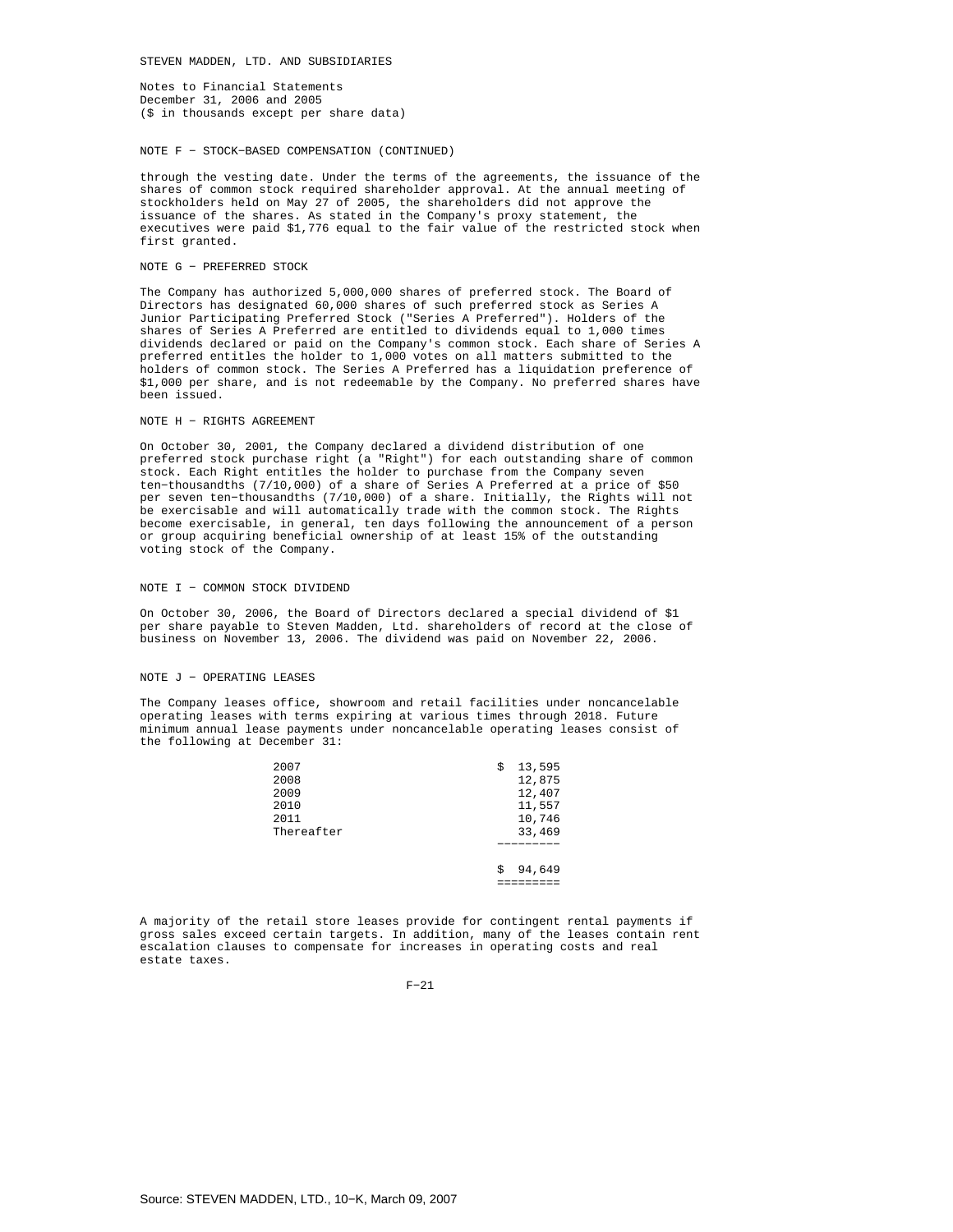STEVEN MADDEN, LTD. AND SUBSIDIARIES

Notes to Financial Statements
December 31, 2006 and 2005
($ in thousands except per share data)

NOTE F - STOCK-BASED COMPENSATION (CONTINUED)

through the vesting date. Under the terms of the agreements, the issuance of the shares of common stock required shareholder approval. At the annual meeting of stockholders held on May 27 of 2005, the shareholders did not approve the issuance of the shares. As stated in the Company's proxy statement, the executives were paid $1,776 equal to the fair value of the restricted stock when first granted.

NOTE G - PREFERRED STOCK

The Company has authorized 5,000,000 shares of preferred stock. The Board of Directors has designated 60,000 shares of such preferred stock as Series A Junior Participating Preferred Stock ("Series A Preferred"). Holders of the shares of Series A Preferred are entitled to dividends equal to 1,000 times dividends declared or paid on the Company's common stock. Each share of Series A preferred entitles the holder to 1,000 votes on all matters submitted to the holders of common stock. The Series A Preferred has a liquidation preference of $1,000 per share, and is not redeemable by the Company. No preferred shares have been issued.

NOTE H - RIGHTS AGREEMENT

On October 30, 2001, the Company declared a dividend distribution of one preferred stock purchase right (a "Right") for each outstanding share of common stock. Each Right entitles the holder to purchase from the Company seven ten-thousandths (7/10,000) of a share of Series A Preferred at a price of $50 per seven ten-thousandths (7/10,000) of a share. Initially, the Rights will not be exercisable and will automatically trade with the common stock. The Rights become exercisable, in general, ten days following the announcement of a person or group acquiring beneficial ownership of at least 15% of the outstanding voting stock of the Company.

NOTE I - COMMON STOCK DIVIDEND

On October 30, 2006, the Board of Directors declared a special dividend of $1 per share payable to Steven Madden, Ltd. shareholders of record at the close of business on November 13, 2006. The dividend was paid on November 22, 2006.

NOTE J - OPERATING LEASES

The Company leases office, showroom and retail facilities under noncancelable operating leases with terms expiring at various times through 2018. Future minimum annual lease payments under noncancelable operating leases consist of the following at December 31:

| | |
|---|---|
| 2007 | $ 13,595 |
| 2008 | 12,875 |
| 2009 | 12,407 |
| 2010 | 11,557 |
| 2011 | 10,746 |
| Thereafter | 33,469 |
| | $ 94,649 |

A majority of the retail store leases provide for contingent rental payments if gross sales exceed certain targets. In addition, many of the leases contain rent escalation clauses to compensate for increases in operating costs and real estate taxes.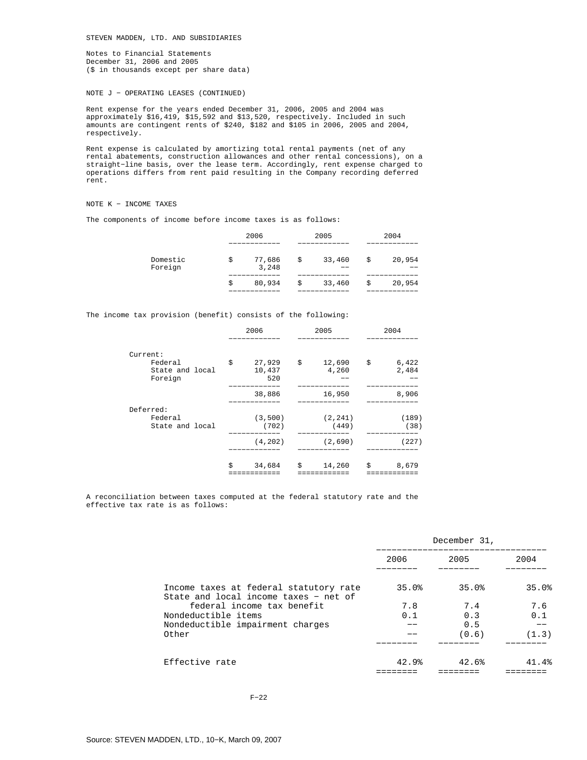STEVEN MADDEN, LTD. AND SUBSIDIARIES

Notes to Financial Statements
December 31, 2006 and 2005
($ in thousands except per share data)

NOTE J - OPERATING LEASES (CONTINUED)

Rent expense for the years ended December 31, 2006, 2005 and 2004 was approximately $16,419, $15,592 and $13,520, respectively. Included in such amounts are contingent rents of $240, $182 and $105 in 2006, 2005 and 2004, respectively.

Rent expense is calculated by amortizing total rental payments (net of any rental abatements, construction allowances and other rental concessions), on a straight-line basis, over the lease term. Accordingly, rent expense charged to operations differs from rent paid resulting in the Company recording deferred rent.

NOTE K - INCOME TAXES

The components of income before income taxes is as follows:

| | 2006 | 2005 | 2004 |
|---|---|---|---|
| Domestic | $ 77,686 | $ 33,460 | $ 20,954 |
| Foreign | 3,248 | -- | -- |
| | $ 80,934 | $ 33,460 | $ 20,954 |

The income tax provision (benefit) consists of the following:

| | 2006 | 2005 | 2004 |
|---|---|---|---|
| Current: | | | |
| Federal | $ 27,929 | $ 12,690 | $ 6,422 |
| State and local | 10,437 | 4,260 | 2,484 |
| Foreign | 520 | -- | -- |
| | 38,886 | 16,950 | 8,906 |
| Deferred: | | | |
| Federal | (3,500) | (2,241) | (189) |
| State and local | (702) | (449) | (38) |
| | (4,202) | (2,690) | (227) |
| | $ 34,684 | $ 14,260 | $ 8,679 |

A reconciliation between taxes computed at the federal statutory rate and the effective tax rate is as follows:

| | December 31, | | |
|---|---|---|---|
| | 2006 | 2005 | 2004 |
| Income taxes at federal statutory rate | 35.0% | 35.0% | 35.0% |
| State and local income taxes - net of federal income tax benefit | 7.8 | 7.4 | 7.6 |
| Nondeductible items | 0.1 | 0.3 | 0.1 |
| Nondeductible impairment charges | -- | 0.5 | -- |
| Other | -- | (0.6) | (1.3) |
| Effective rate | 42.9% | 42.6% | 41.4% |

Source: STEVEN MADDEN, LTD., 10-K, March 09, 2007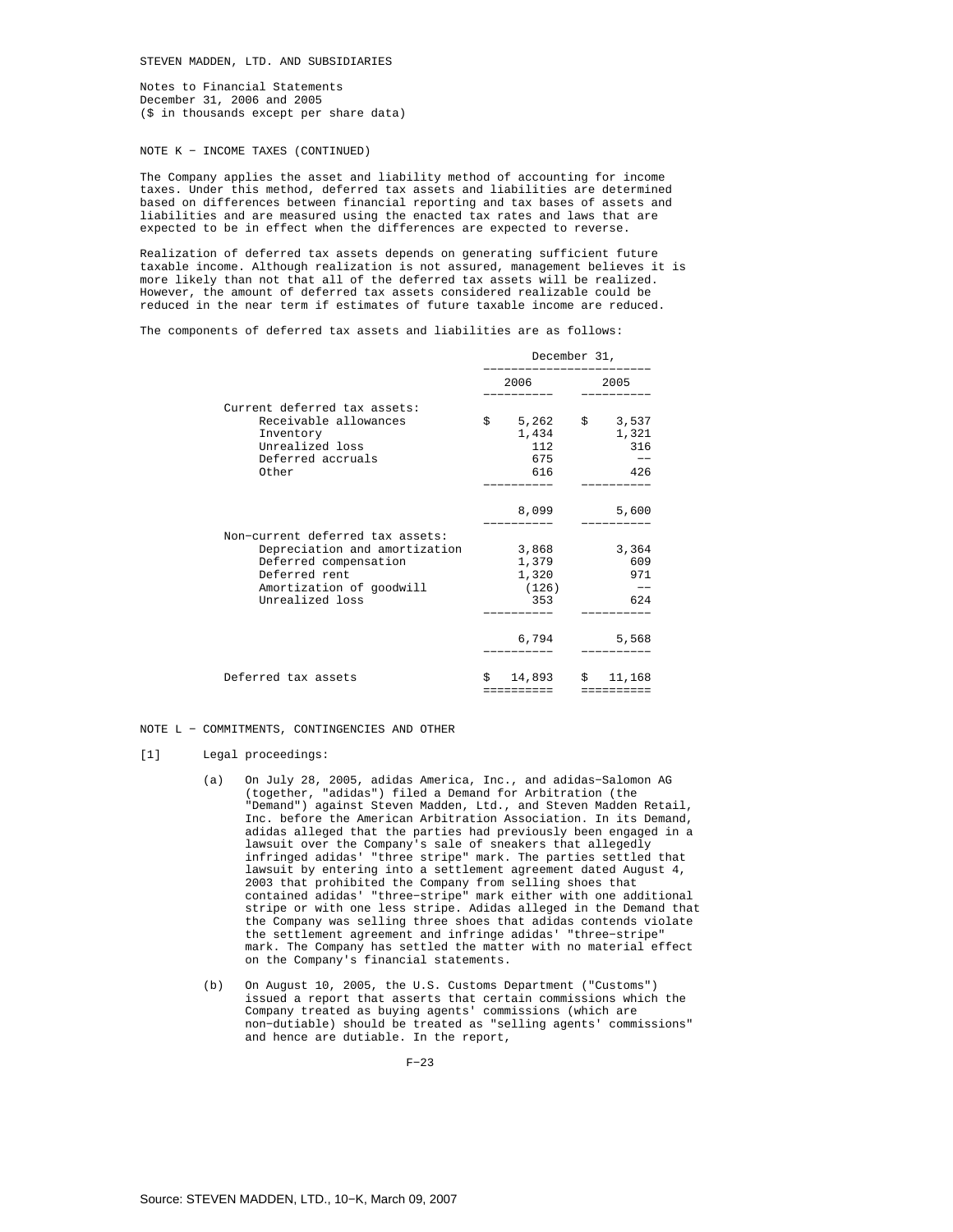STEVEN MADDEN, LTD. AND SUBSIDIARIES

Notes to Financial Statements
December 31, 2006 and 2005
($ in thousands except per share data)

NOTE K - INCOME TAXES (CONTINUED)

The Company applies the asset and liability method of accounting for income taxes. Under this method, deferred tax assets and liabilities are determined based on differences between financial reporting and tax bases of assets and liabilities and are measured using the enacted tax rates and laws that are expected to be in effect when the differences are expected to reverse.

Realization of deferred tax assets depends on generating sufficient future taxable income. Although realization is not assured, management believes it is more likely than not that all of the deferred tax assets will be realized. However, the amount of deferred tax assets considered realizable could be reduced in the near term if estimates of future taxable income are reduced.

The components of deferred tax assets and liabilities are as follows:

| | December 31, | |
|---|---|---|
| | 2006 | 2005 |
| Current deferred tax assets: | | |
| Receivable allowances | $ 5,262 | $ 3,537 |
| Inventory | 1,434 | 1,321 |
| Unrealized loss | 112 | 316 |
| Deferred accruals | 675 | -- |
| Other | 616 | 426 |
| | 8,099 | 5,600 |
| Non-current deferred tax assets: | | |
| Depreciation and amortization | 3,868 | 3,364 |
| Deferred compensation | 1,379 | 609 |
| Deferred rent | 1,320 | 971 |
| Amortization of goodwill | (126) | -- |
| Unrealized loss | 353 | 624 |
| | 6,794 | 5,568 |
| Deferred tax assets | $ 14,893 | $ 11,168 |

NOTE L - COMMITMENTS, CONTINGENCIES AND OTHER

[1] Legal proceedings:

(a) On July 28, 2005, adidas America, Inc., and adidas-Salomon AG (together, "adidas") filed a Demand for Arbitration (the "Demand") against Steven Madden, Ltd., and Steven Madden Retail, Inc. before the American Arbitration Association. In its Demand, adidas alleged that the parties had previously been engaged in a lawsuit over the Company's sale of sneakers that allegedly infringed adidas' "three stripe" mark. The parties settled that lawsuit by entering into a settlement agreement dated August 4, 2003 that prohibited the Company from selling shoes that contained adidas' "three-stripe" mark either with one additional stripe or with one less stripe. Adidas alleged in the Demand that the Company was selling three shoes that adidas contends violate the settlement agreement and infringe adidas' "three-stripe" mark. The Company has settled the matter with no material effect on the Company's financial statements.

(b) On August 10, 2005, the U.S. Customs Department ("Customs") issued a report that asserts that certain commissions which the Company treated as buying agents' commissions (which are non-dutiable) should be treated as "selling agents' commissions" and hence are dutiable. In the report,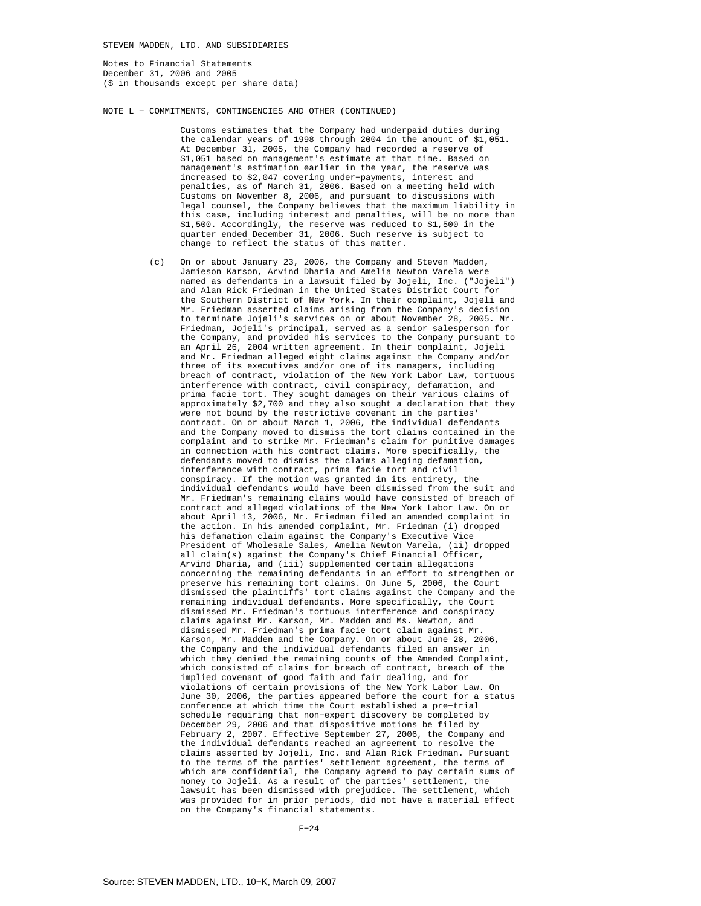NOTE L − COMMITMENTS, CONTINGENCIES AND OTHER (CONTINUED)

Customs estimates that the Company had underpaid duties during the calendar years of 1998 through 2004 in the amount of $1,051. At December 31, 2005, the Company had recorded a reserve of $1,051 based on management's estimate at that time. Based on management's estimation earlier in the year, the reserve was increased to $2,047 covering under−payments, interest and penalties, as of March 31, 2006. Based on a meeting held with Customs on November 8, 2006, and pursuant to discussions with legal counsel, the Company believes that the maximum liability in this case, including interest and penalties, will be no more than $1,500. Accordingly, the reserve was reduced to $1,500 in the quarter ended December 31, 2006. Such reserve is subject to change to reflect the status of this matter.

(c) On or about January 23, 2006, the Company and Steven Madden, Jamieson Karson, Arvind Dharia and Amelia Newton Varela were named as defendants in a lawsuit filed by Jojeli, Inc. ("Jojeli") and Alan Rick Friedman in the United States District Court for the Southern District of New York. In their complaint, Jojeli and Mr. Friedman asserted claims arising from the Company's decision to terminate Jojeli's services on or about November 28, 2005. Mr. Friedman, Jojeli's principal, served as a senior salesperson for the Company, and provided his services to the Company pursuant to an April 26, 2004 written agreement. In their complaint, Jojeli and Mr. Friedman alleged eight claims against the Company and/or three of its executives and/or one of its managers, including breach of contract, violation of the New York Labor Law, tortuous interference with contract, civil conspiracy, defamation, and prima facie tort. They sought damages on their various claims of approximately $2,700 and they also sought a declaration that they were not bound by the restrictive covenant in the parties' contract. On or about March 1, 2006, the individual defendants and the Company moved to dismiss the tort claims contained in the complaint and to strike Mr. Friedman's claim for punitive damages in connection with his contract claims. More specifically, the defendants moved to dismiss the claims alleging defamation, interference with contract, prima facie tort and civil conspiracy. If the motion was granted in its entirety, the individual defendants would have been dismissed from the suit and Mr. Friedman's remaining claims would have consisted of breach of contract and alleged violations of the New York Labor Law. On or about April 13, 2006, Mr. Friedman filed an amended complaint in the action. In his amended complaint, Mr. Friedman (i) dropped his defamation claim against the Company's Executive Vice President of Wholesale Sales, Amelia Newton Varela, (ii) dropped all claim(s) against the Company's Chief Financial Officer, Arvind Dharia, and (iii) supplemented certain allegations concerning the remaining defendants in an effort to strengthen or preserve his remaining tort claims. On June 5, 2006, the Court dismissed the plaintiffs' tort claims against the Company and the remaining individual defendants. More specifically, the Court dismissed Mr. Friedman's tortuous interference and conspiracy claims against Mr. Karson, Mr. Madden and Ms. Newton, and dismissed Mr. Friedman's prima facie tort claim against Mr. Karson, Mr. Madden and the Company. On or about June 28, 2006, the Company and the individual defendants filed an answer in which they denied the remaining counts of the Amended Complaint, which consisted of claims for breach of contract, breach of the implied covenant of good faith and fair dealing, and for violations of certain provisions of the New York Labor Law. On June 30, 2006, the parties appeared before the court for a status conference at which time the Court established a pre−trial schedule requiring that non−expert discovery be completed by December 29, 2006 and that dispositive motions be filed by February 2, 2007. Effective September 27, 2006, the Company and the individual defendants reached an agreement to resolve the claims asserted by Jojeli, Inc. and Alan Rick Friedman. Pursuant to the terms of the parties' settlement agreement, the terms of which are confidential, the Company agreed to pay certain sums of money to Jojeli. As a result of the parties' settlement, the lawsuit has been dismissed with prejudice. The settlement, which was provided for in prior periods, did not have a material effect on the Company's financial statements.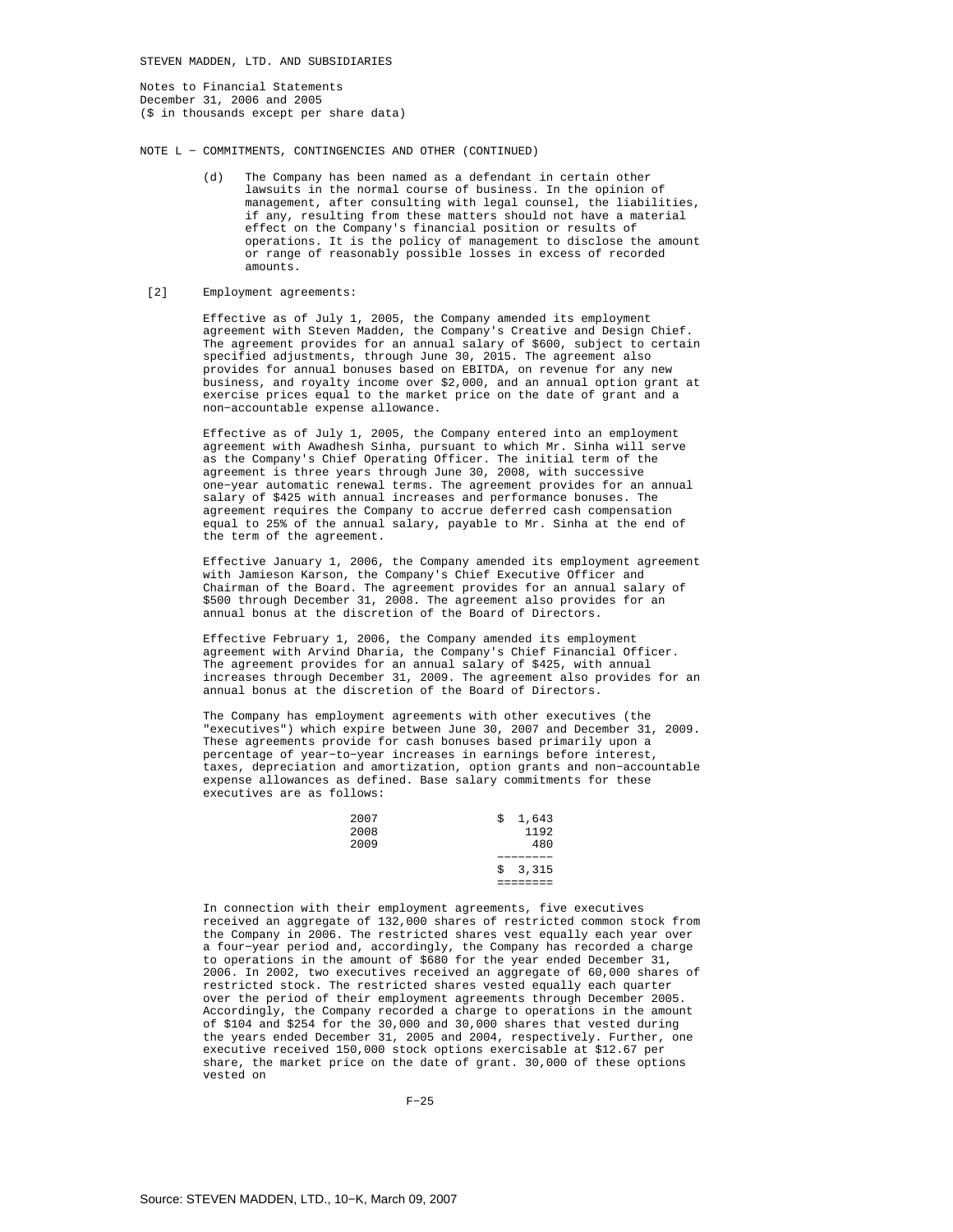STEVEN MADDEN, LTD. AND SUBSIDIARIES

Notes to Financial Statements
December 31, 2006 and 2005
($ in thousands except per share data)

NOTE L - COMMITMENTS, CONTINGENCIES AND OTHER (CONTINUED)

(d) The Company has been named as a defendant in certain other lawsuits in the normal course of business. In the opinion of management, after consulting with legal counsel, the liabilities, if any, resulting from these matters should not have a material effect on the Company's financial position or results of operations. It is the policy of management to disclose the amount or range of reasonably possible losses in excess of recorded amounts.

[2] Employment agreements:

Effective as of July 1, 2005, the Company amended its employment agreement with Steven Madden, the Company's Creative and Design Chief. The agreement provides for an annual salary of $600, subject to certain specified adjustments, through June 30, 2015. The agreement also provides for annual bonuses based on EBITDA, on revenue for any new business, and royalty income over $2,000, and an annual option grant at exercise prices equal to the market price on the date of grant and a non-accountable expense allowance.

Effective as of July 1, 2005, the Company entered into an employment agreement with Awadhesh Sinha, pursuant to which Mr. Sinha will serve as the Company's Chief Operating Officer. The initial term of the agreement is three years through June 30, 2008, with successive one-year automatic renewal terms. The agreement provides for an annual salary of $425 with annual increases and performance bonuses. The agreement requires the Company to accrue deferred cash compensation equal to 25% of the annual salary, payable to Mr. Sinha at the end of the term of the agreement.

Effective January 1, 2006, the Company amended its employment agreement with Jamieson Karson, the Company's Chief Executive Officer and Chairman of the Board. The agreement provides for an annual salary of $500 through December 31, 2008. The agreement also provides for an annual bonus at the discretion of the Board of Directors.

Effective February 1, 2006, the Company amended its employment agreement with Arvind Dharia, the Company's Chief Financial Officer. The agreement provides for an annual salary of $425, with annual increases through December 31, 2009. The agreement also provides for an annual bonus at the discretion of the Board of Directors.

The Company has employment agreements with other executives (the "executives") which expire between June 30, 2007 and December 31, 2009. These agreements provide for cash bonuses based primarily upon a percentage of year-to-year increases in earnings before interest, taxes, depreciation and amortization, option grants and non-accountable expense allowances as defined. Base salary commitments for these executives are as follows:

| | |
|---|---|
| 2007 | $ 1,643 |
| 2008 | 1192 |
| 2009 | 480 |
| | $ 3,315 |

In connection with their employment agreements, five executives received an aggregate of 132,000 shares of restricted common stock from the Company in 2006. The restricted shares vest equally each year over a four-year period and, accordingly, the Company has recorded a charge to operations in the amount of $680 for the year ended December 31, 2006. In 2002, two executives received an aggregate of 60,000 shares of restricted stock. The restricted shares vested equally each quarter over the period of their employment agreements through December 2005. Accordingly, the Company recorded a charge to operations in the amount of $104 and $254 for the 30,000 and 30,000 shares that vested during the years ended December 31, 2005 and 2004, respectively. Further, one executive received 150,000 stock options exercisable at $12.67 per share, the market price on the date of grant. 30,000 of these options vested on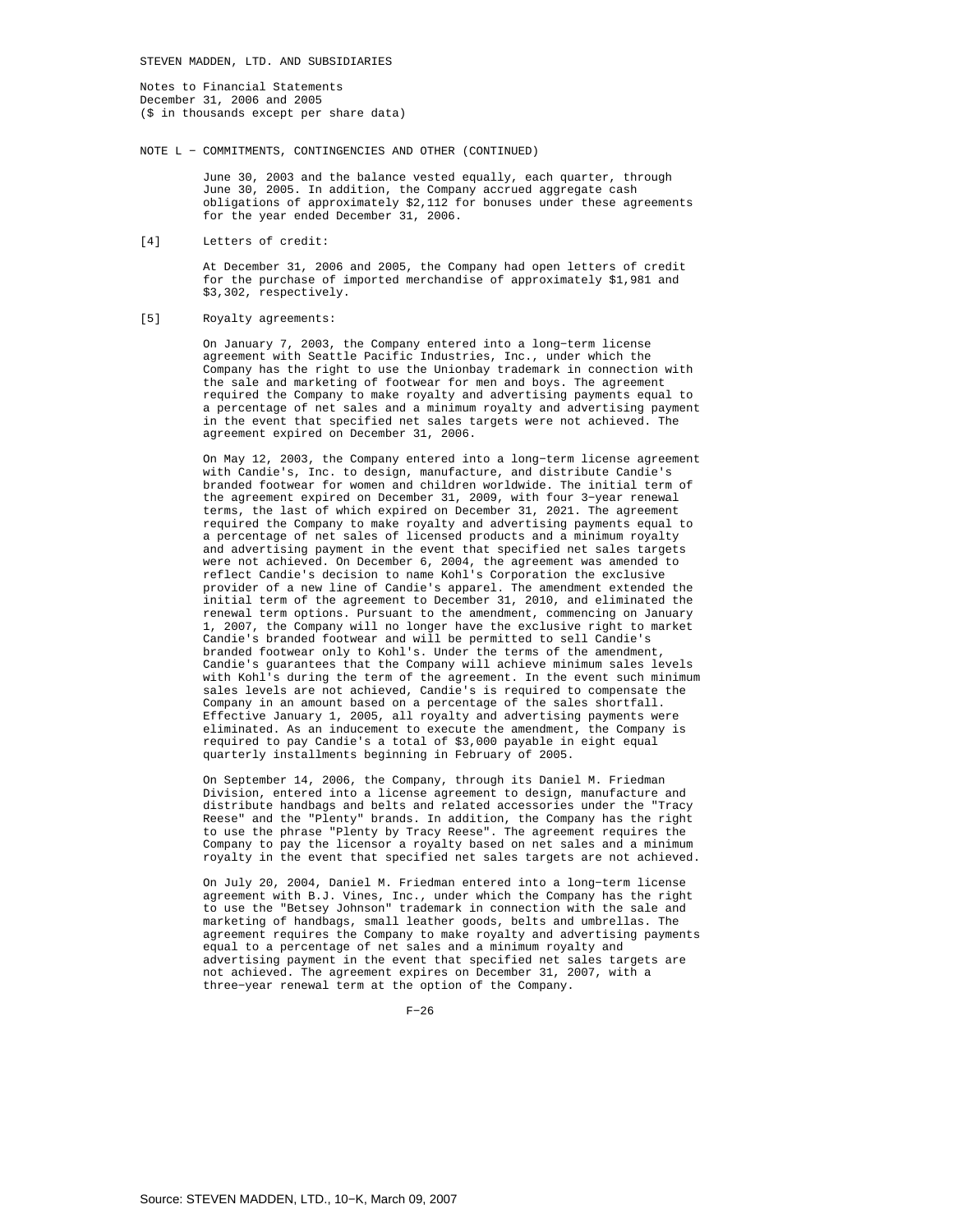STEVEN MADDEN, LTD. AND SUBSIDIARIES

Notes to Financial Statements
December 31, 2006 and 2005
($ in thousands except per share data)

NOTE L - COMMITMENTS, CONTINGENCIES AND OTHER (CONTINUED)

June 30, 2003 and the balance vested equally, each quarter, through June 30, 2005. In addition, the Company accrued aggregate cash obligations of approximately $2,112 for bonuses under these agreements for the year ended December 31, 2006.

[4] Letters of credit:

At December 31, 2006 and 2005, the Company had open letters of credit for the purchase of imported merchandise of approximately $1,981 and $3,302, respectively.

[5] Royalty agreements:

On January 7, 2003, the Company entered into a long-term license agreement with Seattle Pacific Industries, Inc., under which the Company has the right to use the Unionbay trademark in connection with the sale and marketing of footwear for men and boys. The agreement required the Company to make royalty and advertising payments equal to a percentage of net sales and a minimum royalty and advertising payment in the event that specified net sales targets were not achieved. The agreement expired on December 31, 2006.

On May 12, 2003, the Company entered into a long-term license agreement with Candie's, Inc. to design, manufacture, and distribute Candie's branded footwear for women and children worldwide. The initial term of the agreement expired on December 31, 2009, with four 3-year renewal terms, the last of which expired on December 31, 2021. The agreement required the Company to make royalty and advertising payments equal to a percentage of net sales of licensed products and a minimum royalty and advertising payment in the event that specified net sales targets were not achieved. On December 6, 2004, the agreement was amended to reflect Candie's decision to name Kohl's Corporation the exclusive provider of a new line of Candie's apparel. The amendment extended the initial term of the agreement to December 31, 2010, and eliminated the renewal term options. Pursuant to the amendment, commencing on January 1, 2007, the Company will no longer have the exclusive right to market Candie's branded footwear and will be permitted to sell Candie's branded footwear only to Kohl's. Under the terms of the amendment, Candie's guarantees that the Company will achieve minimum sales levels with Kohl's during the term of the agreement. In the event such minimum sales levels are not achieved, Candie's is required to compensate the Company in an amount based on a percentage of the sales shortfall. Effective January 1, 2005, all royalty and advertising payments were eliminated. As an inducement to execute the amendment, the Company is required to pay Candie's a total of $3,000 payable in eight equal quarterly installments beginning in February of 2005.

On September 14, 2006, the Company, through its Daniel M. Friedman Division, entered into a license agreement to design, manufacture and distribute handbags and belts and related accessories under the "Tracy Reese" and the "Plenty" brands. In addition, the Company has the right to use the phrase "Plenty by Tracy Reese". The agreement requires the Company to pay the licensor a royalty based on net sales and a minimum royalty in the event that specified net sales targets are not achieved.

On July 20, 2004, Daniel M. Friedman entered into a long-term license agreement with B.J. Vines, Inc., under which the Company has the right to use the "Betsey Johnson" trademark in connection with the sale and marketing of handbags, small leather goods, belts and umbrellas. The agreement requires the Company to make royalty and advertising payments equal to a percentage of net sales and a minimum royalty and advertising payment in the event that specified net sales targets are not achieved. The agreement expires on December 31, 2007, with a three-year renewal term at the option of the Company.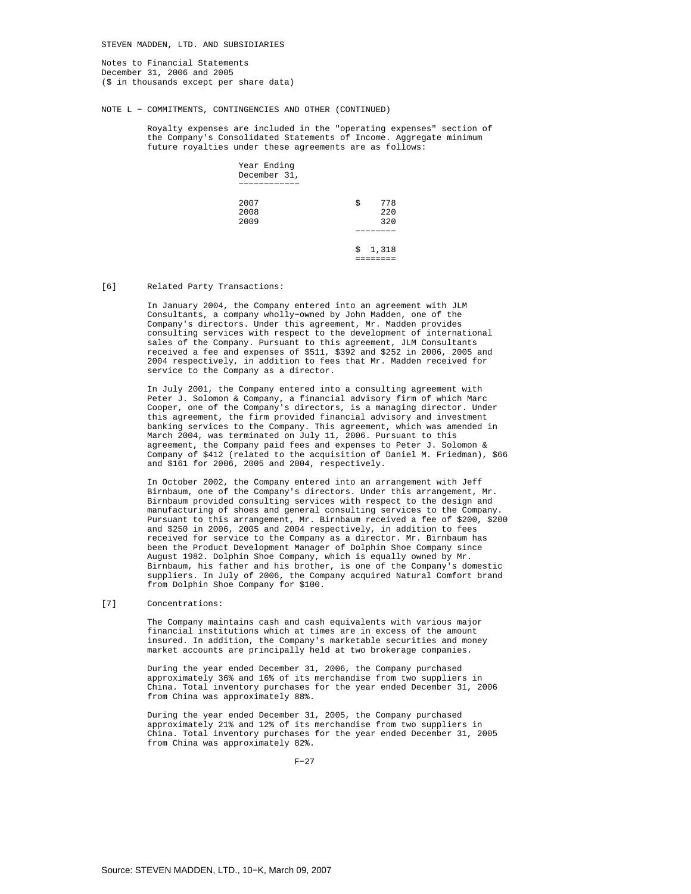STEVEN MADDEN, LTD. AND SUBSIDIARIES

Notes to Financial Statements
December 31, 2006 and 2005
($ in thousands except per share data)

NOTE L - COMMITMENTS, CONTINGENCIES AND OTHER (CONTINUED)

Royalty expenses are included in the "operating expenses" section of the Company's Consolidated Statements of Income. Aggregate minimum future royalties under these agreements are as follows:

| Year Ending December 31, | |
|---|---|
| 2007 | $ 778 |
| 2008 | 220 |
| 2009 | 320 |
| | $ 1,318 |

[6] Related Party Transactions:

In January 2004, the Company entered into an agreement with JLM Consultants, a company wholly-owned by John Madden, one of the Company's directors. Under this agreement, Mr. Madden provides consulting services with respect to the development of international sales of the Company. Pursuant to this agreement, JLM Consultants received a fee and expenses of $511, $392 and $252 in 2006, 2005 and 2004 respectively, in addition to fees that Mr. Madden received for service to the Company as a director.

In July 2001, the Company entered into a consulting agreement with Peter J. Solomon & Company, a financial advisory firm of which Marc Cooper, one of the Company's directors, is a managing director. Under this agreement, the firm provided financial advisory and investment banking services to the Company. This agreement, which was amended in March 2004, was terminated on July 11, 2006. Pursuant to this agreement, the Company paid fees and expenses to Peter J. Solomon & Company of $412 (related to the acquisition of Daniel M. Friedman), $66 and $161 for 2006, 2005 and 2004, respectively.

In October 2002, the Company entered into an arrangement with Jeff Birnbaum, one of the Company's directors. Under this arrangement, Mr. Birnbaum provided consulting services with respect to the design and manufacturing of shoes and general consulting services to the Company. Pursuant to this arrangement, Mr. Birnbaum received a fee of $200, $200 and $250 in 2006, 2005 and 2004 respectively, in addition to fees received for service to the Company as a director. Mr. Birnbaum has been the Product Development Manager of Dolphin Shoe Company since August 1982. Dolphin Shoe Company, which is equally owned by Mr. Birnbaum, his father and his brother, is one of the Company's domestic suppliers. In July of 2006, the Company acquired Natural Comfort brand from Dolphin Shoe Company for $100.

[7] Concentrations:

The Company maintains cash and cash equivalents with various major financial institutions which at times are in excess of the amount insured. In addition, the Company's marketable securities and money market accounts are principally held at two brokerage companies.

During the year ended December 31, 2006, the Company purchased approximately 36% and 16% of its merchandise from two suppliers in China. Total inventory purchases for the year ended December 31, 2006 from China was approximately 88%.

During the year ended December 31, 2005, the Company purchased approximately 21% and 12% of its merchandise from two suppliers in China. Total inventory purchases for the year ended December 31, 2005 from China was approximately 82%.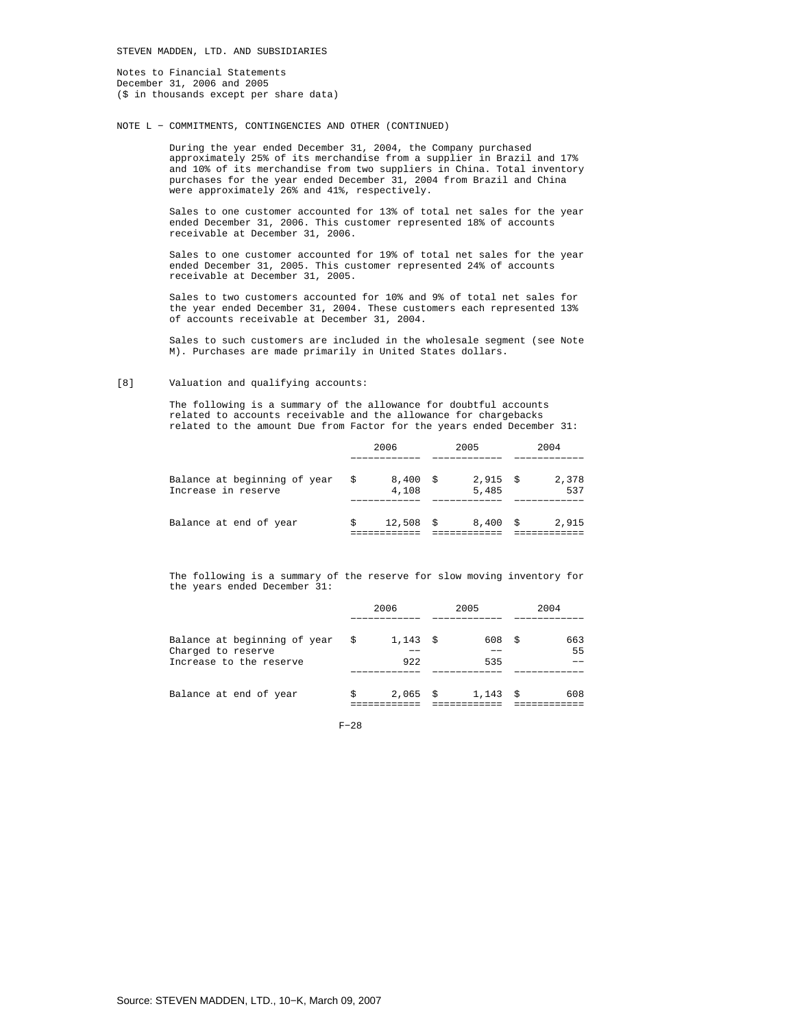STEVEN MADDEN, LTD. AND SUBSIDIARIES

Notes to Financial Statements
December 31, 2006 and 2005
($ in thousands except per share data)

NOTE L - COMMITMENTS, CONTINGENCIES AND OTHER (CONTINUED)

During the year ended December 31, 2004, the Company purchased approximately 25% of its merchandise from a supplier in Brazil and 17% and 10% of its merchandise from two suppliers in China. Total inventory purchases for the year ended December 31, 2004 from Brazil and China were approximately 26% and 41%, respectively.

Sales to one customer accounted for 13% of total net sales for the year ended December 31, 2006. This customer represented 18% of accounts receivable at December 31, 2006.

Sales to one customer accounted for 19% of total net sales for the year ended December 31, 2005. This customer represented 24% of accounts receivable at December 31, 2005.

Sales to two customers accounted for 10% and 9% of total net sales for the year ended December 31, 2004. These customers each represented 13% of accounts receivable at December 31, 2004.

Sales to such customers are included in the wholesale segment (see Note M). Purchases are made primarily in United States dollars.

[8] Valuation and qualifying accounts:

The following is a summary of the allowance for doubtful accounts related to accounts receivable and the allowance for chargebacks related to the amount Due from Factor for the years ended December 31:

| | 2006 | 2005 | 2004 |
|---|---|---|---|
| Balance at beginning of year | $ 8,400 | $ 2,915 | $ 2,378 |
| Increase in reserve | 4,108 | 5,485 | 537 |
| Balance at end of year | $ 12,508 | $ 8,400 | $ 2,915 |

The following is a summary of the reserve for slow moving inventory for the years ended December 31:

| | 2006 | 2005 | 2004 |
|---|---|---|---|
| Balance at beginning of year | $ 1,143 | $ 608 | $ 663 |
| Charged to reserve | -- | -- | 55 |
| Increase to the reserve | 922 | 535 | -- |
| Balance at end of year | $ 2,065 | $ 1,143 | $ 608 |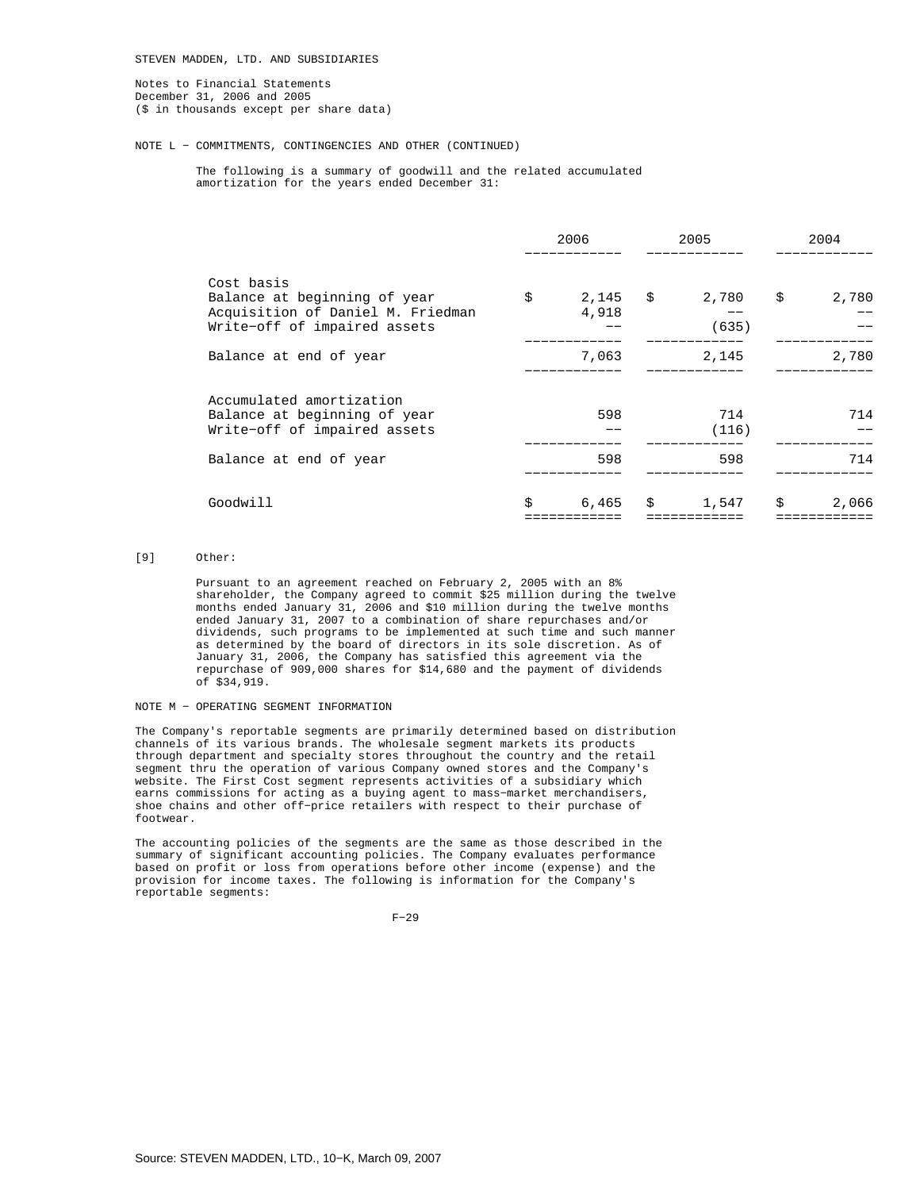STEVEN MADDEN, LTD. AND SUBSIDIARIES

Notes to Financial Statements
December 31, 2006 and 2005
($ in thousands except per share data)

NOTE L - COMMITMENTS, CONTINGENCIES AND OTHER (CONTINUED)

The following is a summary of goodwill and the related accumulated amortization for the years ended December 31:

| | 2006 | 2005 | 2004 |
|---|---|---|---|
| Cost basis | | | |
| Balance at beginning of year | $ 2,145 | $ 2,780 | $ 2,780 |
| Acquisition of Daniel M. Friedman | 4,918 | -- | -- |
| Write-off of impaired assets | -- | (635) | -- |
| Balance at end of year | 7,063 | 2,145 | 2,780 |
| Accumulated amortization | | | |
| Balance at beginning of year | 598 | 714 | 714 |
| Write-off of impaired assets | -- | (116) | -- |
| Balance at end of year | 598 | 598 | 714 |
| Goodwill | $ 6,465 | $ 1,547 | $ 2,066 |

[9] Other:

Pursuant to an agreement reached on February 2, 2005 with an 8% shareholder, the Company agreed to commit $25 million during the twelve months ended January 31, 2006 and $10 million during the twelve months ended January 31, 2007 to a combination of share repurchases and/or dividends, such programs to be implemented at such time and such manner as determined by the board of directors in its sole discretion. As of January 31, 2006, the Company has satisfied this agreement via the repurchase of 909,000 shares for $14,680 and the payment of dividends of $34,919.

NOTE M - OPERATING SEGMENT INFORMATION

The Company's reportable segments are primarily determined based on distribution channels of its various brands. The wholesale segment markets its products through department and specialty stores throughout the country and the retail segment thru the operation of various Company owned stores and the Company's website. The First Cost segment represents activities of a subsidiary which earns commissions for acting as a buying agent to mass-market merchandisers, shoe chains and other off-price retailers with respect to their purchase of footwear.

The accounting policies of the segments are the same as those described in the summary of significant accounting policies. The Company evaluates performance based on profit or loss from operations before other income (expense) and the provision for income taxes. The following is information for the Company's reportable segments: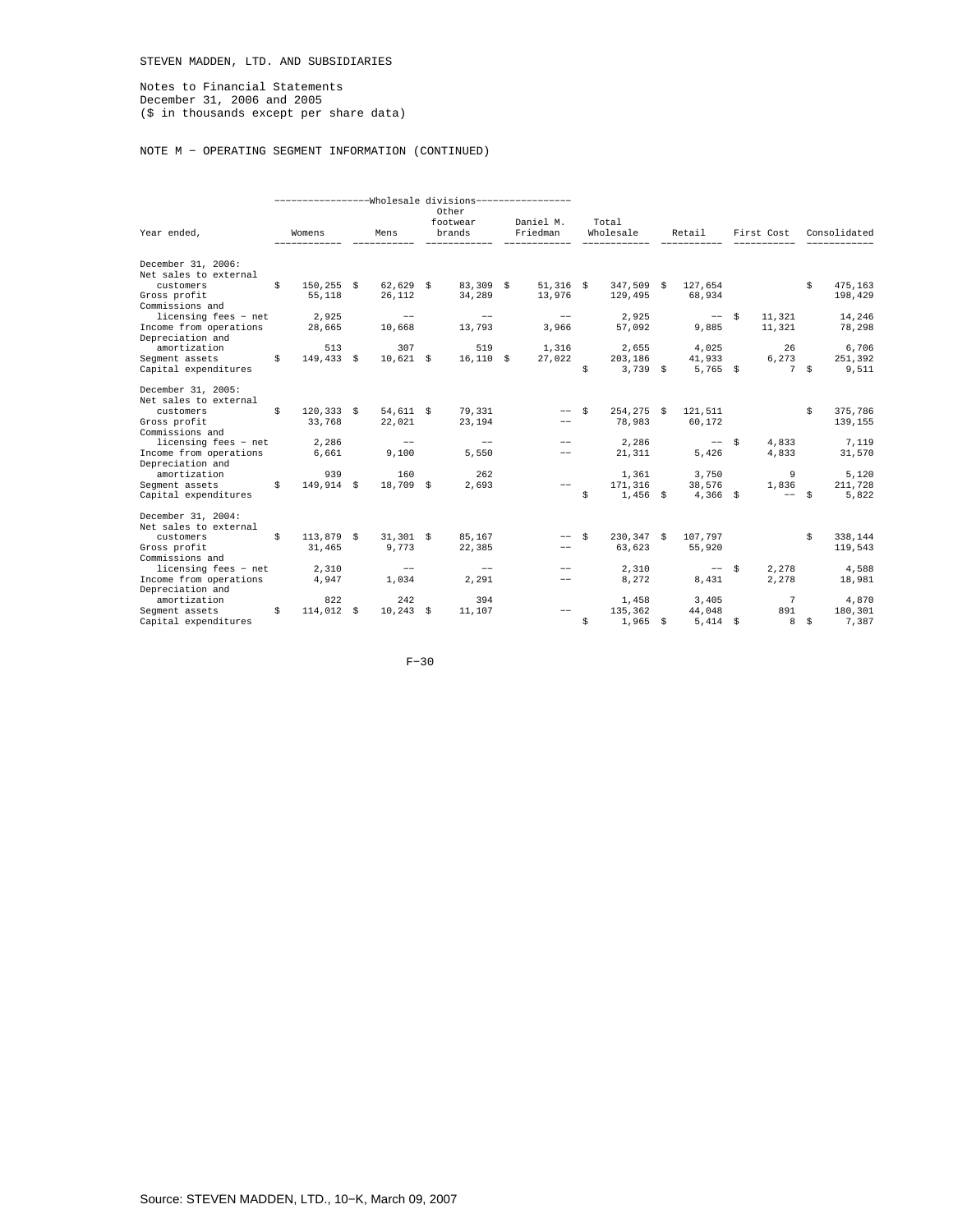STEVEN MADDEN, LTD. AND SUBSIDIARIES

Notes to Financial Statements
December 31, 2006 and 2005
($ in thousands except per share data)

NOTE M − OPERATING SEGMENT INFORMATION (CONTINUED)

| Year ended, | Wholesale divisions: Womens | Mens | Other footwear brands | Daniel M. Friedman | Total Wholesale | Retail | First Cost | Consolidated |
|---|---|---|---|---|---|---|---|---|
| **December 31, 2006:** | | | | | | | | |
| Net sales to external customers | $ 150,255 | $ 62,629 | $ 83,309 | $ 51,316 | $ 347,509 | $ 127,654 | | $ 475,163 |
| Gross profit | 55,118 | 26,112 | 34,289 | 13,976 | 129,495 | 68,934 | | 198,429 |
| Commissions and licensing fees − net | 2,925 | −− | −− | −− | 2,925 | −− | $ 11,321 | 14,246 |
| Income from operations | 28,665 | 10,668 | 13,793 | 3,966 | 57,092 | 9,885 | 11,321 | 78,298 |
| Depreciation and amortization | 513 | 307 | 519 | 1,316 | 2,655 | 4,025 | 26 | 6,706 |
| Segment assets | $ 149,433 | $ 10,621 | $ 16,110 | $ 27,022 | 203,186 | 41,933 | 6,273 | 251,392 |
| Capital expenditures | | | | | $ 3,739 | $ 5,765 | $ 7 | $ 9,511 |
| **December 31, 2005:** | | | | | | | | |
| Net sales to external customers | $ 120,333 | $ 54,611 | $ 79,331 | −− | $ 254,275 | $ 121,511 | | $ 375,786 |
| Gross profit | 33,768 | 22,021 | 23,194 | −− | 78,983 | 60,172 | | 139,155 |
| Commissions and licensing fees − net | 2,286 | −− | −− | −− | 2,286 | −− | $ 4,833 | 7,119 |
| Income from operations | 6,661 | 9,100 | 5,550 | −− | 21,311 | 5,426 | 4,833 | 31,570 |
| Depreciation and amortization | 939 | 160 | 262 | | 1,361 | 3,750 | 9 | 5,120 |
| Segment assets | $ 149,914 | $ 18,709 | $ 2,693 | −− | 171,316 | 38,576 | 1,836 | 211,728 |
| Capital expenditures | | | | | $ 1,456 | $ 4,366 | $ −− | $ 5,822 |
| **December 31, 2004:** | | | | | | | | |
| Net sales to external customers | $ 113,879 | $ 31,301 | $ 85,167 | −− | $ 230,347 | $ 107,797 | | $ 338,144 |
| Gross profit | 31,465 | 9,773 | 22,385 | −− | 63,623 | 55,920 | | 119,543 |
| Commissions and licensing fees − net | 2,310 | −− | −− | −− | 2,310 | −− | $ 2,278 | 4,588 |
| Income from operations | 4,947 | 1,034 | 2,291 | −− | 8,272 | 8,431 | 2,278 | 18,981 |
| Depreciation and amortization | 822 | 242 | 394 | | 1,458 | 3,405 | 7 | 4,870 |
| Segment assets | $ 114,012 | $ 10,243 | $ 11,107 | −− | 135,362 | 44,048 | 891 | 180,301 |
| Capital expenditures | | | | | $ 1,965 | $ 5,414 | $ 8 | $ 7,387 |

Source: STEVEN MADDEN, LTD., 10−K, March 09, 2007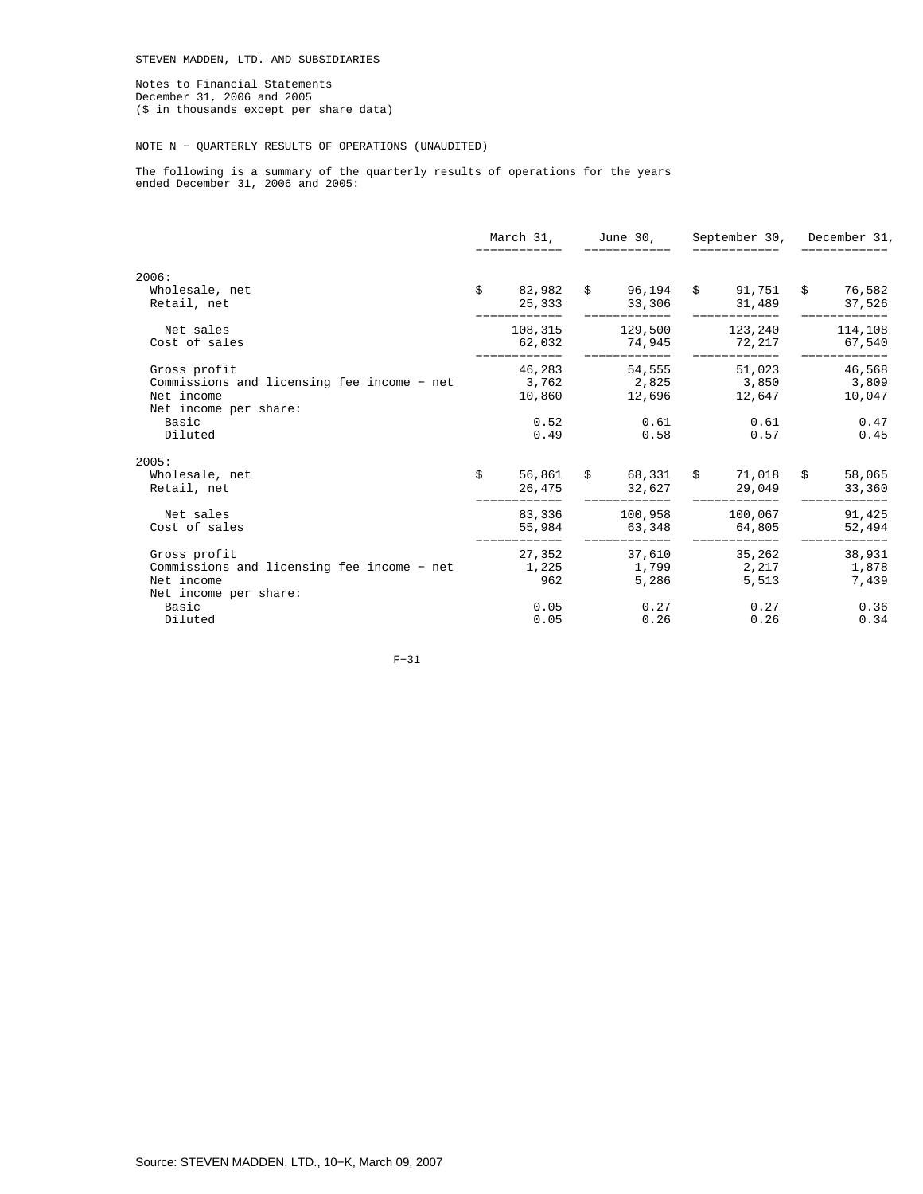STEVEN MADDEN, LTD. AND SUBSIDIARIES

Notes to Financial Statements
December 31, 2006 and 2005
($ in thousands except per share data)

NOTE N − QUARTERLY RESULTS OF OPERATIONS (UNAUDITED)

The following is a summary of the quarterly results of operations for the years ended December 31, 2006 and 2005:

| | March 31, | June 30, | September 30, | December 31, |
|---|---|---|---|---|
| **2006:** | | | | |
| Wholesale, net | $ 82,982 | $ 96,194 | $ 91,751 | $ 76,582 |
| Retail, net | 25,333 | 33,306 | 31,489 | 37,526 |
| Net sales | 108,315 | 129,500 | 123,240 | 114,108 |
| Cost of sales | 62,032 | 74,945 | 72,217 | 67,540 |
| Gross profit | 46,283 | 54,555 | 51,023 | 46,568 |
| Commissions and licensing fee income − net | 3,762 | 2,825 | 3,850 | 3,809 |
| Net income | 10,860 | 12,696 | 12,647 | 10,047 |
| Net income per share: | | | | |
| Basic | 0.52 | 0.61 | 0.61 | 0.47 |
| Diluted | 0.49 | 0.58 | 0.57 | 0.45 |
| **2005:** | | | | |
| Wholesale, net | $ 56,861 | $ 68,331 | $ 71,018 | $ 58,065 |
| Retail, net | 26,475 | 32,627 | 29,049 | 33,360 |
| Net sales | 83,336 | 100,958 | 100,067 | 91,425 |
| Cost of sales | 55,984 | 63,348 | 64,805 | 52,494 |
| Gross profit | 27,352 | 37,610 | 35,262 | 38,931 |
| Commissions and licensing fee income − net | 1,225 | 1,799 | 2,217 | 1,878 |
| Net income | 962 | 5,286 | 5,513 | 7,439 |
| Net income per share: | | | | |
| Basic | 0.05 | 0.27 | 0.27 | 0.36 |
| Diluted | 0.05 | 0.26 | 0.26 | 0.34 |

Source: STEVEN MADDEN, LTD., 10−K, March 09, 2007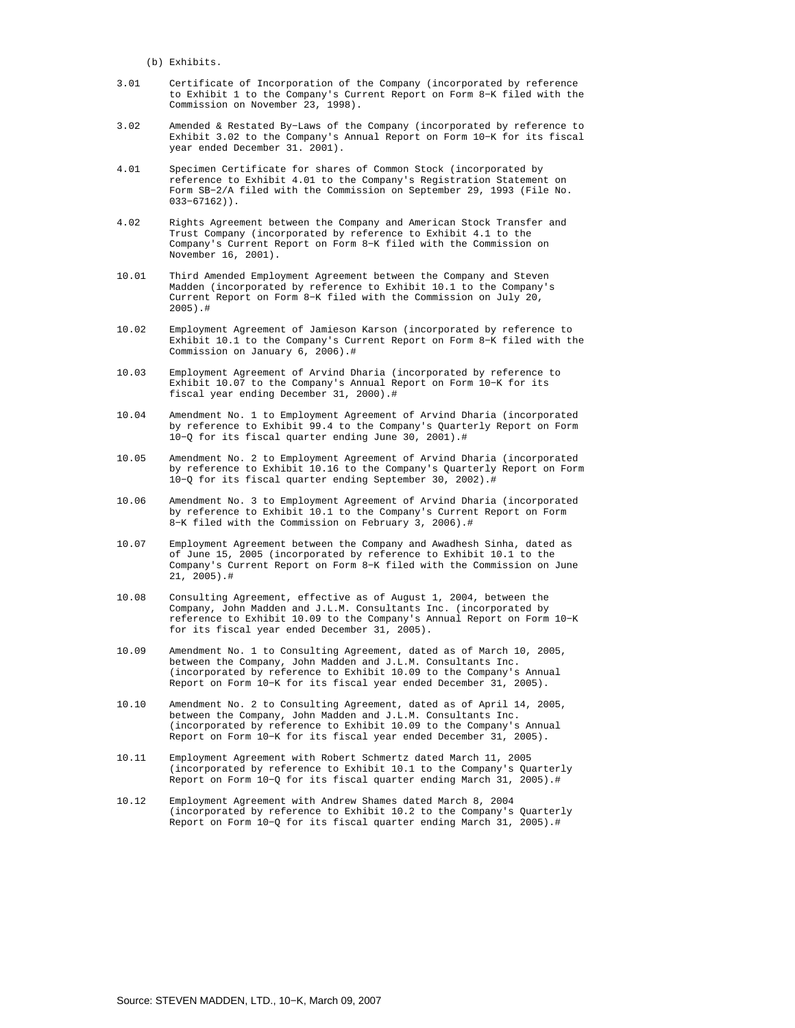(b) Exhibits.

3.01 Certificate of Incorporation of the Company (incorporated by reference to Exhibit 1 to the Company's Current Report on Form 8−K filed with the Commission on November 23, 1998).

3.02 Amended & Restated By−Laws of the Company (incorporated by reference to Exhibit 3.02 to the Company's Annual Report on Form 10−K for its fiscal year ended December 31. 2001).

4.01 Specimen Certificate for shares of Common Stock (incorporated by reference to Exhibit 4.01 to the Company's Registration Statement on Form SB−2/A filed with the Commission on September 29, 1993 (File No. 033−67162)).

4.02 Rights Agreement between the Company and American Stock Transfer and Trust Company (incorporated by reference to Exhibit 4.1 to the Company's Current Report on Form 8−K filed with the Commission on November 16, 2001).

10.01 Third Amended Employment Agreement between the Company and Steven Madden (incorporated by reference to Exhibit 10.1 to the Company's Current Report on Form 8−K filed with the Commission on July 20, 2005).#

10.02 Employment Agreement of Jamieson Karson (incorporated by reference to Exhibit 10.1 to the Company's Current Report on Form 8−K filed with the Commission on January 6, 2006).#

10.03 Employment Agreement of Arvind Dharia (incorporated by reference to Exhibit 10.07 to the Company's Annual Report on Form 10−K for its fiscal year ending December 31, 2000).#

10.04 Amendment No. 1 to Employment Agreement of Arvind Dharia (incorporated by reference to Exhibit 99.4 to the Company's Quarterly Report on Form 10−Q for its fiscal quarter ending June 30, 2001).#

10.05 Amendment No. 2 to Employment Agreement of Arvind Dharia (incorporated by reference to Exhibit 10.16 to the Company's Quarterly Report on Form 10−Q for its fiscal quarter ending September 30, 2002).#

10.06 Amendment No. 3 to Employment Agreement of Arvind Dharia (incorporated by reference to Exhibit 10.1 to the Company's Current Report on Form 8−K filed with the Commission on February 3, 2006).#

10.07 Employment Agreement between the Company and Awadhesh Sinha, dated as of June 15, 2005 (incorporated by reference to Exhibit 10.1 to the Company's Current Report on Form 8−K filed with the Commission on June 21, 2005).#

10.08 Consulting Agreement, effective as of August 1, 2004, between the Company, John Madden and J.L.M. Consultants Inc. (incorporated by reference to Exhibit 10.09 to the Company's Annual Report on Form 10−K for its fiscal year ended December 31, 2005).

10.09 Amendment No. 1 to Consulting Agreement, dated as of March 10, 2005, between the Company, John Madden and J.L.M. Consultants Inc. (incorporated by reference to Exhibit 10.09 to the Company's Annual Report on Form 10−K for its fiscal year ended December 31, 2005).

10.10 Amendment No. 2 to Consulting Agreement, dated as of April 14, 2005, between the Company, John Madden and J.L.M. Consultants Inc. (incorporated by reference to Exhibit 10.09 to the Company's Annual Report on Form 10−K for its fiscal year ended December 31, 2005).

10.11 Employment Agreement with Robert Schmertz dated March 11, 2005 (incorporated by reference to Exhibit 10.1 to the Company's Quarterly Report on Form 10−Q for its fiscal quarter ending March 31, 2005).#

10.12 Employment Agreement with Andrew Shames dated March 8, 2004 (incorporated by reference to Exhibit 10.2 to the Company's Quarterly Report on Form 10−Q for its fiscal quarter ending March 31, 2005).#

Source: STEVEN MADDEN, LTD., 10−K, March 09, 2007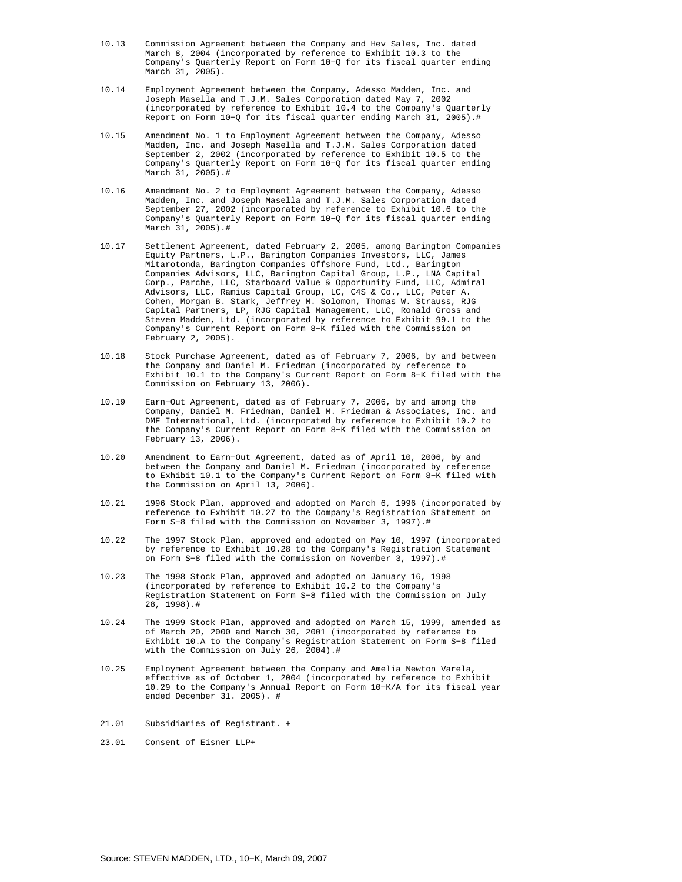10.13 Commission Agreement between the Company and Hev Sales, Inc. dated March 8, 2004 (incorporated by reference to Exhibit 10.3 to the Company's Quarterly Report on Form 10−Q for its fiscal quarter ending March 31, 2005).

10.14 Employment Agreement between the Company, Adesso Madden, Inc. and Joseph Masella and T.J.M. Sales Corporation dated May 7, 2002 (incorporated by reference to Exhibit 10.4 to the Company's Quarterly Report on Form 10−Q for its fiscal quarter ending March 31, 2005).#

10.15 Amendment No. 1 to Employment Agreement between the Company, Adesso Madden, Inc. and Joseph Masella and T.J.M. Sales Corporation dated September 2, 2002 (incorporated by reference to Exhibit 10.5 to the Company's Quarterly Report on Form 10−Q for its fiscal quarter ending March 31, 2005).#

10.16 Amendment No. 2 to Employment Agreement between the Company, Adesso Madden, Inc. and Joseph Masella and T.J.M. Sales Corporation dated September 27, 2002 (incorporated by reference to Exhibit 10.6 to the Company's Quarterly Report on Form 10−Q for its fiscal quarter ending March 31, 2005).#

10.17 Settlement Agreement, dated February 2, 2005, among Barington Companies Equity Partners, L.P., Barington Companies Investors, LLC, James Mitarotonda, Barington Companies Offshore Fund, Ltd., Barington Companies Advisors, LLC, Barington Capital Group, L.P., LNA Capital Corp., Parche, LLC, Starboard Value & Opportunity Fund, LLC, Admiral Advisors, LLC, Ramius Capital Group, LC, C4S & Co., LLC, Peter A. Cohen, Morgan B. Stark, Jeffrey M. Solomon, Thomas W. Strauss, RJG Capital Partners, LP, RJG Capital Management, LLC, Ronald Gross and Steven Madden, Ltd. (incorporated by reference to Exhibit 99.1 to the Company's Current Report on Form 8−K filed with the Commission on February 2, 2005).

10.18 Stock Purchase Agreement, dated as of February 7, 2006, by and between the Company and Daniel M. Friedman (incorporated by reference to Exhibit 10.1 to the Company's Current Report on Form 8−K filed with the Commission on February 13, 2006).

10.19 Earn−Out Agreement, dated as of February 7, 2006, by and among the Company, Daniel M. Friedman, Daniel M. Friedman & Associates, Inc. and DMF International, Ltd. (incorporated by reference to Exhibit 10.2 to the Company's Current Report on Form 8−K filed with the Commission on February 13, 2006).

10.20 Amendment to Earn−Out Agreement, dated as of April 10, 2006, by and between the Company and Daniel M. Friedman (incorporated by reference to Exhibit 10.1 to the Company's Current Report on Form 8−K filed with the Commission on April 13, 2006).

10.21 1996 Stock Plan, approved and adopted on March 6, 1996 (incorporated by reference to Exhibit 10.27 to the Company's Registration Statement on Form S−8 filed with the Commission on November 3, 1997).#

10.22 The 1997 Stock Plan, approved and adopted on May 10, 1997 (incorporated by reference to Exhibit 10.28 to the Company's Registration Statement on Form S−8 filed with the Commission on November 3, 1997).#

10.23 The 1998 Stock Plan, approved and adopted on January 16, 1998 (incorporated by reference to Exhibit 10.2 to the Company's Registration Statement on Form S−8 filed with the Commission on July 28, 1998).#

10.24 The 1999 Stock Plan, approved and adopted on March 15, 1999, amended as of March 20, 2000 and March 30, 2001 (incorporated by reference to Exhibit 10.A to the Company's Registration Statement on Form S−8 filed with the Commission on July 26, 2004).#

10.25 Employment Agreement between the Company and Amelia Newton Varela, effective as of October 1, 2004 (incorporated by reference to Exhibit 10.29 to the Company's Annual Report on Form 10−K/A for its fiscal year ended December 31. 2005). #

21.01 Subsidiaries of Registrant. +

23.01 Consent of Eisner LLP+

Source: STEVEN MADDEN, LTD., 10−K, March 09, 2007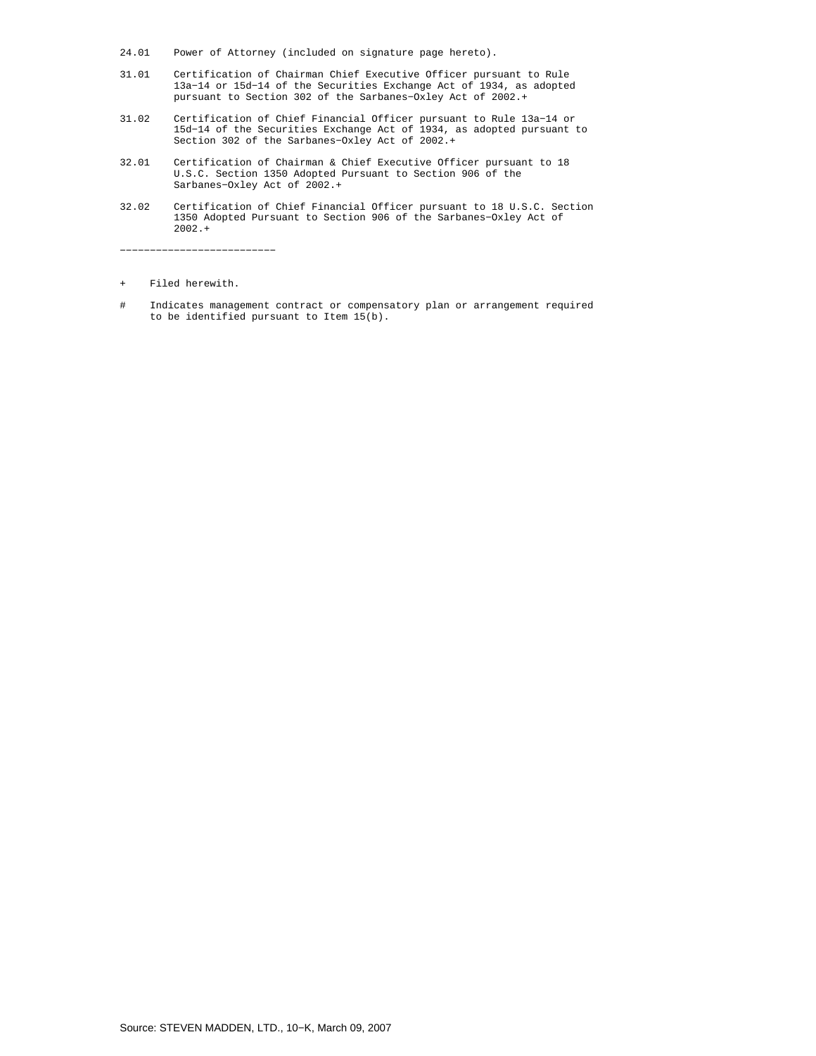| | |
|---|---|
| 24.01 | Power of Attorney (included on signature page hereto). |
| 31.01 | Certification of Chairman Chief Executive Officer pursuant to Rule 13a−14 or 15d−14 of the Securities Exchange Act of 1934, as adopted pursuant to Section 302 of the Sarbanes−Oxley Act of 2002.+ |
| 31.02 | Certification of Chief Financial Officer pursuant to Rule 13a−14 or 15d−14 of the Securities Exchange Act of 1934, as adopted pursuant to Section 302 of the Sarbanes−Oxley Act of 2002.+ |
| 32.01 | Certification of Chairman & Chief Executive Officer pursuant to 18 U.S.C. Section 1350 Adopted Pursuant to Section 906 of the Sarbanes−Oxley Act of 2002.+ |
| 32.02 | Certification of Chief Financial Officer pursuant to 18 U.S.C. Section 1350 Adopted Pursuant to Section 906 of the Sarbanes−Oxley Act of 2002.+ |

---

\+ Filed herewith.

\# Indicates management contract or compensatory plan or arrangement required to be identified pursuant to Item 15(b).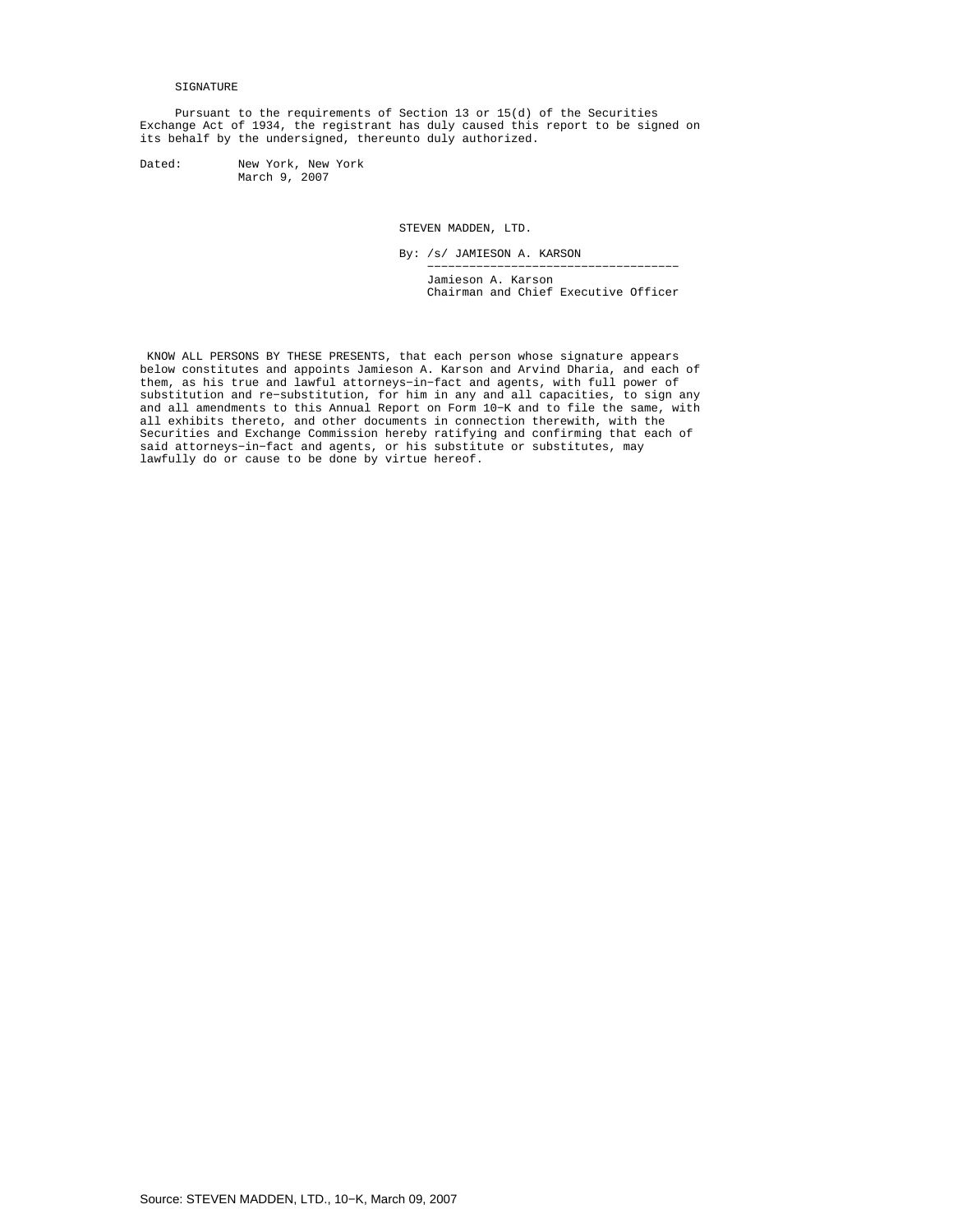## SIGNATURE

Pursuant to the requirements of Section 13 or 15(d) of the Securities Exchange Act of 1934, the registrant has duly caused this report to be signed on its behalf by the undersigned, thereunto duly authorized.

Dated: New York, New York
March 9, 2007

STEVEN MADDEN, LTD.

By: /s/ JAMIESON A. KARSON

Jamieson A. Karson
Chairman and Chief Executive Officer

KNOW ALL PERSONS BY THESE PRESENTS, that each person whose signature appears below constitutes and appoints Jamieson A. Karson and Arvind Dharia, and each of them, as his true and lawful attorneys-in-fact and agents, with full power of substitution and re-substitution, for him in any and all capacities, to sign any and all amendments to this Annual Report on Form 10-K and to file the same, with all exhibits thereto, and other documents in connection therewith, with the Securities and Exchange Commission hereby ratifying and confirming that each of said attorneys-in-fact and agents, or his substitute or substitutes, may lawfully do or cause to be done by virtue hereof.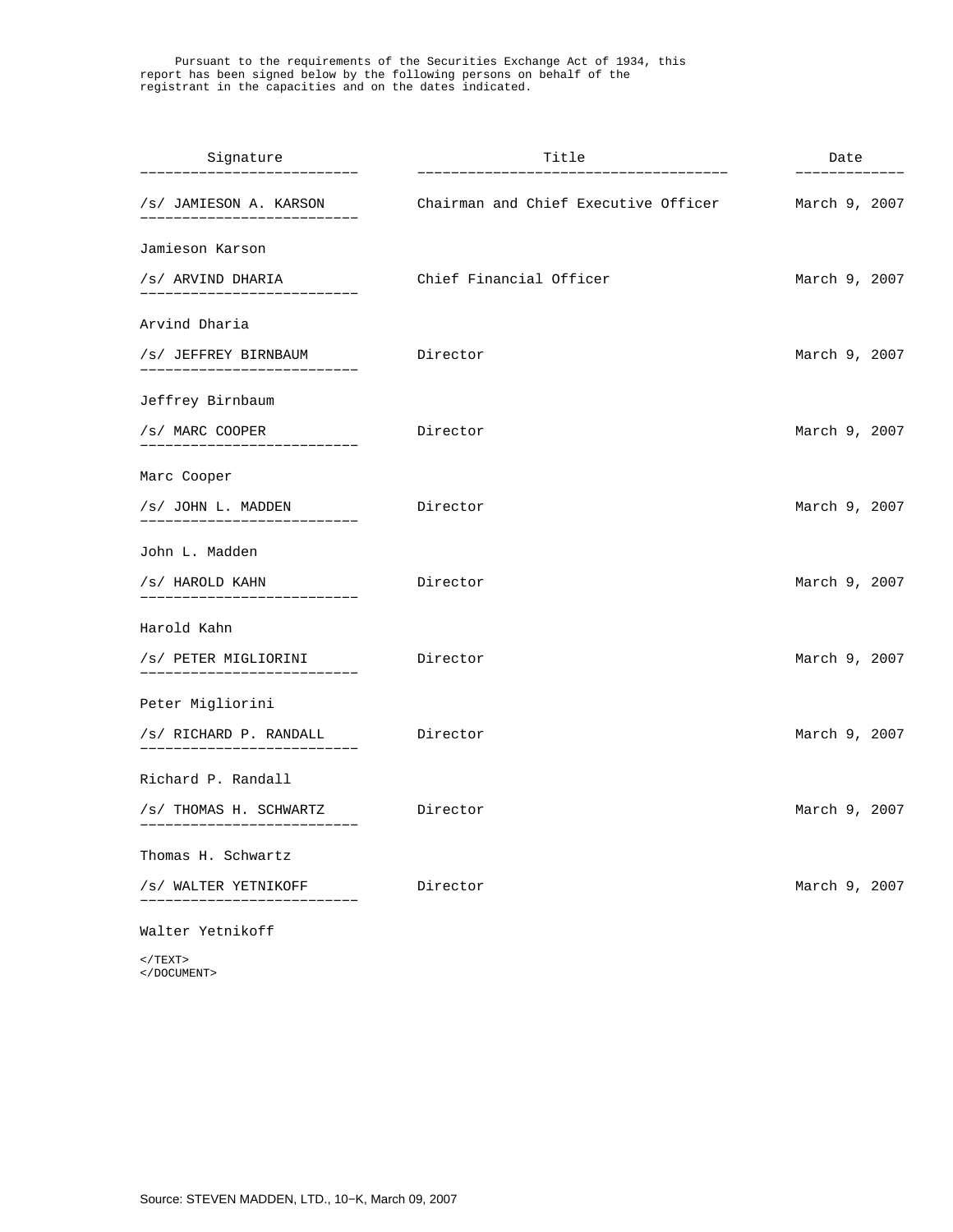Pursuant to the requirements of the Securities Exchange Act of 1934, this report has been signed below by the following persons on behalf of the registrant in the capacities and on the dates indicated.

| Signature | Title | Date |
|---|---|---|
| /s/ JAMIESON A. KARSON<br>Jamieson Karson | Chairman and Chief Executive Officer | March 9, 2007 |
| /s/ ARVIND DHARIA<br>Arvind Dharia | Chief Financial Officer | March 9, 2007 |
| /s/ JEFFREY BIRNBAUM<br>Jeffrey Birnbaum | Director | March 9, 2007 |
| /s/ MARC COOPER<br>Marc Cooper | Director | March 9, 2007 |
| /s/ JOHN L. MADDEN<br>John L. Madden | Director | March 9, 2007 |
| /s/ HAROLD KAHN<br>Harold Kahn | Director | March 9, 2007 |
| /s/ PETER MIGLIORINI<br>Peter Migliorini | Director | March 9, 2007 |
| /s/ RICHARD P. RANDALL<br>Richard P. Randall | Director | March 9, 2007 |
| /s/ THOMAS H. SCHWARTZ<br>Thomas H. Schwartz | Director | March 9, 2007 |
| /s/ WALTER YETNIKOFF<br>Walter Yetnikoff | Director | March 9, 2007 |

</TEXT>
</DOCUMENT>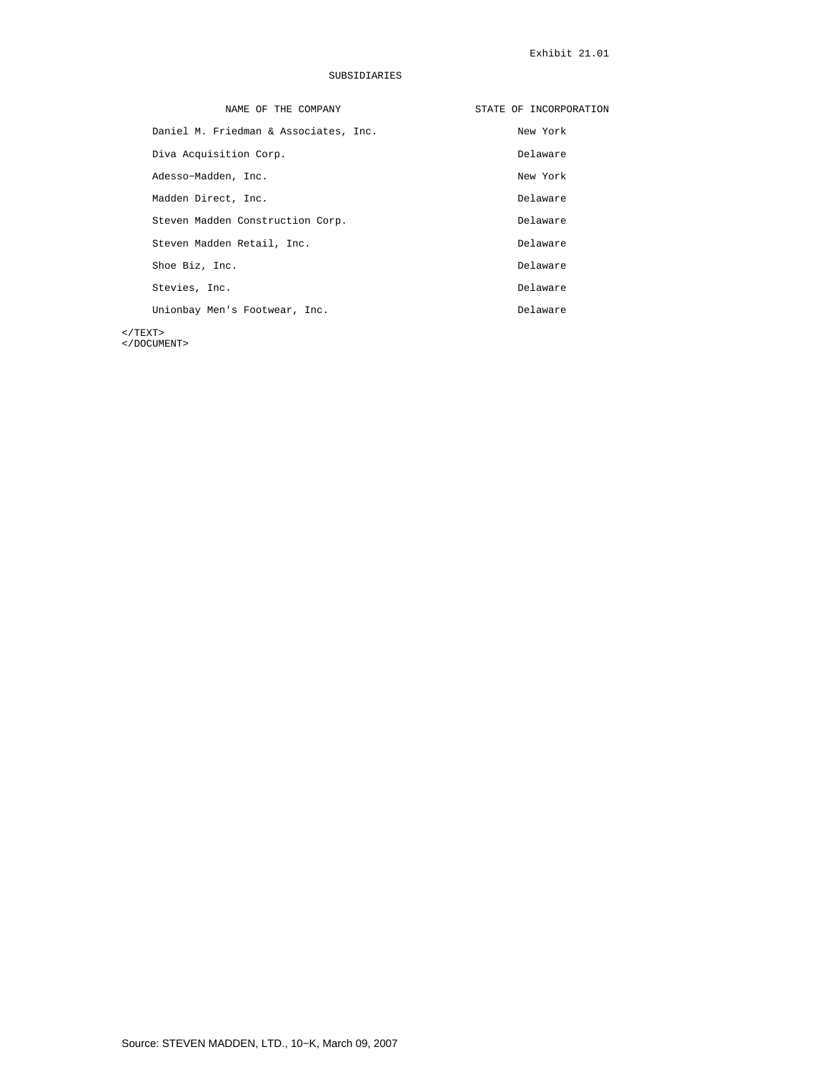Exhibit 21.01

SUBSIDIARIES

| NAME OF THE COMPANY | STATE OF INCORPORATION |
|---|---|
| Daniel M. Friedman & Associates, Inc. | New York |
| Diva Acquisition Corp. | Delaware |
| Adesso-Madden, Inc. | New York |
| Madden Direct, Inc. | Delaware |
| Steven Madden Construction Corp. | Delaware |
| Steven Madden Retail, Inc. | Delaware |
| Shoe Biz, Inc. | Delaware |
| Stevies, Inc. | Delaware |
| Unionbay Men's Footwear, Inc. | Delaware |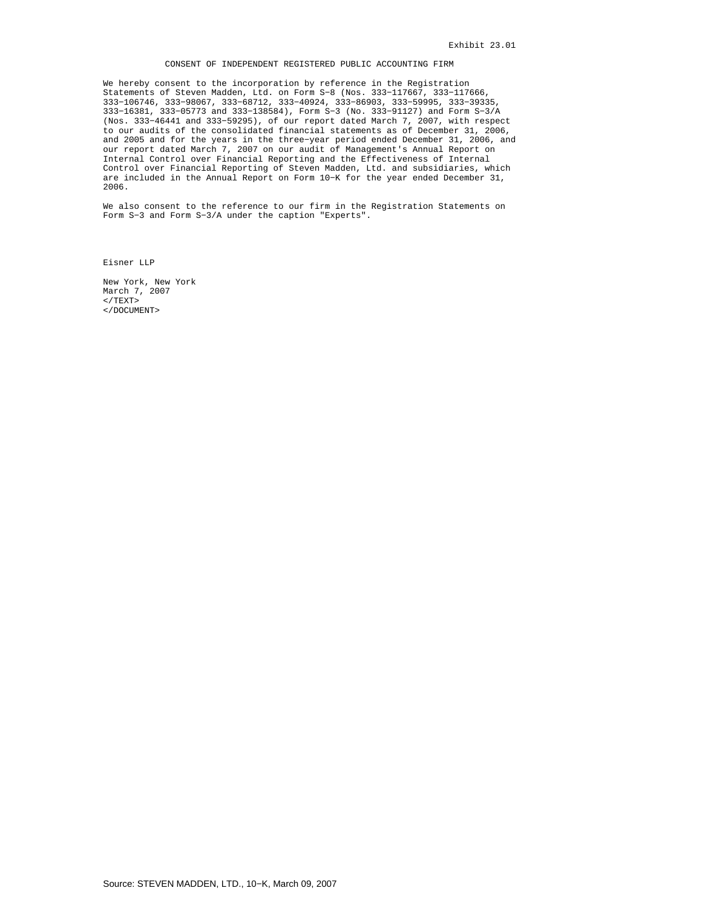Exhibit 23.01

CONSENT OF INDEPENDENT REGISTERED PUBLIC ACCOUNTING FIRM

We hereby consent to the incorporation by reference in the Registration Statements of Steven Madden, Ltd. on Form S−8 (Nos. 333−117667, 333−117666, 333−106746, 333−98067, 333−68712, 333−40924, 333−86903, 333−59995, 333−39335, 333−16381, 333−05773 and 333−138584), Form S−3 (No. 333−91127) and Form S−3/A (Nos. 333−46441 and 333−59295), of our report dated March 7, 2007, with respect to our audits of the consolidated financial statements as of December 31, 2006, and 2005 and for the years in the three−year period ended December 31, 2006, and our report dated March 7, 2007 on our audit of Management's Annual Report on Internal Control over Financial Reporting and the Effectiveness of Internal Control over Financial Reporting of Steven Madden, Ltd. and subsidiaries, which are included in the Annual Report on Form 10−K for the year ended December 31, 2006.

We also consent to the reference to our firm in the Registration Statements on Form S−3 and Form S−3/A under the caption "Experts".

Eisner LLP

New York, New York
March 7, 2007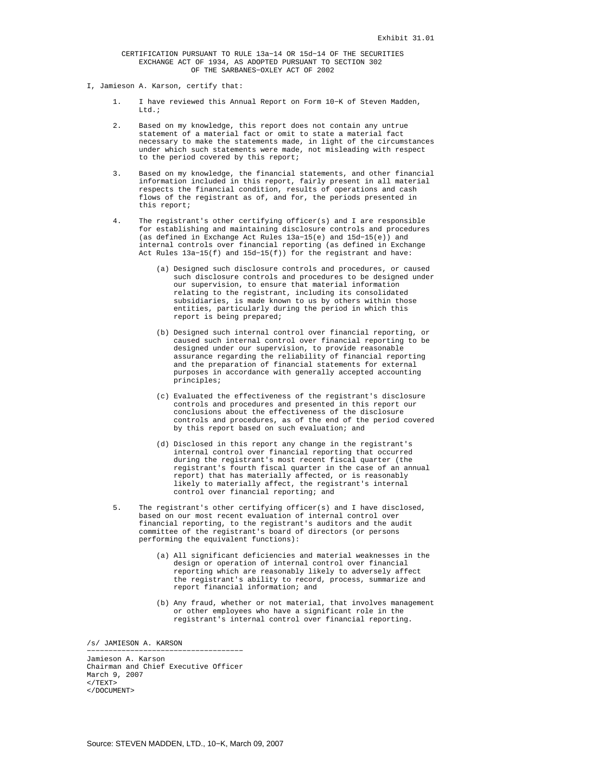Exhibit 31.01

# CERTIFICATION PURSUANT TO RULE 13a-14 OR 15d-14 OF THE SECURITIES EXCHANGE ACT OF 1934, AS ADOPTED PURSUANT TO SECTION 302 OF THE SARBANES-OXLEY ACT OF 2002

I, Jamieson A. Karson, certify that:

1. I have reviewed this Annual Report on Form 10-K of Steven Madden, Ltd.;

2. Based on my knowledge, this report does not contain any untrue statement of a material fact or omit to state a material fact necessary to make the statements made, in light of the circumstances under which such statements were made, not misleading with respect to the period covered by this report;

3. Based on my knowledge, the financial statements, and other financial information included in this report, fairly present in all material respects the financial condition, results of operations and cash flows of the registrant as of, and for, the periods presented in this report;

4. The registrant's other certifying officer(s) and I are responsible for establishing and maintaining disclosure controls and procedures (as defined in Exchange Act Rules 13a-15(e) and 15d-15(e)) and internal controls over financial reporting (as defined in Exchange Act Rules 13a-15(f) and 15d-15(f)) for the registrant and have:

   (a) Designed such disclosure controls and procedures, or caused such disclosure controls and procedures to be designed under our supervision, to ensure that material information relating to the registrant, including its consolidated subsidiaries, is made known to us by others within those entities, particularly during the period in which this report is being prepared;

   (b) Designed such internal control over financial reporting, or caused such internal control over financial reporting to be designed under our supervision, to provide reasonable assurance regarding the reliability of financial reporting and the preparation of financial statements for external purposes in accordance with generally accepted accounting principles;

   (c) Evaluated the effectiveness of the registrant's disclosure controls and procedures and presented in this report our conclusions about the effectiveness of the disclosure controls and procedures, as of the end of the period covered by this report based on such evaluation; and

   (d) Disclosed in this report any change in the registrant's internal control over financial reporting that occurred during the registrant's most recent fiscal quarter (the registrant's fourth fiscal quarter in the case of an annual report) that has materially affected, or is reasonably likely to materially affect, the registrant's internal control over financial reporting; and

5. The registrant's other certifying officer(s) and I have disclosed, based on our most recent evaluation of internal control over financial reporting, to the registrant's auditors and the audit committee of the registrant's board of directors (or persons performing the equivalent functions):

   (a) All significant deficiencies and material weaknesses in the design or operation of internal control over financial reporting which are reasonably likely to adversely affect the registrant's ability to record, process, summarize and report financial information; and

   (b) Any fraud, whether or not material, that involves management or other employees who have a significant role in the registrant's internal control over financial reporting.

/s/ JAMIESON A. KARSON

---

Jamieson A. Karson
Chairman and Chief Executive Officer
March 9, 2007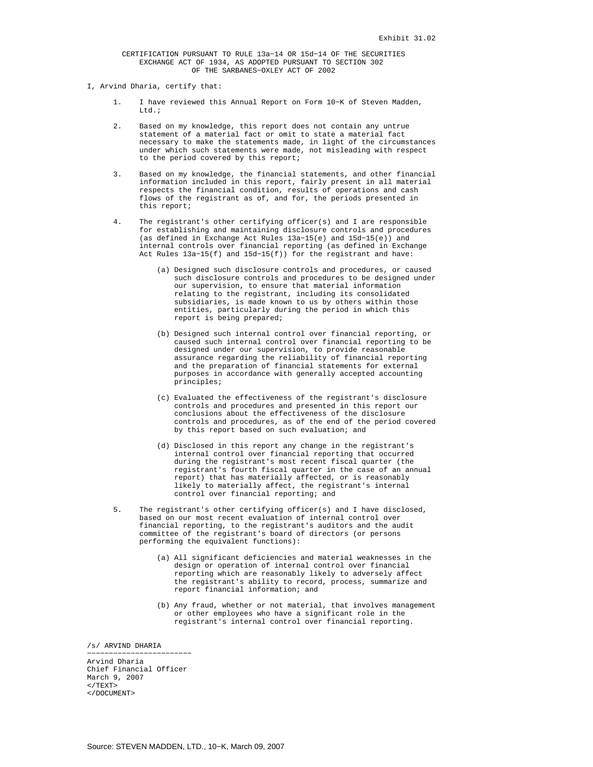Exhibit 31.02

CERTIFICATION PURSUANT TO RULE 13a-14 OR 15d-14 OF THE SECURITIES EXCHANGE ACT OF 1934, AS ADOPTED PURSUANT TO SECTION 302 OF THE SARBANES-OXLEY ACT OF 2002

I, Arvind Dharia, certify that:

1. I have reviewed this Annual Report on Form 10-K of Steven Madden, Ltd.;

2. Based on my knowledge, this report does not contain any untrue statement of a material fact or omit to state a material fact necessary to make the statements made, in light of the circumstances under which such statements were made, not misleading with respect to the period covered by this report;

3. Based on my knowledge, the financial statements, and other financial information included in this report, fairly present in all material respects the financial condition, results of operations and cash flows of the registrant as of, and for, the periods presented in this report;

4. The registrant's other certifying officer(s) and I are responsible for establishing and maintaining disclosure controls and procedures (as defined in Exchange Act Rules 13a-15(e) and 15d-15(e)) and internal controls over financial reporting (as defined in Exchange Act Rules 13a-15(f) and 15d-15(f)) for the registrant and have:

   (a) Designed such disclosure controls and procedures, or caused such disclosure controls and procedures to be designed under our supervision, to ensure that material information relating to the registrant, including its consolidated subsidiaries, is made known to us by others within those entities, particularly during the period in which this report is being prepared;

   (b) Designed such internal control over financial reporting, or caused such internal control over financial reporting to be designed under our supervision, to provide reasonable assurance regarding the reliability of financial reporting and the preparation of financial statements for external purposes in accordance with generally accepted accounting principles;

   (c) Evaluated the effectiveness of the registrant's disclosure controls and procedures and presented in this report our conclusions about the effectiveness of the disclosure controls and procedures, as of the end of the period covered by this report based on such evaluation; and

   (d) Disclosed in this report any change in the registrant's internal control over financial reporting that occurred during the registrant's most recent fiscal quarter (the registrant's fourth fiscal quarter in the case of an annual report) that has materially affected, or is reasonably likely to materially affect, the registrant's internal control over financial reporting; and

5. The registrant's other certifying officer(s) and I have disclosed, based on our most recent evaluation of internal control over financial reporting, to the registrant's auditors and the audit committee of the registrant's board of directors (or persons performing the equivalent functions):

   (a) All significant deficiencies and material weaknesses in the design or operation of internal control over financial reporting which are reasonably likely to adversely affect the registrant's ability to record, process, summarize and report financial information; and

   (b) Any fraud, whether or not material, that involves management or other employees who have a significant role in the registrant's internal control over financial reporting.

/s/ ARVIND DHARIA

Arvind Dharia
Chief Financial Officer
March 9, 2007
</TEXT>
</DOCUMENT>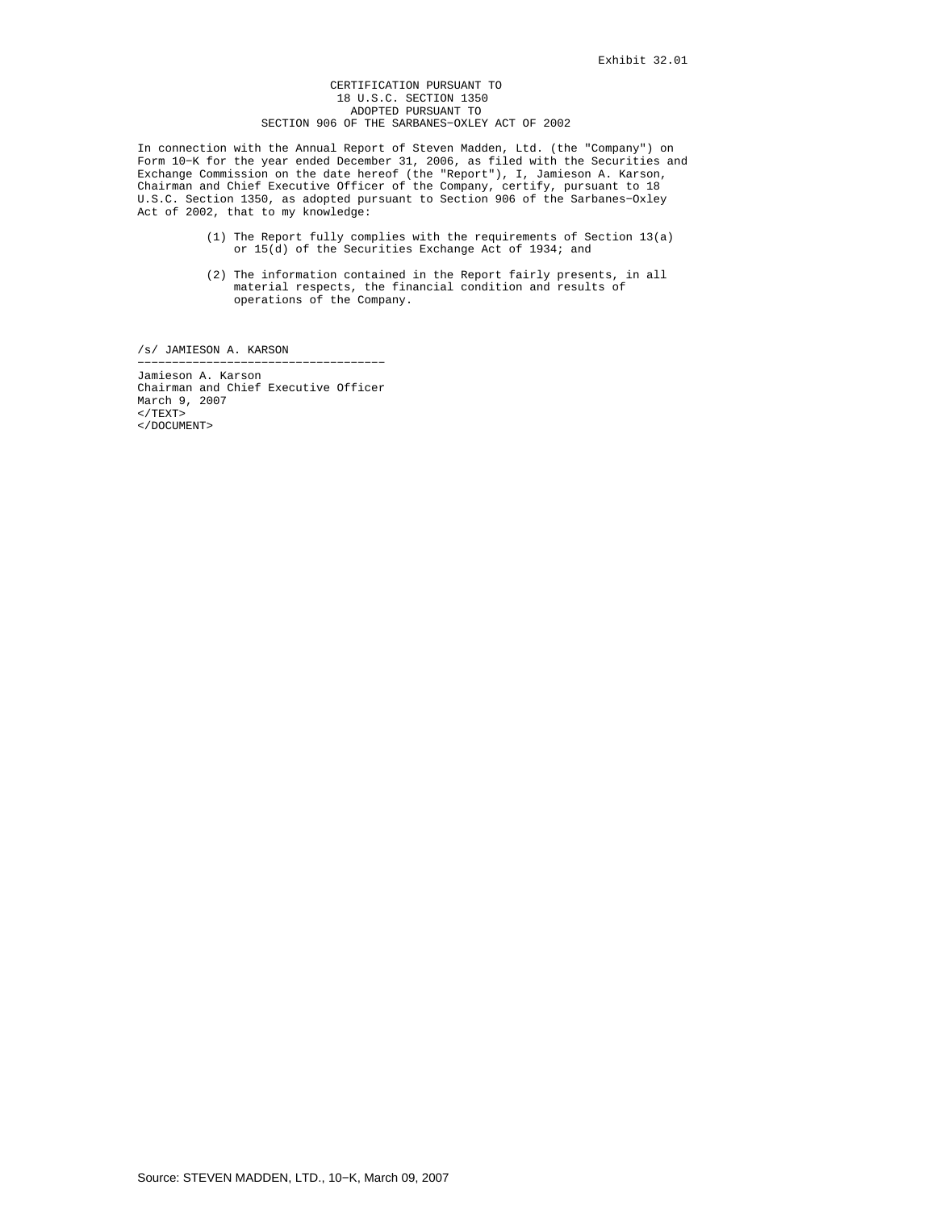Exhibit 32.01

CERTIFICATION PURSUANT TO
18 U.S.C. SECTION 1350
ADOPTED PURSUANT TO
SECTION 906 OF THE SARBANES-OXLEY ACT OF 2002

In connection with the Annual Report of Steven Madden, Ltd. (the "Company") on Form 10-K for the year ended December 31, 2006, as filed with the Securities and Exchange Commission on the date hereof (the "Report"), I, Jamieson A. Karson, Chairman and Chief Executive Officer of the Company, certify, pursuant to 18 U.S.C. Section 1350, as adopted pursuant to Section 906 of the Sarbanes-Oxley Act of 2002, that to my knowledge:

(1) The Report fully complies with the requirements of Section 13(a) or 15(d) of the Securities Exchange Act of 1934; and

(2) The information contained in the Report fairly presents, in all material respects, the financial condition and results of operations of the Company.

/s/ JAMIESON A. KARSON

---

Jamieson A. Karson
Chairman and Chief Executive Officer
March 9, 2007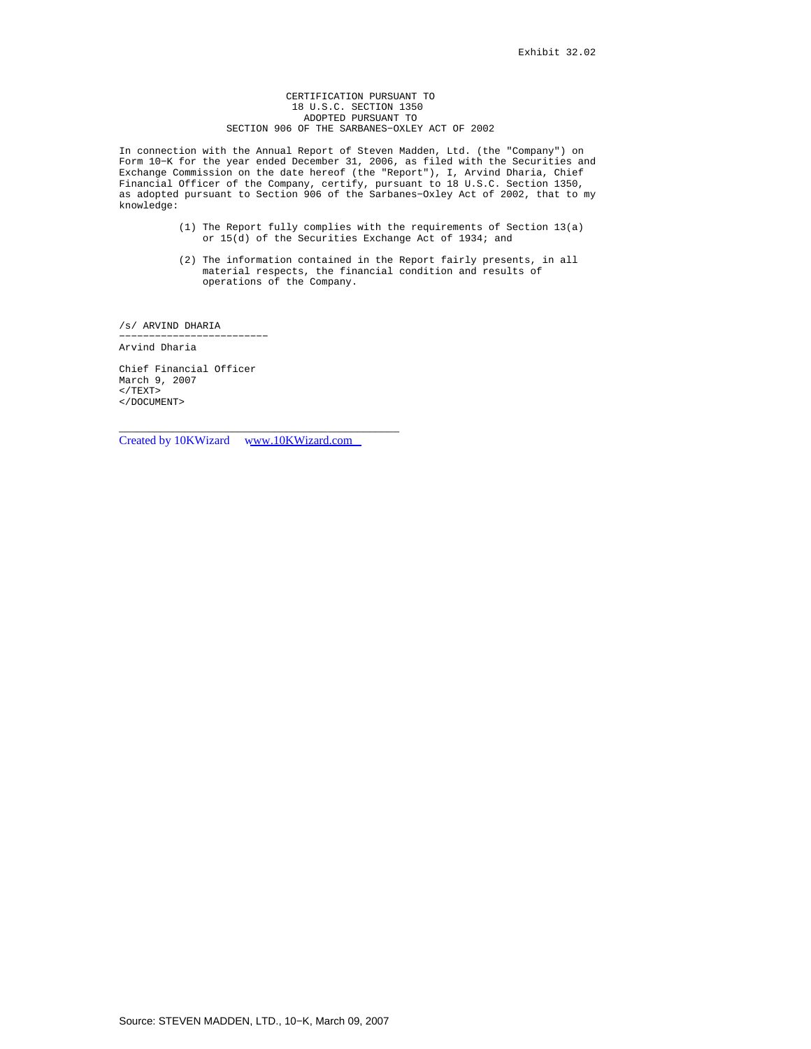Exhibit 32.02

CERTIFICATION PURSUANT TO
18 U.S.C. SECTION 1350
ADOPTED PURSUANT TO
SECTION 906 OF THE SARBANES-OXLEY ACT OF 2002

In connection with the Annual Report of Steven Madden, Ltd. (the "Company") on Form 10-K for the year ended December 31, 2006, as filed with the Securities and Exchange Commission on the date hereof (the "Report"), I, Arvind Dharia, Chief Financial Officer of the Company, certify, pursuant to 18 U.S.C. Section 1350, as adopted pursuant to Section 906 of the Sarbanes-Oxley Act of 2002, that to my knowledge:

(1) The Report fully complies with the requirements of Section 13(a) or 15(d) of the Securities Exchange Act of 1934; and

(2) The information contained in the Report fairly presents, in all material respects, the financial condition and results of operations of the Company.

/s/ ARVIND DHARIA

Arvind Dharia

Chief Financial Officer
March 9, 2007